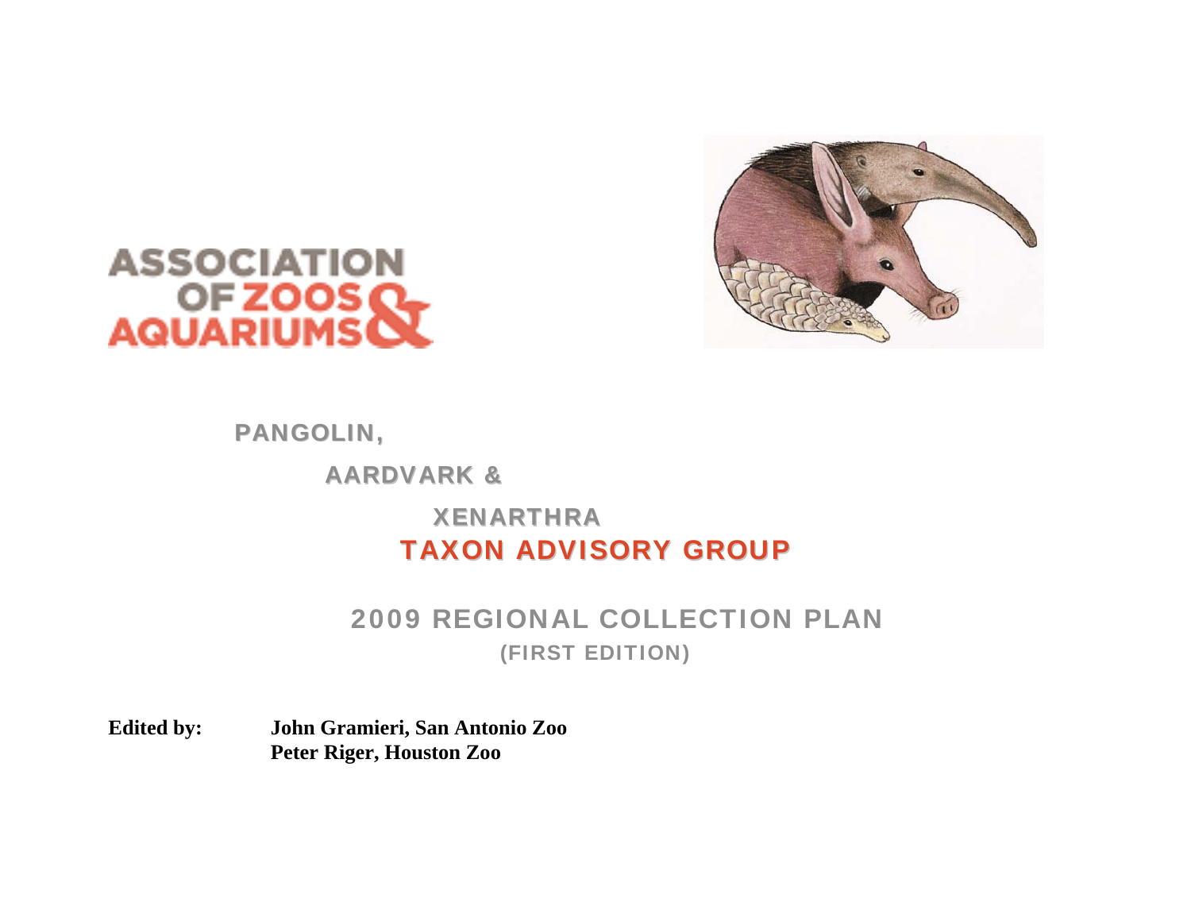ASSOCIATION OF ZOOS & AQUARIUMS

# PANGOLIN, AARDVARK & XENARTHRA TAXON ADVISORY GROUP

## 2009 REGIONAL COLLECTION PLAN

**(FIRST EDITION)**

**Edited by:** **John Gramieri, San Antonio Zoo**
**Peter Riger, Houston Zoo**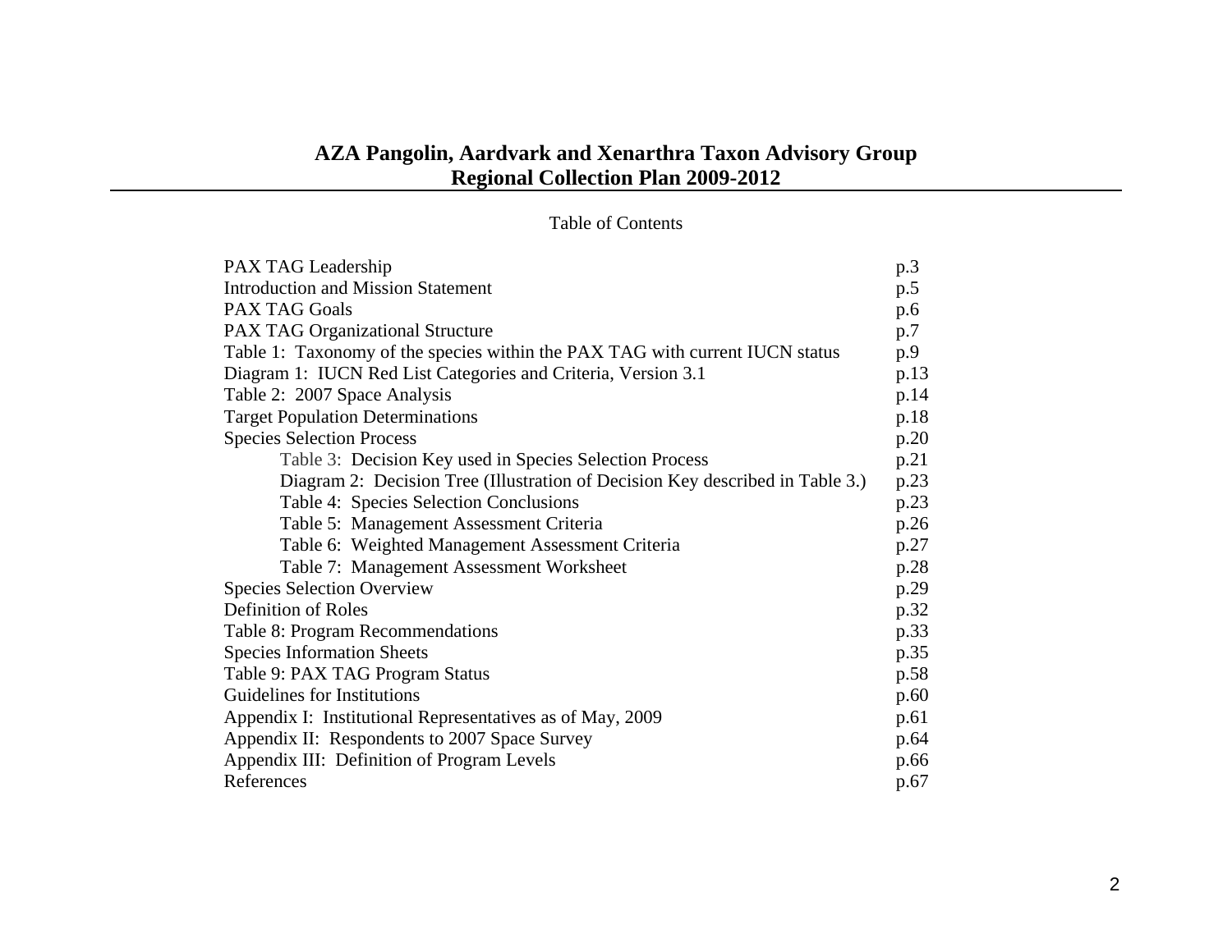# AZA Pangolin, Aardvark and Xenarthra Taxon Advisory Group
# Regional Collection Plan 2009-2012

Table of Contents

| | |
|---|---|
| PAX TAG Leadership | p.3 |
| Introduction and Mission Statement | p.5 |
| PAX TAG Goals | p.6 |
| PAX TAG Organizational Structure | p.7 |
| Table 1: Taxonomy of the species within the PAX TAG with current IUCN status | p.9 |
| Diagram 1: IUCN Red List Categories and Criteria, Version 3.1 | p.13 |
| Table 2: 2007 Space Analysis | p.14 |
| Target Population Determinations | p.18 |
| Species Selection Process | p.20 |
| &nbsp;&nbsp;&nbsp;&nbsp;Table 3: Decision Key used in Species Selection Process | p.21 |
| &nbsp;&nbsp;&nbsp;&nbsp;Diagram 2: Decision Tree (Illustration of Decision Key described in Table 3.) | p.23 |
| &nbsp;&nbsp;&nbsp;&nbsp;Table 4: Species Selection Conclusions | p.23 |
| &nbsp;&nbsp;&nbsp;&nbsp;Table 5: Management Assessment Criteria | p.26 |
| &nbsp;&nbsp;&nbsp;&nbsp;Table 6: Weighted Management Assessment Criteria | p.27 |
| &nbsp;&nbsp;&nbsp;&nbsp;Table 7: Management Assessment Worksheet | p.28 |
| Species Selection Overview | p.29 |
| Definition of Roles | p.32 |
| Table 8: Program Recommendations | p.33 |
| Species Information Sheets | p.35 |
| Table 9: PAX TAG Program Status | p.58 |
| Guidelines for Institutions | p.60 |
| Appendix I: Institutional Representatives as of May, 2009 | p.61 |
| Appendix II: Respondents to 2007 Space Survey | p.64 |
| Appendix III: Definition of Program Levels | p.66 |
| References | p.67 |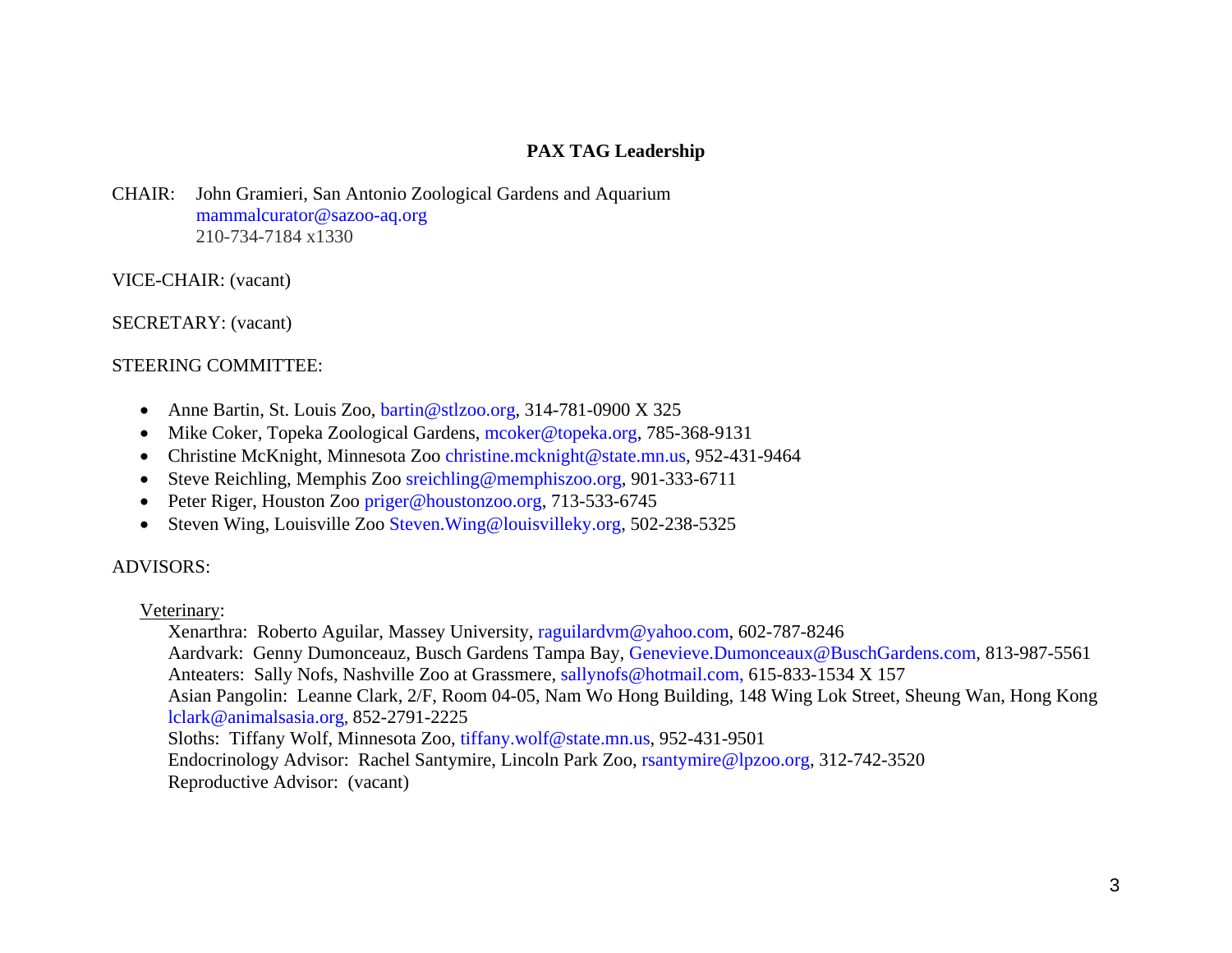## PAX TAG Leadership

CHAIR: John Gramieri, San Antonio Zoological Gardens and Aquarium
mammalcurator@sazoo-aq.org
210-734-7184 x1330

VICE-CHAIR: (vacant)

SECRETARY: (vacant)

STEERING COMMITTEE:

- Anne Bartin, St. Louis Zoo, bartin@stlzoo.org, 314-781-0900 X 325
- Mike Coker, Topeka Zoological Gardens, mcoker@topeka.org, 785-368-9131
- Christine McKnight, Minnesota Zoo christine.mcknight@state.mn.us, 952-431-9464
- Steve Reichling, Memphis Zoo sreichling@memphiszoo.org, 901-333-6711
- Peter Riger, Houston Zoo priger@houstonzoo.org, 713-533-6745
- Steven Wing, Louisville Zoo Steven.Wing@louisvilleky.org, 502-238-5325

ADVISORS:

Veterinary:

Xenarthra: Roberto Aguilar, Massey University, raguilardvm@yahoo.com, 602-787-8246
Aardvark: Genny Dumonceaux, Busch Gardens Tampa Bay, Genevieve.Dumonceaux@BuschGardens.com, 813-987-5561
Anteaters: Sally Nofs, Nashville Zoo at Grassmere, sallynofs@hotmail.com, 615-833-1534 X 157
Asian Pangolin: Leanne Clark, 2/F, Room 04-05, Nam Wo Hong Building, 148 Wing Lok Street, Sheung Wan, Hong Kong lclark@animalsasia.org, 852-2791-2225
Sloths: Tiffany Wolf, Minnesota Zoo, tiffany.wolf@state.mn.us, 952-431-9501
Endocrinology Advisor: Rachel Santymire, Lincoln Park Zoo, rsantymire@lpzoo.org, 312-742-3520
Reproductive Advisor: (vacant)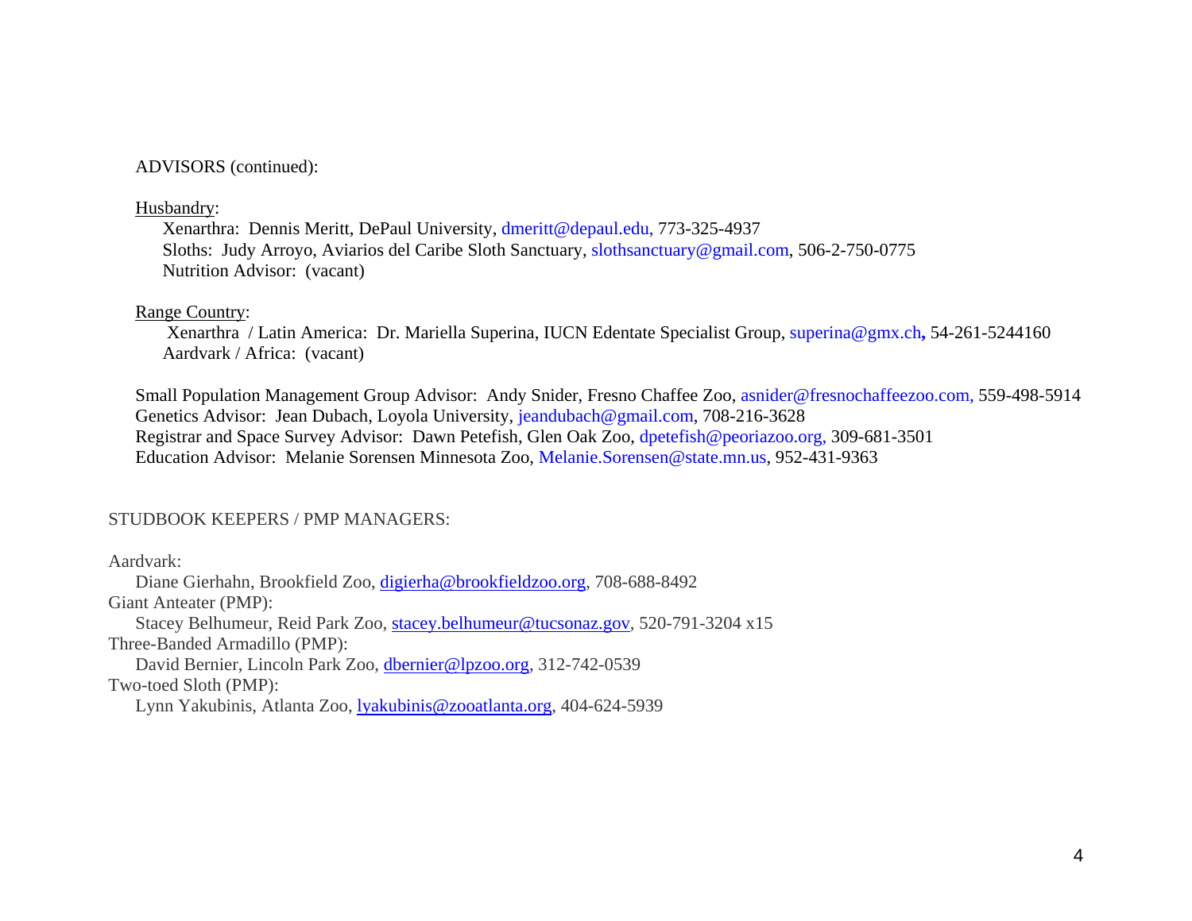ADVISORS (continued):

Husbandry:

Xenarthra: Dennis Meritt, DePaul University, dmeritt@depaul.edu, 773-325-4937
Sloths: Judy Arroyo, Aviarios del Caribe Sloth Sanctuary, slothsanctuary@gmail.com, 506-2-750-0775
Nutrition Advisor: (vacant)

Range Country:

Xenarthra / Latin America: Dr. Mariella Superina, IUCN Edentate Specialist Group, superina@gmx.ch, 54-261-5244160
Aardvark / Africa: (vacant)

Small Population Management Group Advisor: Andy Snider, Fresno Chaffee Zoo, asnider@fresnochaffeezoo.com, 559-498-5914
Genetics Advisor: Jean Dubach, Loyola University, jeandubach@gmail.com, 708-216-3628
Registrar and Space Survey Advisor: Dawn Petefish, Glen Oak Zoo, dpetefish@peoriazoo.org, 309-681-3501
Education Advisor: Melanie Sorensen Minnesota Zoo, Melanie.Sorensen@state.mn.us, 952-431-9363

STUDBOOK KEEPERS / PMP MANAGERS:

Aardvark:
Diane Gierhahn, Brookfield Zoo, digierha@brookfieldzoo.org, 708-688-8492

Giant Anteater (PMP):
Stacey Belhumeur, Reid Park Zoo, stacey.belhumeur@tucsonaz.gov, 520-791-3204 x15

Three-Banded Armadillo (PMP):
David Bernier, Lincoln Park Zoo, dbernier@lpzoo.org, 312-742-0539

Two-toed Sloth (PMP):
Lynn Yakubinis, Atlanta Zoo, lyakubinis@zooatlanta.org, 404-624-5939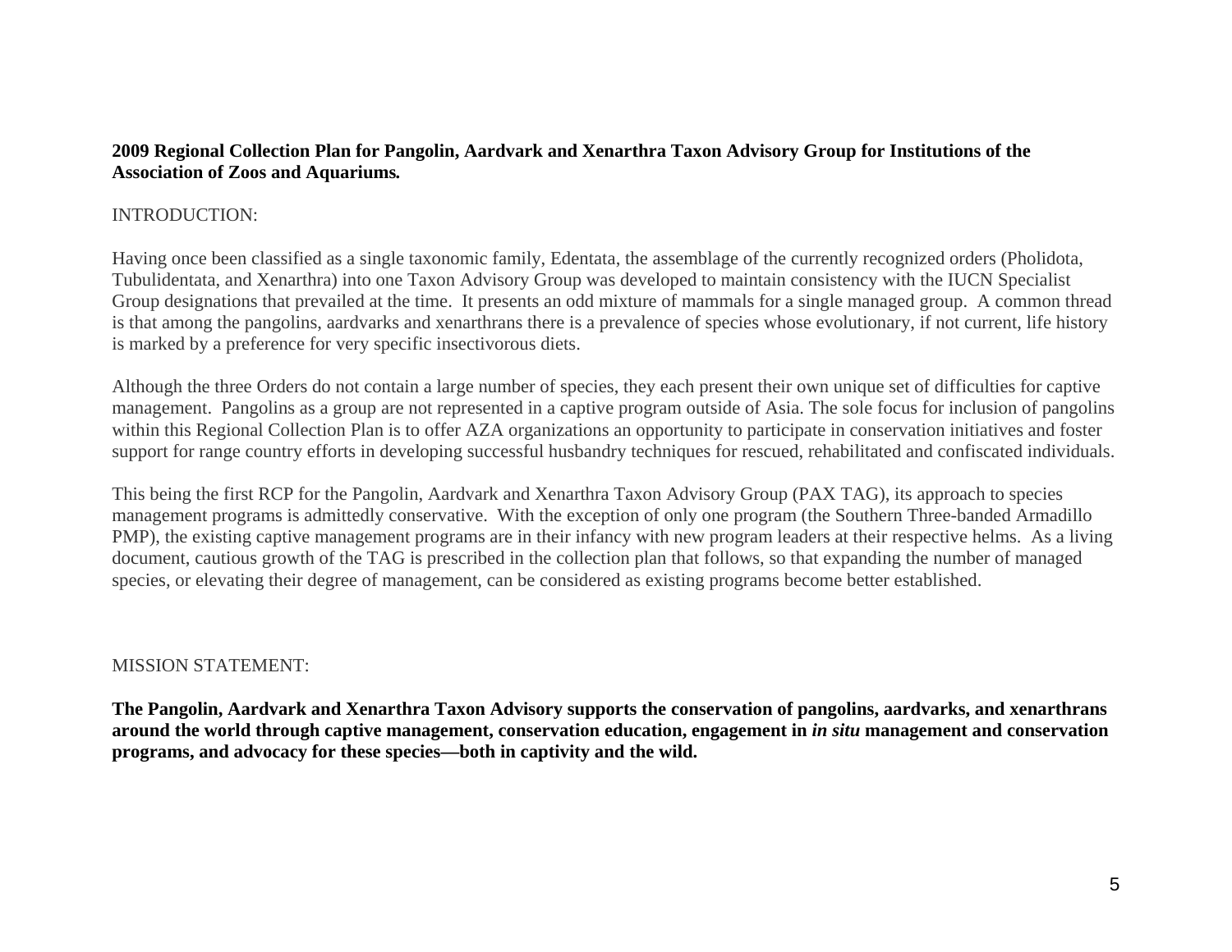**2009 Regional Collection Plan for Pangolin, Aardvark and Xenarthra Taxon Advisory Group for Institutions of the Association of Zoos and Aquariums.**

INTRODUCTION:

Having once been classified as a single taxonomic family, Edentata, the assemblage of the currently recognized orders (Pholidota, Tubulidentata, and Xenarthra) into one Taxon Advisory Group was developed to maintain consistency with the IUCN Specialist Group designations that prevailed at the time. It presents an odd mixture of mammals for a single managed group. A common thread is that among the pangolins, aardvarks and xenarthrans there is a prevalence of species whose evolutionary, if not current, life history is marked by a preference for very specific insectivorous diets.

Although the three Orders do not contain a large number of species, they each present their own unique set of difficulties for captive management. Pangolins as a group are not represented in a captive program outside of Asia. The sole focus for inclusion of pangolins within this Regional Collection Plan is to offer AZA organizations an opportunity to participate in conservation initiatives and foster support for range country efforts in developing successful husbandry techniques for rescued, rehabilitated and confiscated individuals.

This being the first RCP for the Pangolin, Aardvark and Xenarthra Taxon Advisory Group (PAX TAG), its approach to species management programs is admittedly conservative. With the exception of only one program (the Southern Three-banded Armadillo PMP), the existing captive management programs are in their infancy with new program leaders at their respective helms. As a living document, cautious growth of the TAG is prescribed in the collection plan that follows, so that expanding the number of managed species, or elevating their degree of management, can be considered as existing programs become better established.

MISSION STATEMENT:

**The Pangolin, Aardvark and Xenarthra Taxon Advisory supports the conservation of pangolins, aardvarks, and xenarthrans around the world through captive management, conservation education, engagement in *in situ* management and conservation programs, and advocacy for these species—both in captivity and the wild.**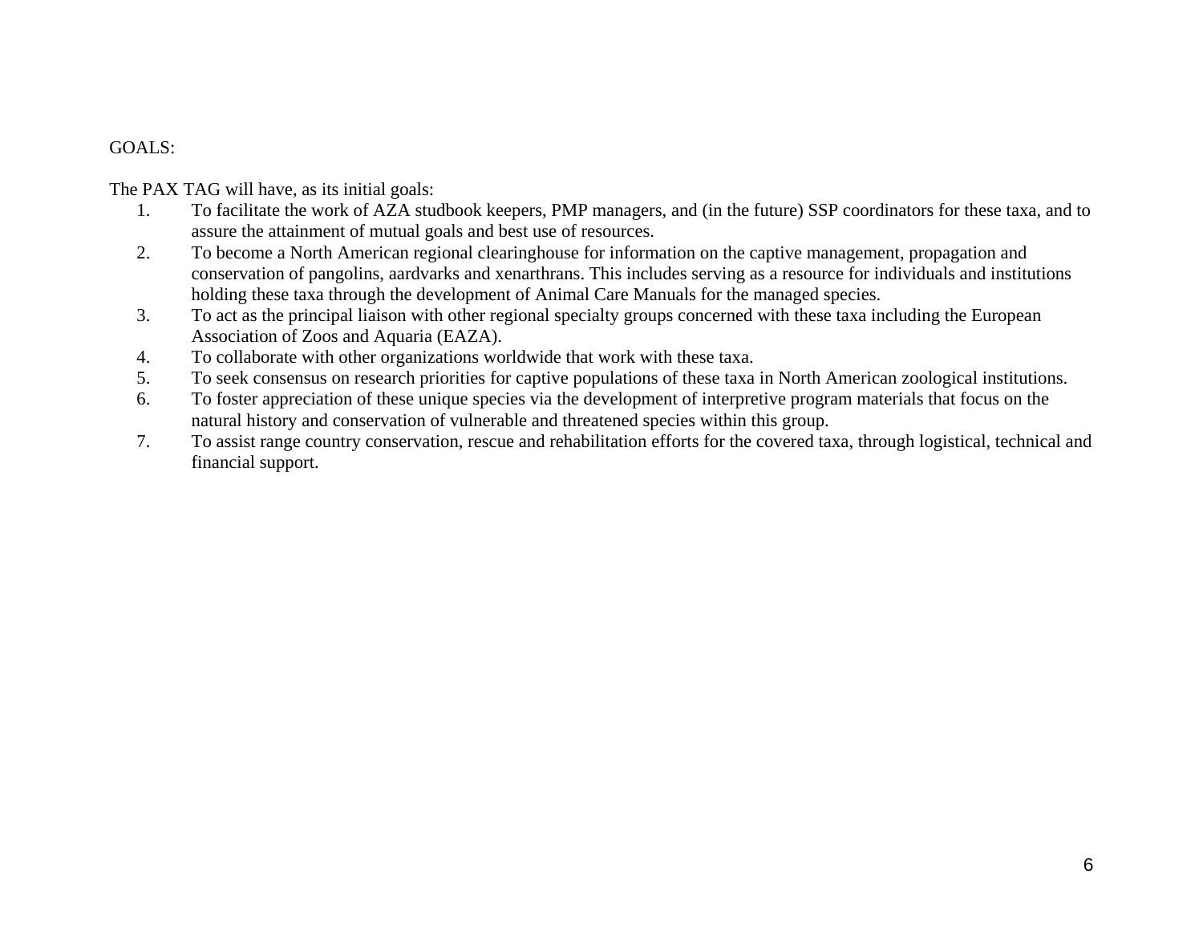GOALS:

The PAX TAG will have, as its initial goals:

1. To facilitate the work of AZA studbook keepers, PMP managers, and (in the future) SSP coordinators for these taxa, and to assure the attainment of mutual goals and best use of resources.
2. To become a North American regional clearinghouse for information on the captive management, propagation and conservation of pangolins, aardvarks and xenarthrans. This includes serving as a resource for individuals and institutions holding these taxa through the development of Animal Care Manuals for the managed species.
3. To act as the principal liaison with other regional specialty groups concerned with these taxa including the European Association of Zoos and Aquaria (EAZA).
4. To collaborate with other organizations worldwide that work with these taxa.
5. To seek consensus on research priorities for captive populations of these taxa in North American zoological institutions.
6. To foster appreciation of these unique species via the development of interpretive program materials that focus on the natural history and conservation of vulnerable and threatened species within this group.
7. To assist range country conservation, rescue and rehabilitation efforts for the covered taxa, through logistical, technical and financial support.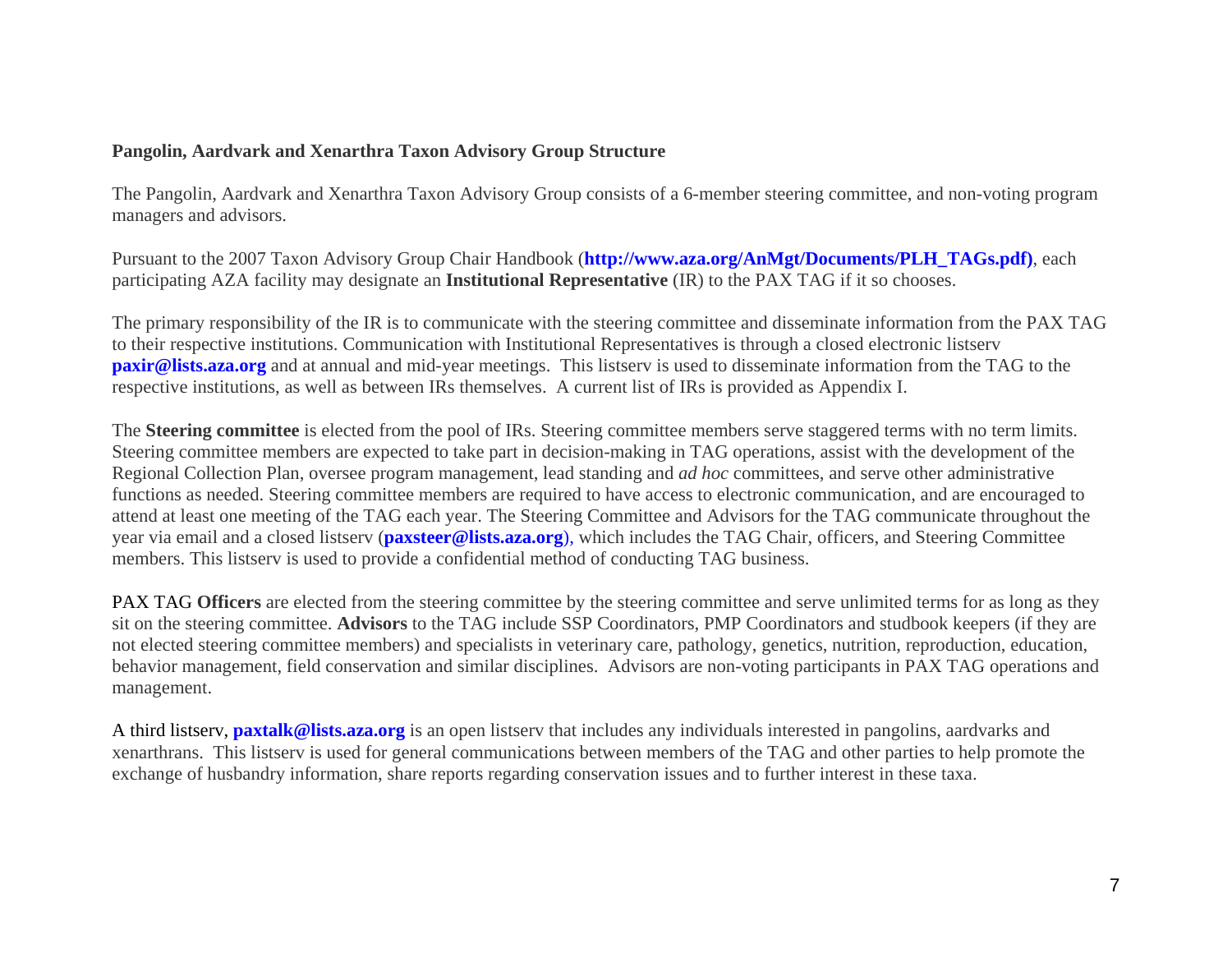**Pangolin, Aardvark and Xenarthra Taxon Advisory Group Structure**

The Pangolin, Aardvark and Xenarthra Taxon Advisory Group consists of a 6-member steering committee, and non-voting program managers and advisors.

Pursuant to the 2007 Taxon Advisory Group Chair Handbook (**http://www.aza.org/AnMgt/Documents/PLH_TAGs.pdf)**, each participating AZA facility may designate an **Institutional Representative** (IR) to the PAX TAG if it so chooses.

The primary responsibility of the IR is to communicate with the steering committee and disseminate information from the PAX TAG to their respective institutions. Communication with Institutional Representatives is through a closed electronic listserv **paxir@lists.aza.org** and at annual and mid-year meetings. This listserv is used to disseminate information from the TAG to the respective institutions, as well as between IRs themselves. A current list of IRs is provided as Appendix I.

The **Steering committee** is elected from the pool of IRs. Steering committee members serve staggered terms with no term limits. Steering committee members are expected to take part in decision-making in TAG operations, assist with the development of the Regional Collection Plan, oversee program management, lead standing and *ad hoc* committees, and serve other administrative functions as needed. Steering committee members are required to have access to electronic communication, and are encouraged to attend at least one meeting of the TAG each year. The Steering Committee and Advisors for the TAG communicate throughout the year via email and a closed listserv (**paxsteer@lists.aza.org**), which includes the TAG Chair, officers, and Steering Committee members. This listserv is used to provide a confidential method of conducting TAG business.

PAX TAG **Officers** are elected from the steering committee by the steering committee and serve unlimited terms for as long as they sit on the steering committee. **Advisors** to the TAG include SSP Coordinators, PMP Coordinators and studbook keepers (if they are not elected steering committee members) and specialists in veterinary care, pathology, genetics, nutrition, reproduction, education, behavior management, field conservation and similar disciplines. Advisors are non-voting participants in PAX TAG operations and management.

A third listserv, **paxtalk@lists.aza.org** is an open listserv that includes any individuals interested in pangolins, aardvarks and xenarthrans. This listserv is used for general communications between members of the TAG and other parties to help promote the exchange of husbandry information, share reports regarding conservation issues and to further interest in these taxa.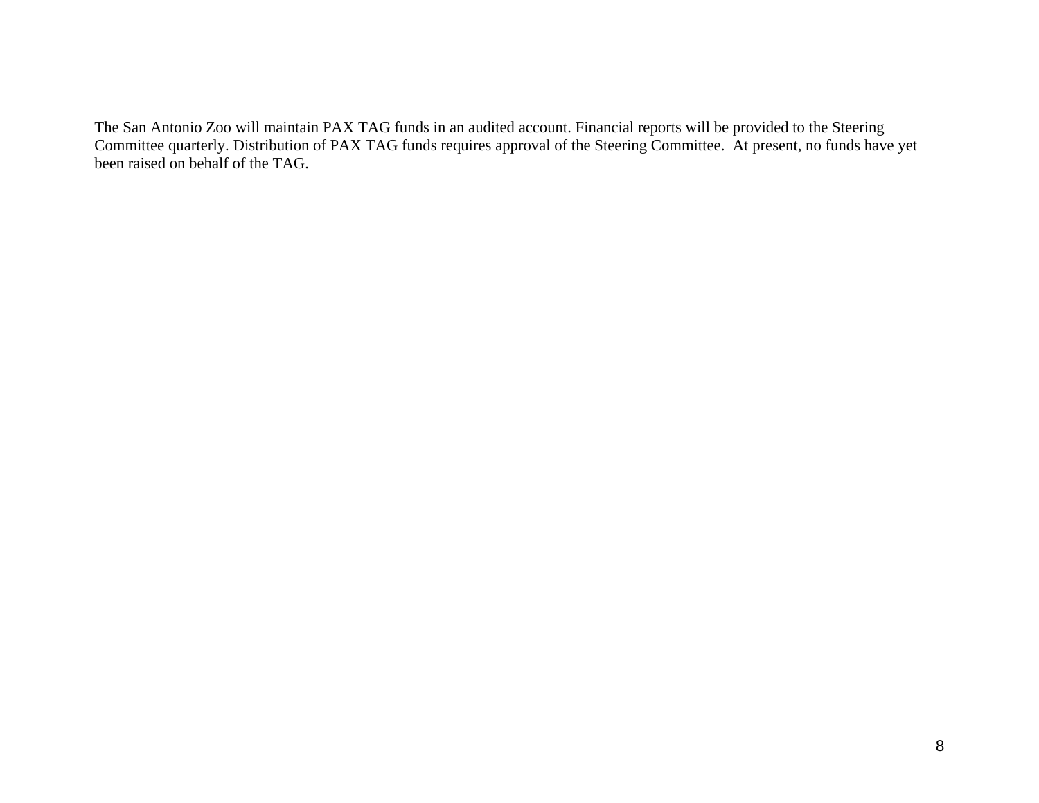The San Antonio Zoo will maintain PAX TAG funds in an audited account. Financial reports will be provided to the Steering Committee quarterly. Distribution of PAX TAG funds requires approval of the Steering Committee. At present, no funds have yet been raised on behalf of the TAG.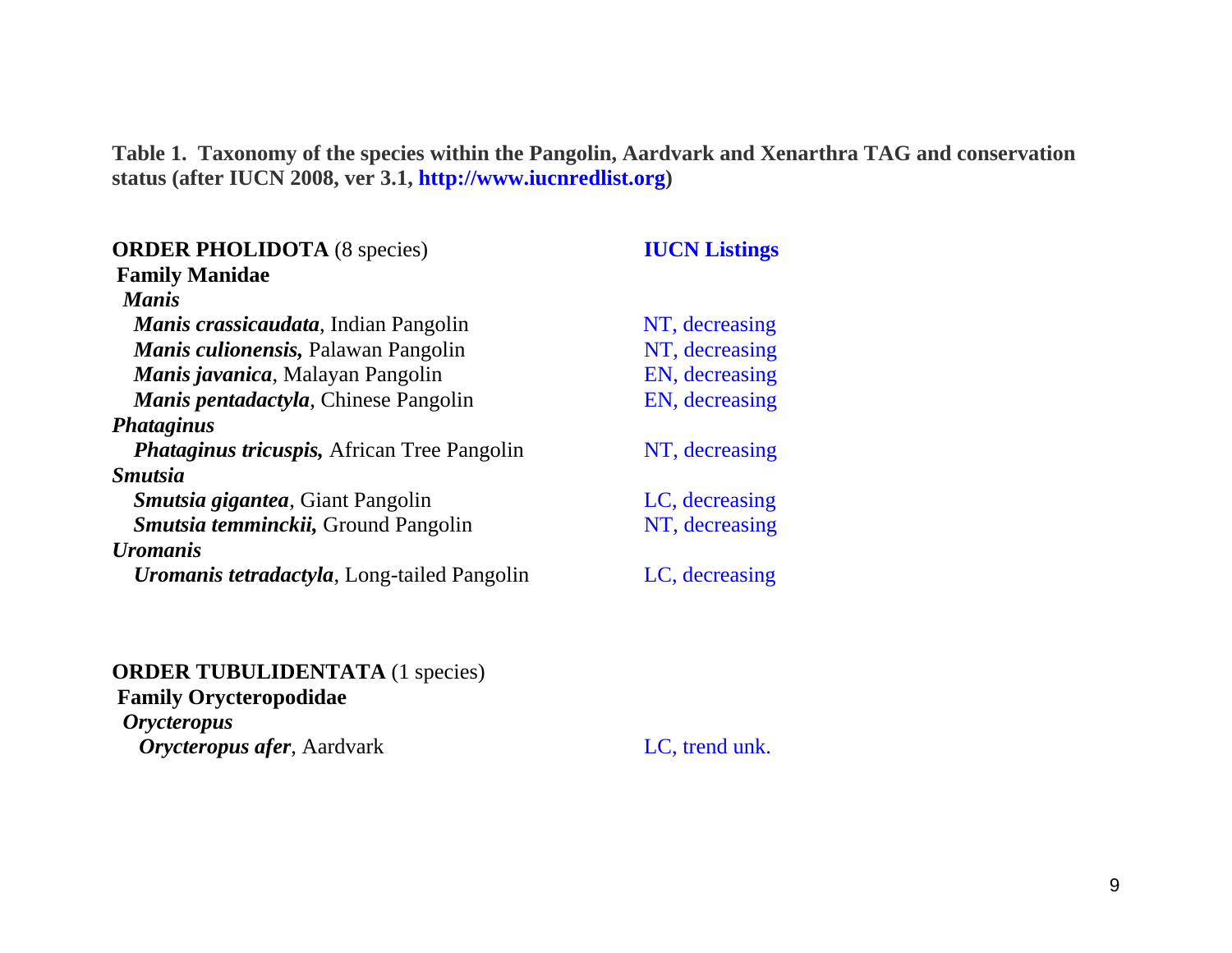**Table 1. Taxonomy of the species within the Pangolin, Aardvark and Xenarthra TAG and conservation status (after IUCN 2008, ver 3.1, http://www.iucnredlist.org)**

| Taxon | IUCN Listings |
|---|---|
| **ORDER PHOLIDOTA** (8 species) | |
| **Family Manidae** | |
| ***Manis*** | |
| ***Manis crassicaudata***, Indian Pangolin | NT, decreasing |
| ***Manis culionensis,*** Palawan Pangolin | NT, decreasing |
| ***Manis javanica***, Malayan Pangolin | EN, decreasing |
| ***Manis pentadactyla***, Chinese Pangolin | EN, decreasing |
| ***Phataginus*** | |
| ***Phataginus tricuspis,*** African Tree Pangolin | NT, decreasing |
| ***Smutsia*** | |
| ***Smutsia gigantea***, Giant Pangolin | LC, decreasing |
| ***Smutsia temminckii,*** Ground Pangolin | NT, decreasing |
| ***Uromanis*** | |
| ***Uromanis tetradactyla***, Long-tailed Pangolin | LC, decreasing |
| | |
| **ORDER TUBULIDENTATA** (1 species) | |
| **Family Orycteropodidae** | |
| ***Orycteropus*** | |
| ***Orycteropus afer***, Aardvark | LC, trend unk. |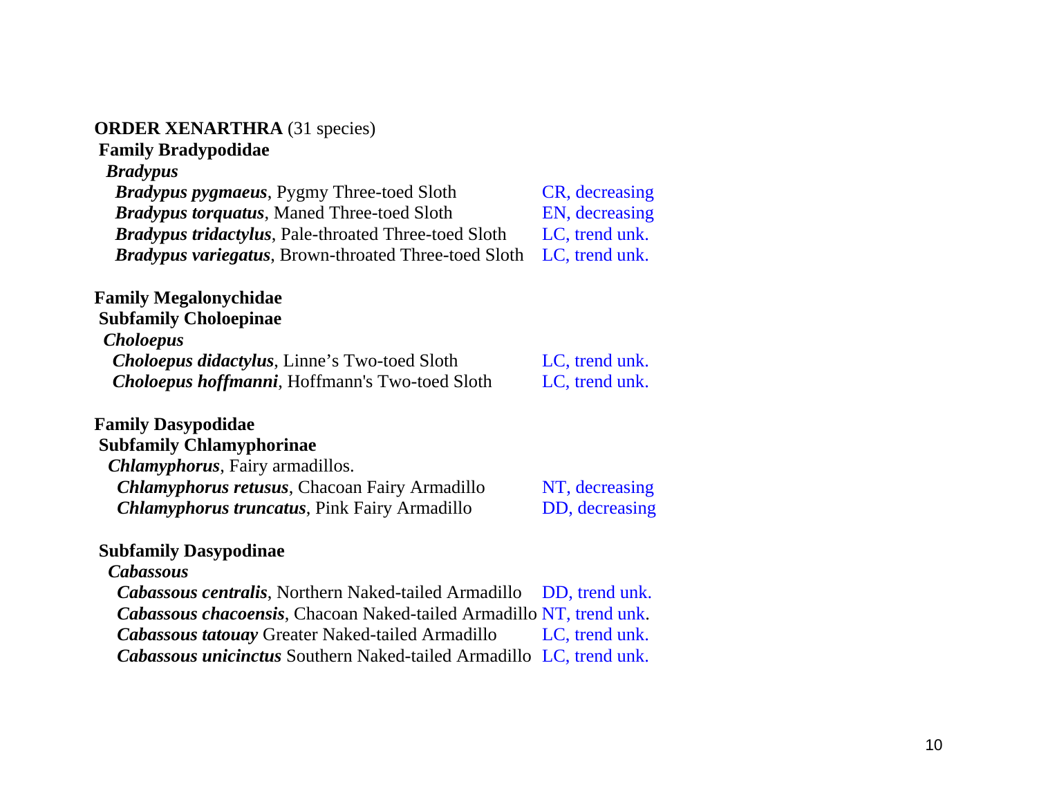**ORDER XENARTHRA** (31 species)

**Family Bradypodidae**

***Bradypus***

| Species | Status |
|---|---|
| ***Bradypus pygmaeus***, Pygmy Three-toed Sloth | CR, decreasing |
| ***Bradypus torquatus***, Maned Three-toed Sloth | EN, decreasing |
| ***Bradypus tridactylus***, Pale-throated Three-toed Sloth | LC, trend unk. |
| ***Bradypus variegatus***, Brown-throated Three-toed Sloth | LC, trend unk. |

**Family Megalonychidae**

**Subfamily Choloepinae**

***Choloepus***

| Species | Status |
|---|---|
| ***Choloepus didactylus***, Linne's Two-toed Sloth | LC, trend unk. |
| ***Choloepus hoffmanni***, Hoffmann's Two-toed Sloth | LC, trend unk. |

**Family Dasypodidae**

**Subfamily Chlamyphorinae**

***Chlamyphorus***, Fairy armadillos.

| Species | Status |
|---|---|
| ***Chlamyphorus retusus***, Chacoan Fairy Armadillo | NT, decreasing |
| ***Chlamyphorus truncatus***, Pink Fairy Armadillo | DD, decreasing |

**Subfamily Dasypodinae**

***Cabassous***

| Species | Status |
|---|---|
| ***Cabassous centralis***, Northern Naked-tailed Armadillo | DD, trend unk. |
| ***Cabassous chacoensis***, Chacoan Naked-tailed Armadillo | NT, trend unk. |
| ***Cabassous tatouay*** Greater Naked-tailed Armadillo | LC, trend unk. |
| ***Cabassous unicinctus*** Southern Naked-tailed Armadillo | LC, trend unk. |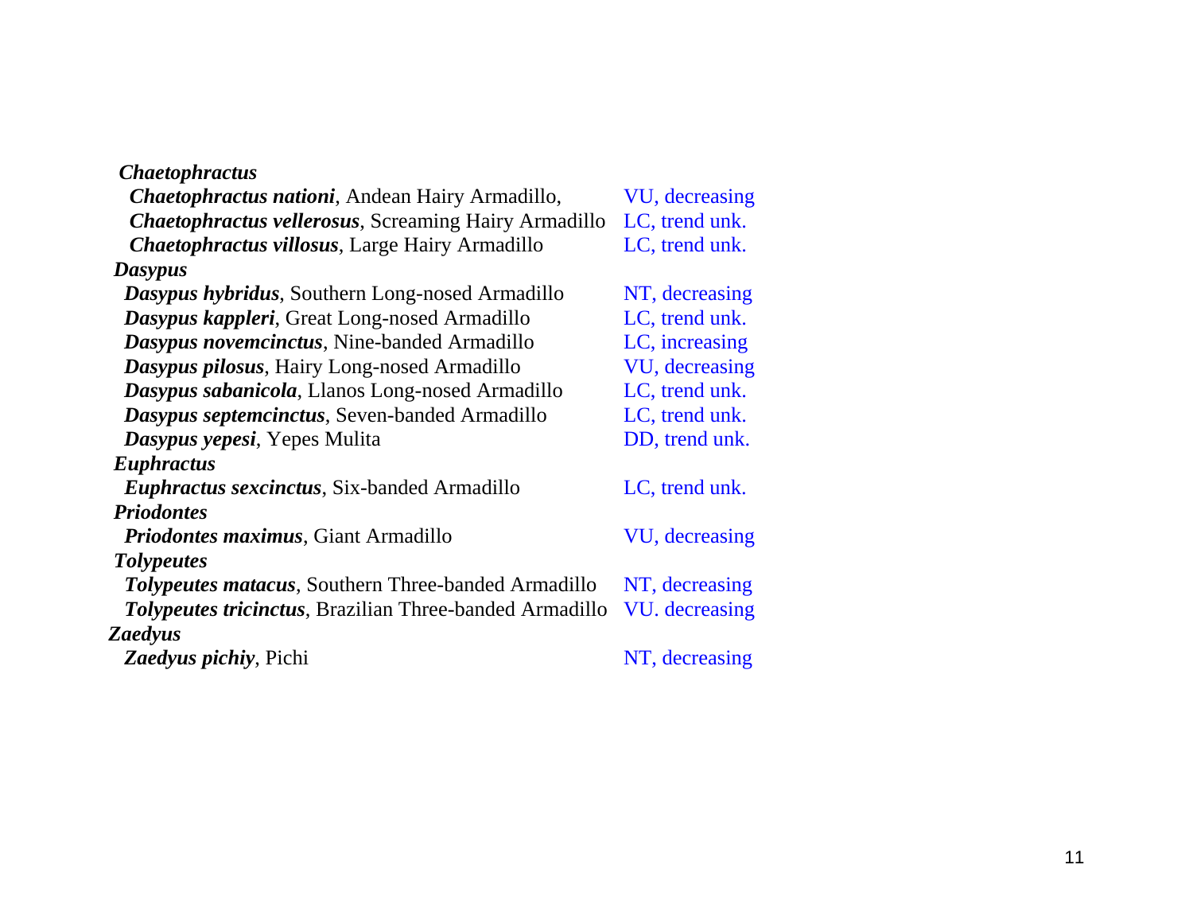***Chaetophractus***

- ***Chaetophractus nationi***, Andean Hairy Armadillo, VU, decreasing
- ***Chaetophractus vellerosus***, Screaming Hairy Armadillo LC, trend unk.
- ***Chaetophractus villosus***, Large Hairy Armadillo LC, trend unk.

***Dasypus***

- ***Dasypus hybridus***, Southern Long-nosed Armadillo NT, decreasing
- ***Dasypus kappleri***, Great Long-nosed Armadillo LC, trend unk.
- ***Dasypus novemcinctus***, Nine-banded Armadillo LC, increasing
- ***Dasypus pilosus***, Hairy Long-nosed Armadillo VU, decreasing
- ***Dasypus sabanicola***, Llanos Long-nosed Armadillo LC, trend unk.
- ***Dasypus septemcinctus***, Seven-banded Armadillo LC, trend unk.
- ***Dasypus yepesi***, Yepes Mulita DD, trend unk.

***Euphractus***

- ***Euphractus sexcinctus***, Six-banded Armadillo LC, trend unk.

***Priodontes***

- ***Priodontes maximus***, Giant Armadillo VU, decreasing

***Tolypeutes***

- ***Tolypeutes matacus***, Southern Three-banded Armadillo NT, decreasing
- ***Tolypeutes tricinctus***, Brazilian Three-banded Armadillo VU. decreasing

***Zaedyus***

- ***Zaedyus pichiy***, Pichi NT, decreasing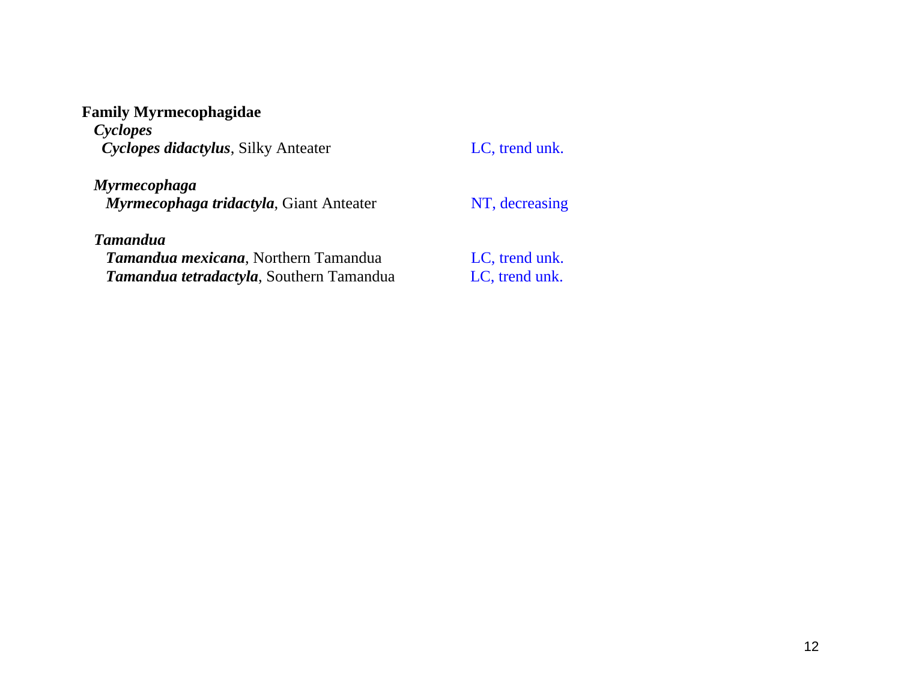**Family Myrmecophagidae**

***Cyclopes***

***Cyclopes didactylus***, Silky Anteater — LC, trend unk.

***Myrmecophaga***

***Myrmecophaga tridactyla***, Giant Anteater — NT, decreasing

***Tamandua***

***Tamandua mexicana***, Northern Tamandua — LC, trend unk.

***Tamandua tetradactyla***, Southern Tamandua — LC, trend unk.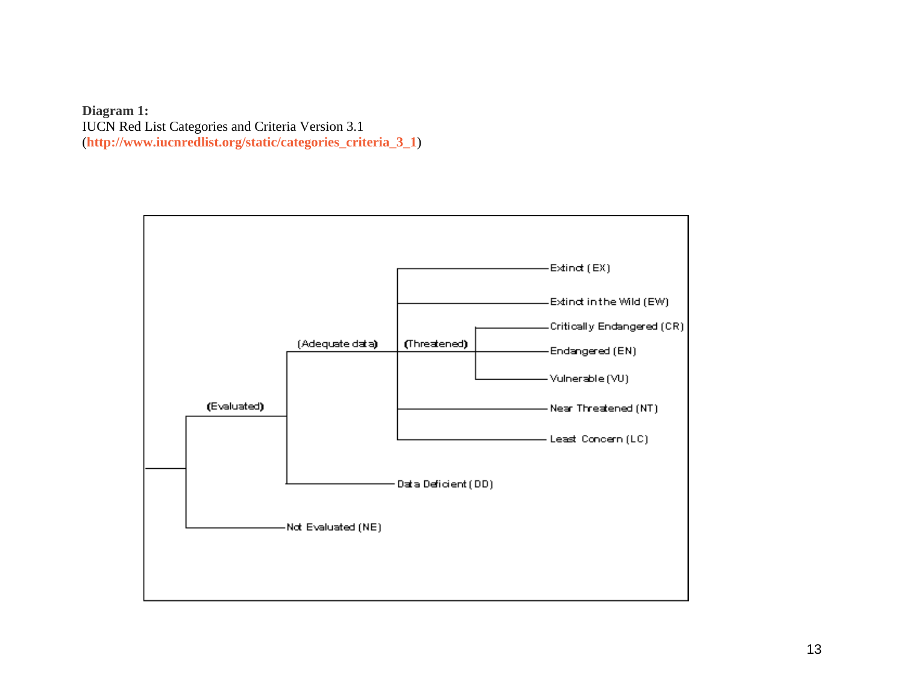**Diagram 1:**
IUCN Red List Categories and Criteria Version 3.1
(**http://www.iucnredlist.org/static/categories_criteria_3_1**)

- (Evaluated)
  - (Adequate data)
    - Extinct (EX)
    - Extinct in the Wild (EW)
    - (Threatened)
      - Critically Endangered (CR)
      - Endangered (EN)
      - Vulnerable (VU)
    - Near Threatened (NT)
    - Least Concern (LC)
  - Data Deficient (DD)
- Not Evaluated (NE)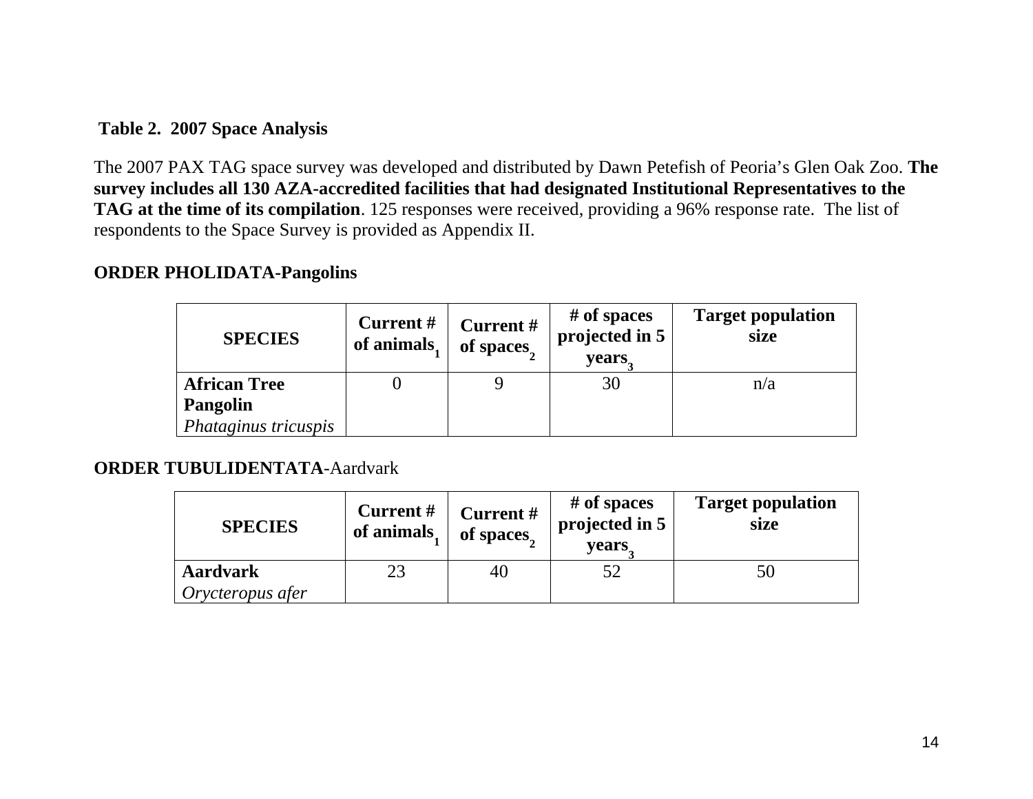**Table 2. 2007 Space Analysis**

The 2007 PAX TAG space survey was developed and distributed by Dawn Petefish of Peoria's Glen Oak Zoo. **The survey includes all 130 AZA-accredited facilities that had designated Institutional Representatives to the TAG at the time of its compilation**. 125 responses were received, providing a 96% response rate. The list of respondents to the Space Survey is provided as Appendix II.

**ORDER PHOLIDATA-Pangolins**

| SPECIES | Current # of animals[1] | Current # of spaces[2] | # of spaces projected in 5 years[3] | Target population size |
|---|---|---|---|---|
| **African Tree Pangolin** *Phataginus tricuspis* | 0 | 9 | 30 | n/a |

**ORDER TUBULIDENTATA**-Aardvark

| SPECIES | Current # of animals[1] | Current # of spaces[2] | # of spaces projected in 5 years[3] | Target population size |
|---|---|---|---|---|
| **Aardvark** *Orycteropus afer* | 23 | 40 | 52 | 50 |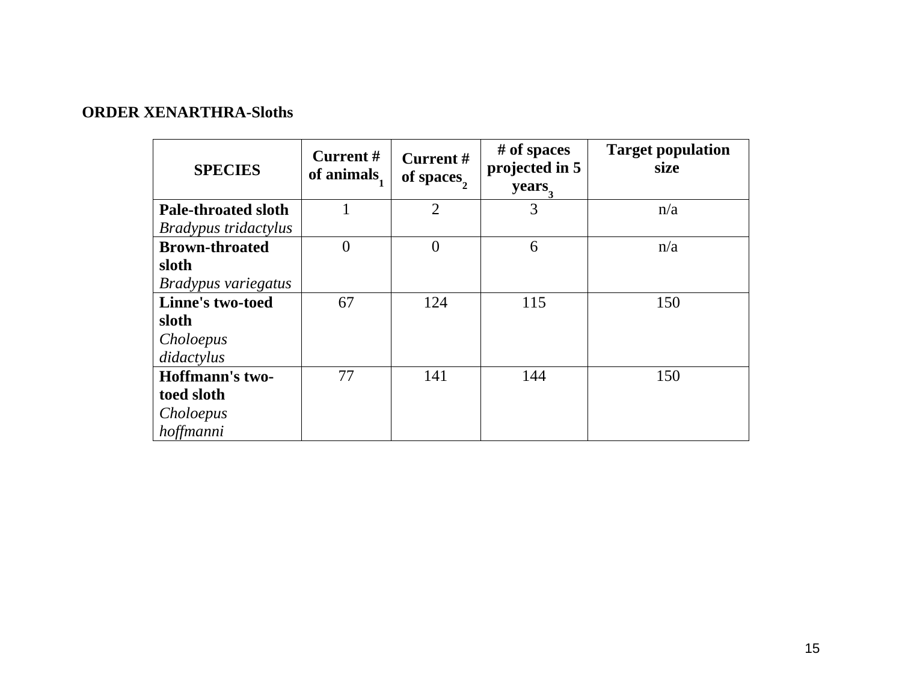**ORDER XENARTHRA-Sloths**

| SPECIES | Current # of animals[1] | Current # of spaces[2] | # of spaces projected in 5 years[3] | Target population size |
|---|---|---|---|---|
| **Pale-throated sloth** *Bradypus tridactylus* | 1 | 2 | 3 | n/a |
| **Brown-throated sloth** *Bradypus variegatus* | 0 | 0 | 6 | n/a |
| **Linne's two-toed sloth** *Choloepus didactylus* | 67 | 124 | 115 | 150 |
| **Hoffmann's two-toed sloth** *Choloepus hoffmanni* | 77 | 141 | 144 | 150 |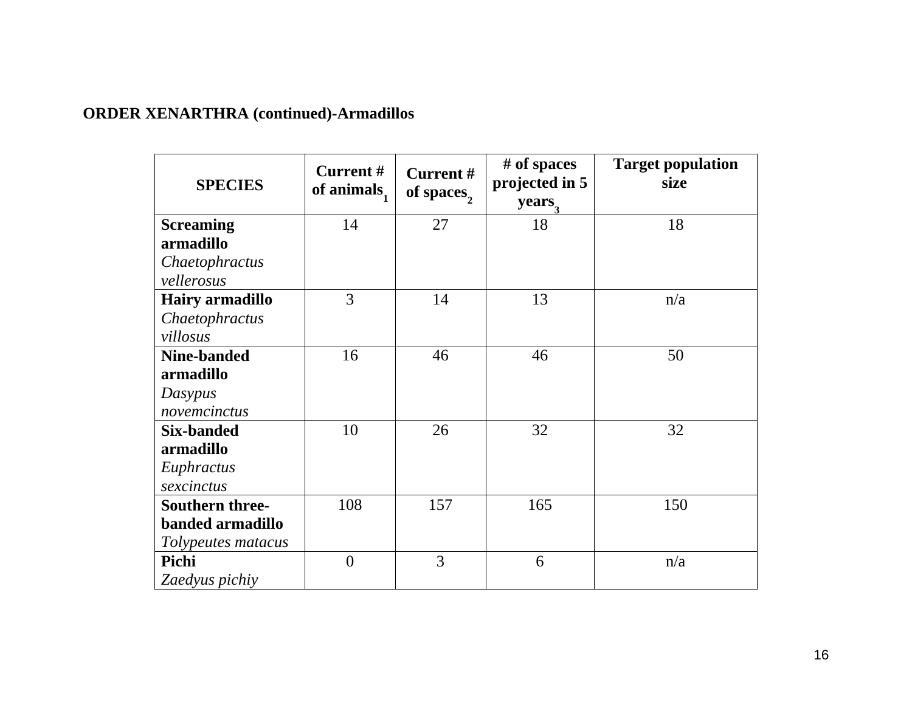**ORDER XENARTHRA (continued)-Armadillos**

| SPECIES | Current # of animals[1] | Current # of spaces[2] | # of spaces projected in 5 years[3] | Target population size |
|---|---|---|---|---|
| **Screaming armadillo** *Chaetophractus vellerosus* | 14 | 27 | 18 | 18 |
| **Hairy armadillo** *Chaetophractus villosus* | 3 | 14 | 13 | n/a |
| **Nine-banded armadillo** *Dasypus novemcinctus* | 16 | 46 | 46 | 50 |
| **Six-banded armadillo** *Euphractus sexcinctus* | 10 | 26 | 32 | 32 |
| **Southern three-banded armadillo** *Tolypeutes matacus* | 108 | 157 | 165 | 150 |
| **Pichi** *Zaedyus pichiy* | 0 | 3 | 6 | n/a |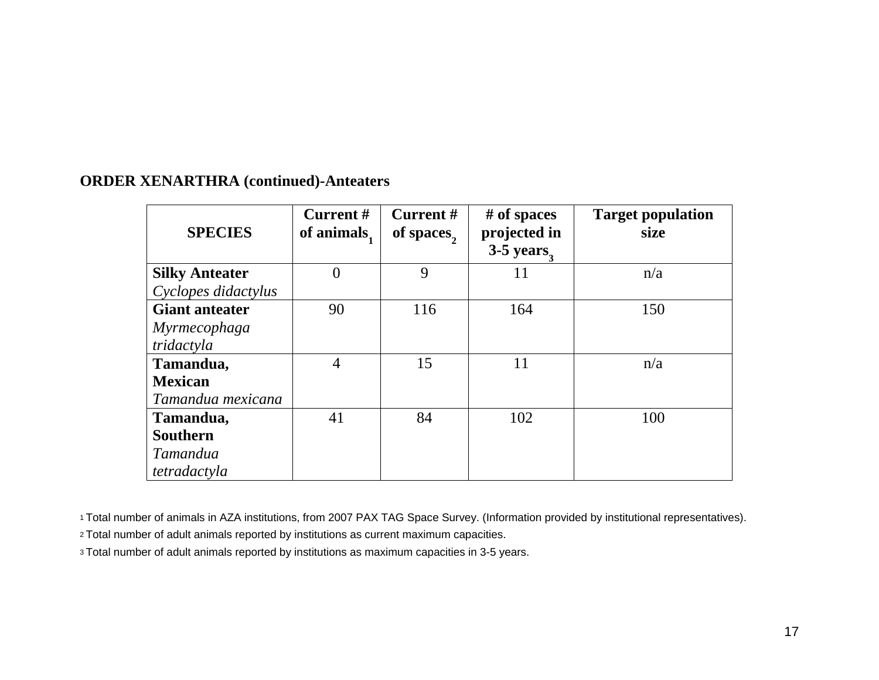**ORDER XENARTHRA (continued)-Anteaters**

| SPECIES | Current # of animals[1] | Current # of spaces[2] | # of spaces projected in 3-5 years[3] | Target population size |
|---|---|---|---|---|
| **Silky Anteater** *Cyclopes didactylus* | 0 | 9 | 11 | n/a |
| **Giant anteater** *Myrmecophaga tridactyla* | 90 | 116 | 164 | 150 |
| **Tamandua, Mexican** *Tamandua mexicana* | 4 | 15 | 11 | n/a |
| **Tamandua, Southern** *Tamandua tetradactyla* | 41 | 84 | 102 | 100 |

[1] Total number of animals in AZA institutions, from 2007 PAX TAG Space Survey. (Information provided by institutional representatives).

[2] Total number of adult animals reported by institutions as current maximum capacities.

[3] Total number of adult animals reported by institutions as maximum capacities in 3-5 years.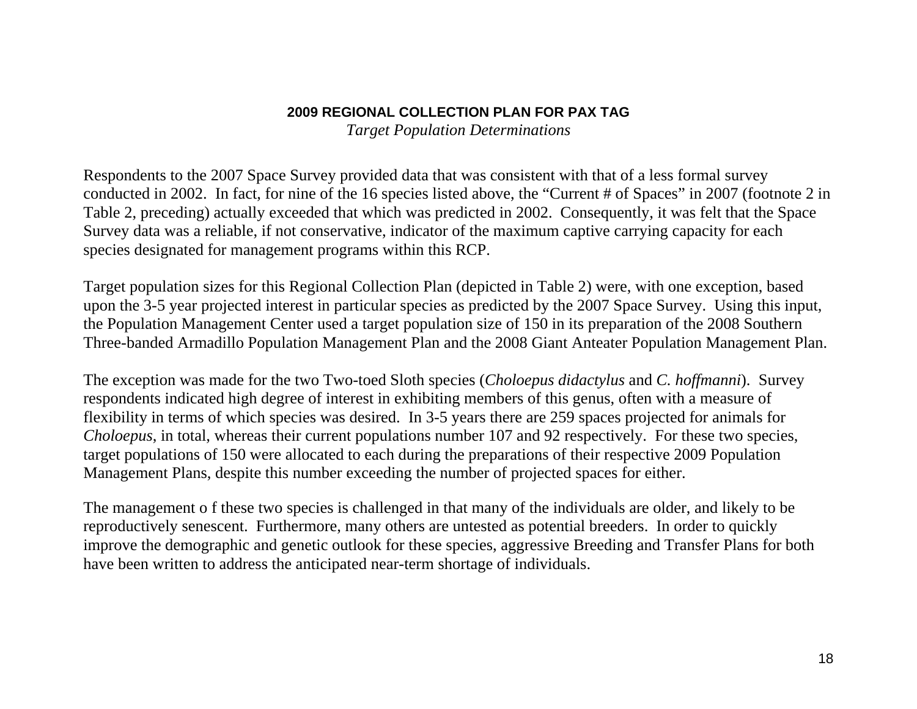**2009 REGIONAL COLLECTION PLAN FOR PAX TAG**
*Target Population Determinations*

Respondents to the 2007 Space Survey provided data that was consistent with that of a less formal survey conducted in 2002. In fact, for nine of the 16 species listed above, the "Current # of Spaces" in 2007 (footnote 2 in Table 2, preceding) actually exceeded that which was predicted in 2002. Consequently, it was felt that the Space Survey data was a reliable, if not conservative, indicator of the maximum captive carrying capacity for each species designated for management programs within this RCP.

Target population sizes for this Regional Collection Plan (depicted in Table 2) were, with one exception, based upon the 3-5 year projected interest in particular species as predicted by the 2007 Space Survey. Using this input, the Population Management Center used a target population size of 150 in its preparation of the 2008 Southern Three-banded Armadillo Population Management Plan and the 2008 Giant Anteater Population Management Plan.

The exception was made for the two Two-toed Sloth species (*Choloepus didactylus* and *C. hoffmanni*). Survey respondents indicated high degree of interest in exhibiting members of this genus, often with a measure of flexibility in terms of which species was desired. In 3-5 years there are 259 spaces projected for animals for *Choloepus*, in total, whereas their current populations number 107 and 92 respectively. For these two species, target populations of 150 were allocated to each during the preparations of their respective 2009 Population Management Plans, despite this number exceeding the number of projected spaces for either.

The management o f these two species is challenged in that many of the individuals are older, and likely to be reproductively senescent. Furthermore, many others are untested as potential breeders. In order to quickly improve the demographic and genetic outlook for these species, aggressive Breeding and Transfer Plans for both have been written to address the anticipated near-term shortage of individuals.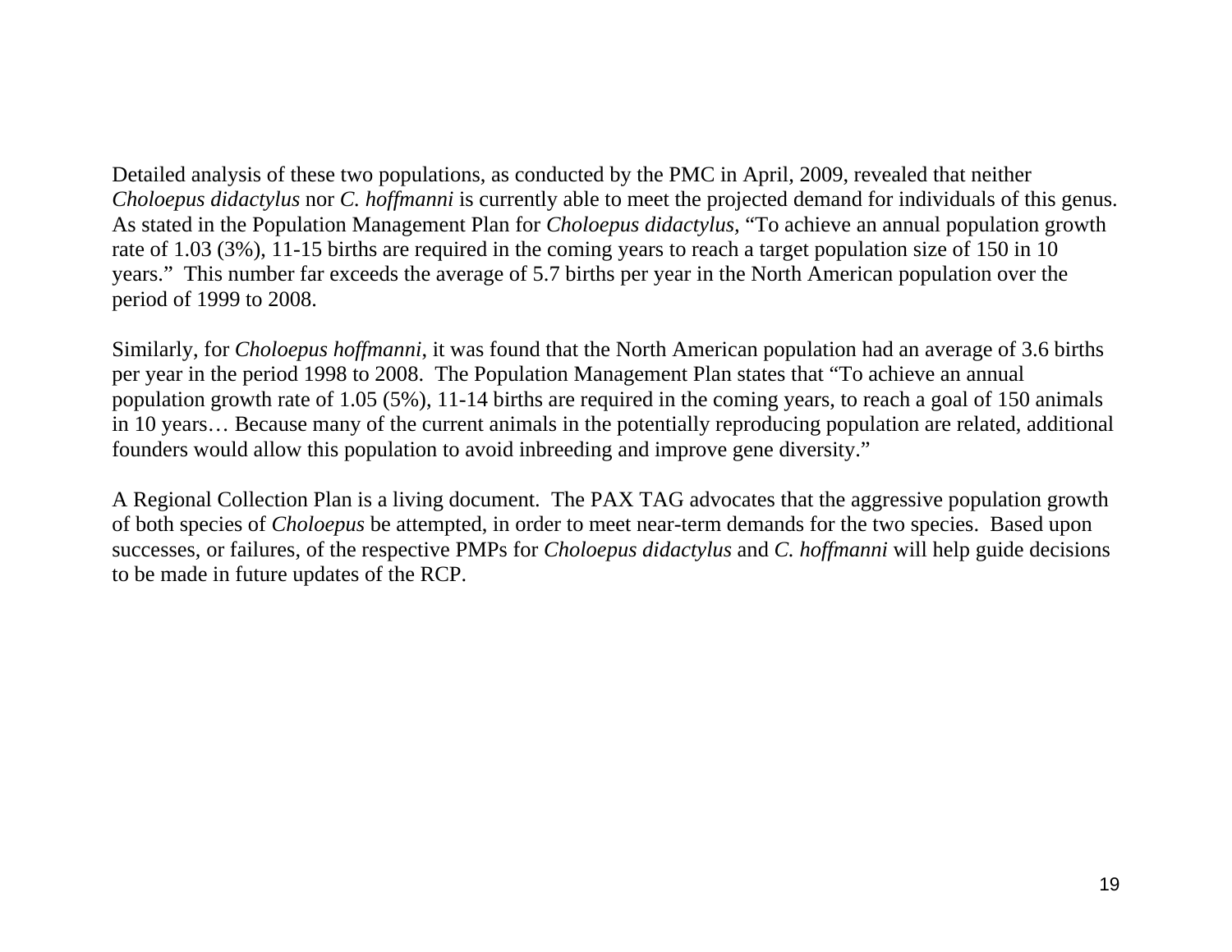Detailed analysis of these two populations, as conducted by the PMC in April, 2009, revealed that neither *Choloepus didactylus* nor *C. hoffmanni* is currently able to meet the projected demand for individuals of this genus. As stated in the Population Management Plan for *Choloepus didactylus*, "To achieve an annual population growth rate of 1.03 (3%), 11-15 births are required in the coming years to reach a target population size of 150 in 10 years." This number far exceeds the average of 5.7 births per year in the North American population over the period of 1999 to 2008.

Similarly, for *Choloepus hoffmanni*, it was found that the North American population had an average of 3.6 births per year in the period 1998 to 2008. The Population Management Plan states that "To achieve an annual population growth rate of 1.05 (5%), 11-14 births are required in the coming years, to reach a goal of 150 animals in 10 years… Because many of the current animals in the potentially reproducing population are related, additional founders would allow this population to avoid inbreeding and improve gene diversity."

A Regional Collection Plan is a living document. The PAX TAG advocates that the aggressive population growth of both species of *Choloepus* be attempted, in order to meet near-term demands for the two species. Based upon successes, or failures, of the respective PMPs for *Choloepus didactylus* and *C. hoffmanni* will help guide decisions to be made in future updates of the RCP.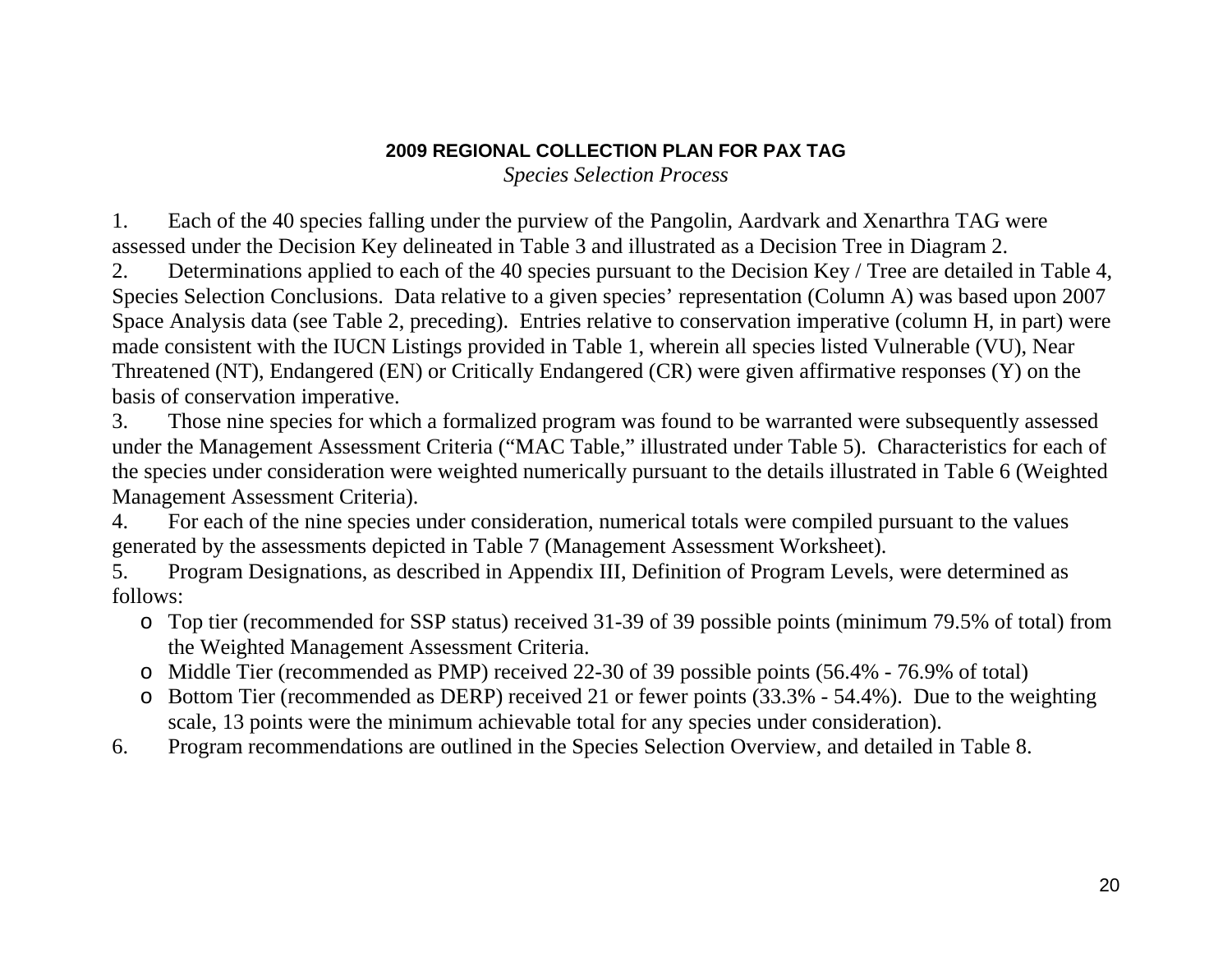**2009 REGIONAL COLLECTION PLAN FOR PAX TAG**

*Species Selection Process*

1. Each of the 40 species falling under the purview of the Pangolin, Aardvark and Xenarthra TAG were assessed under the Decision Key delineated in Table 3 and illustrated as a Decision Tree in Diagram 2.
2. Determinations applied to each of the 40 species pursuant to the Decision Key / Tree are detailed in Table 4, Species Selection Conclusions. Data relative to a given species' representation (Column A) was based upon 2007 Space Analysis data (see Table 2, preceding). Entries relative to conservation imperative (column H, in part) were made consistent with the IUCN Listings provided in Table 1, wherein all species listed Vulnerable (VU), Near Threatened (NT), Endangered (EN) or Critically Endangered (CR) were given affirmative responses (Y) on the basis of conservation imperative.
3. Those nine species for which a formalized program was found to be warranted were subsequently assessed under the Management Assessment Criteria ("MAC Table," illustrated under Table 5). Characteristics for each of the species under consideration were weighted numerically pursuant to the details illustrated in Table 6 (Weighted Management Assessment Criteria).
4. For each of the nine species under consideration, numerical totals were compiled pursuant to the values generated by the assessments depicted in Table 7 (Management Assessment Worksheet).
5. Program Designations, as described in Appendix III, Definition of Program Levels, were determined as follows:
   - Top tier (recommended for SSP status) received 31-39 of 39 possible points (minimum 79.5% of total) from the Weighted Management Assessment Criteria.
   - Middle Tier (recommended as PMP) received 22-30 of 39 possible points (56.4% - 76.9% of total)
   - Bottom Tier (recommended as DERP) received 21 or fewer points (33.3% - 54.4%). Due to the weighting scale, 13 points were the minimum achievable total for any species under consideration).
6. Program recommendations are outlined in the Species Selection Overview, and detailed in Table 8.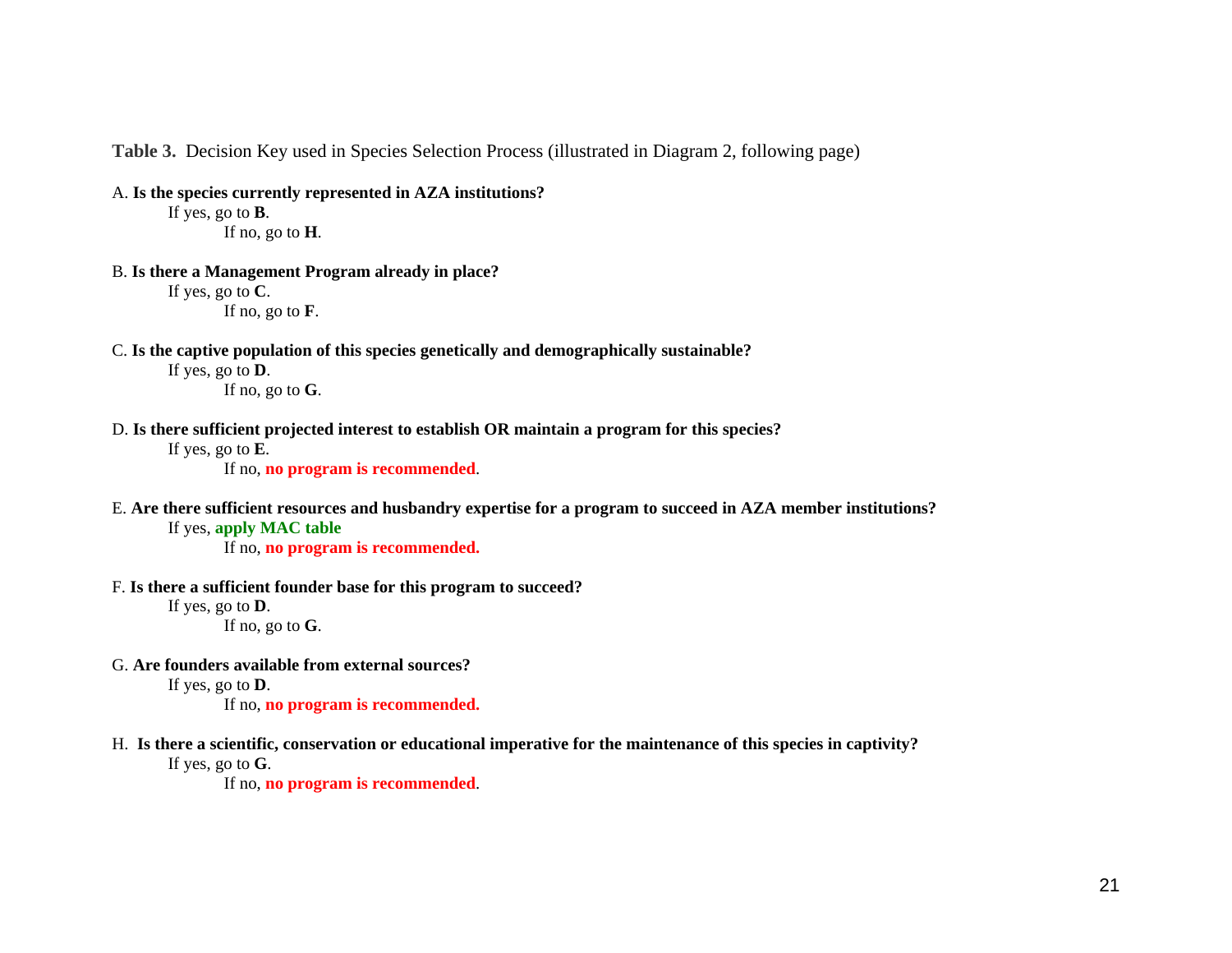**Table 3.** Decision Key used in Species Selection Process (illustrated in Diagram 2, following page)

A. **Is the species currently represented in AZA institutions?**
If yes, go to **B**.
If no, go to **H**.

B. **Is there a Management Program already in place?**
If yes, go to **C**.
If no, go to **F**.

C. **Is the captive population of this species genetically and demographically sustainable?**
If yes, go to **D**.
If no, go to **G**.

D. **Is there sufficient projected interest to establish OR maintain a program for this species?**
If yes, go to **E**.
If no, **no program is recommended**.

E. **Are there sufficient resources and husbandry expertise for a program to succeed in AZA member institutions?**
If yes, **apply MAC table**
If no, **no program is recommended.**

F. **Is there a sufficient founder base for this program to succeed?**
If yes, go to **D**.
If no, go to **G**.

G. **Are founders available from external sources?**
If yes, go to **D**.
If no, **no program is recommended.**

H. **Is there a scientific, conservation or educational imperative for the maintenance of this species in captivity?**
If yes, go to **G**.
If no, **no program is recommended**.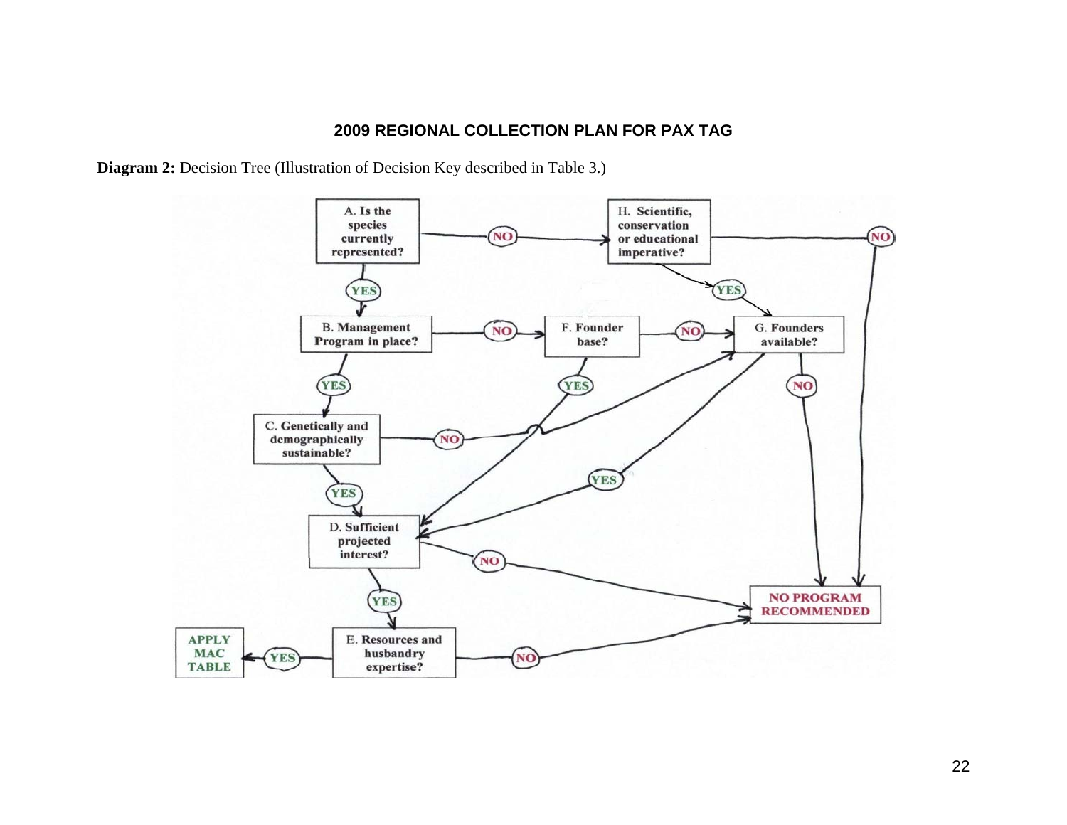**Diagram 2:** Decision Tree (Illustration of Decision Key described in Table 3.)

- **A. Is the species currently represented?**
  - YES → B
  - NO → H
- **B. Management Program in place?**
  - YES → C
  - NO → F
- **C. Genetically and demographically sustainable?**
  - YES → D
  - NO → G
- **D. Sufficient projected interest?**
  - YES → E
  - NO → NO PROGRAM RECOMMENDED
- **E. Resources and husbandry expertise?**
  - YES → APPLY MAC TABLE
  - NO → NO PROGRAM RECOMMENDED
- **F. Founder base?**
  - YES → D
  - NO → G
- **G. Founders available?**
  - YES → D
  - NO → NO PROGRAM RECOMMENDED
- **H. Scientific, conservation or educational imperative?**
  - YES → G
  - NO → NO PROGRAM RECOMMENDED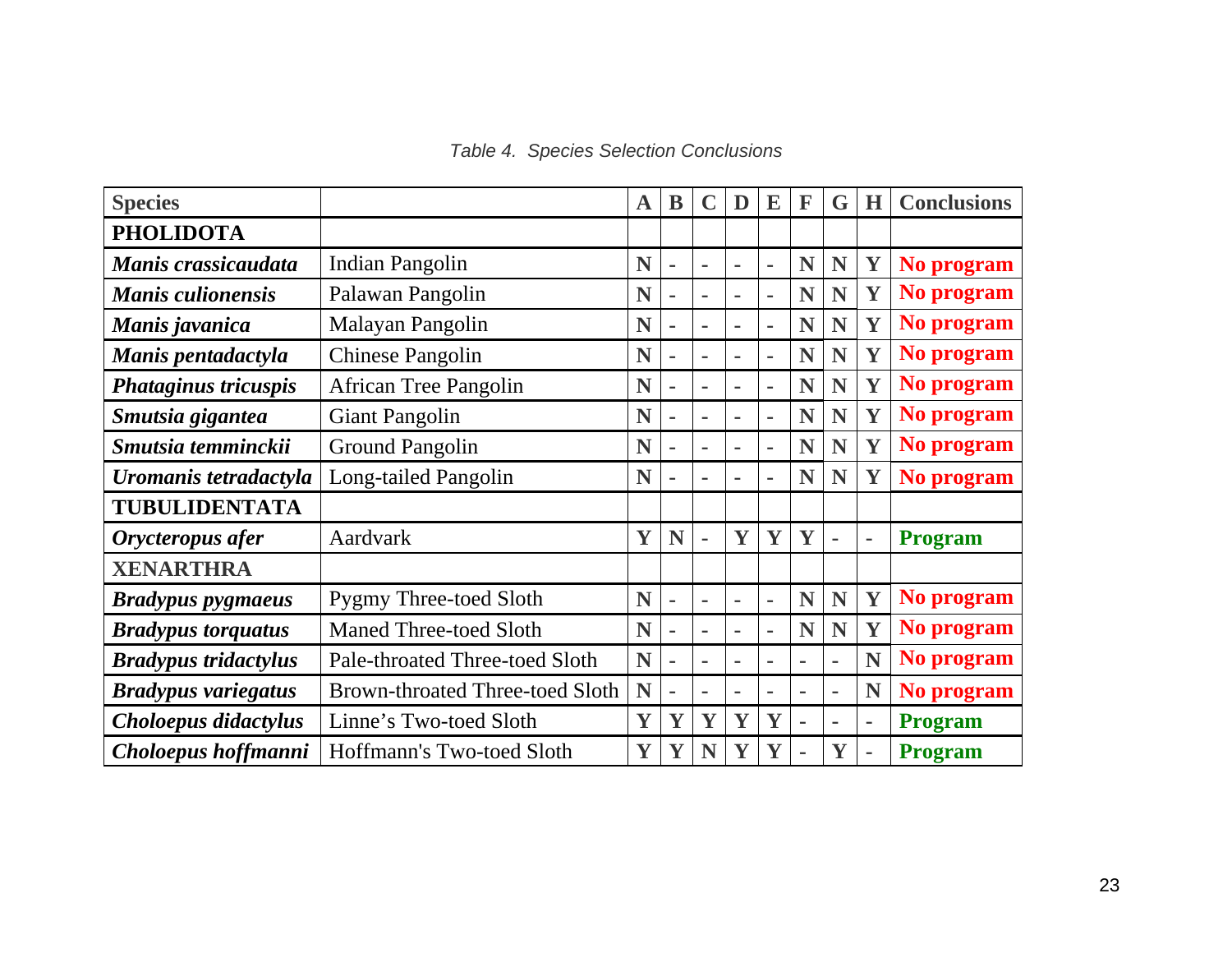*Table 4. Species Selection Conclusions*

| Species | | A | B | C | D | E | F | G | H | Conclusions |
|---|---|---|---|---|---|---|---|---|---|---|
| **PHOLIDOTA** | | | | | | | | | | |
| ***Manis crassicaudata*** | Indian Pangolin | **N** | - | - | - | - | **N** | **N** | **Y** | **No program** |
| ***Manis culionensis*** | Palawan Pangolin | **N** | - | - | - | - | **N** | **N** | **Y** | **No program** |
| ***Manis javanica*** | Malayan Pangolin | **N** | - | - | - | - | **N** | **N** | **Y** | **No program** |
| ***Manis pentadactyla*** | Chinese Pangolin | **N** | - | - | - | - | **N** | **N** | **Y** | **No program** |
| ***Phataginus tricuspis*** | African Tree Pangolin | **N** | - | - | - | - | **N** | **N** | **Y** | **No program** |
| ***Smutsia gigantea*** | Giant Pangolin | **N** | - | - | - | - | **N** | **N** | **Y** | **No program** |
| ***Smutsia temminckii*** | Ground Pangolin | **N** | - | - | - | - | **N** | **N** | **Y** | **No program** |
| ***Uromanis tetradactyla*** | Long-tailed Pangolin | **N** | - | - | - | - | **N** | **N** | **Y** | **No program** |
| **TUBULIDENTATA** | | | | | | | | | | |
| ***Orycteropus afer*** | Aardvark | **Y** | **N** | - | **Y** | **Y** | **Y** | - | - | **Program** |
| **XENARTHRA** | | | | | | | | | | |
| ***Bradypus pygmaeus*** | Pygmy Three-toed Sloth | **N** | - | - | - | - | **N** | **N** | **Y** | **No program** |
| ***Bradypus torquatus*** | Maned Three-toed Sloth | **N** | - | - | - | - | **N** | **N** | **Y** | **No program** |
| ***Bradypus tridactylus*** | Pale-throated Three-toed Sloth | **N** | - | - | - | - | - | - | **N** | **No program** |
| ***Bradypus variegatus*** | Brown-throated Three-toed Sloth | **N** | - | - | - | - | - | - | **N** | **No program** |
| ***Choloepus didactylus*** | Linne's Two-toed Sloth | **Y** | **Y** | **Y** | **Y** | **Y** | - | - | - | **Program** |
| ***Choloepus hoffmanni*** | Hoffmann's Two-toed Sloth | **Y** | **Y** | **N** | **Y** | **Y** | - | **Y** | - | **Program** |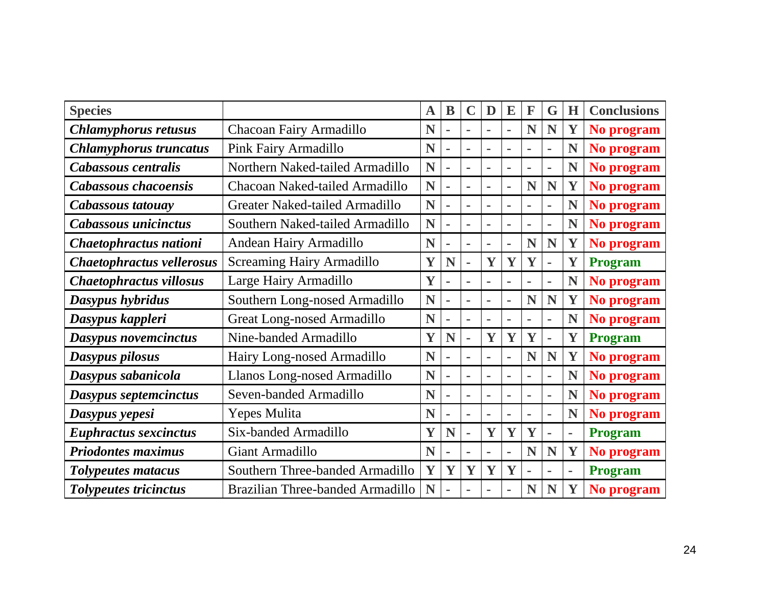| **Species** | | **A** | **B** | **C** | **D** | **E** | **F** | **G** | **H** | **Conclusions** |
|---|---|---|---|---|---|---|---|---|---|---|
| ***Chlamyphorus retusus*** | Chacoan Fairy Armadillo | **N** | - | - | - | - | **N** | **N** | **Y** | **No program** |
| ***Chlamyphorus truncatus*** | Pink Fairy Armadillo | **N** | - | - | - | - | - | - | **N** | **No program** |
| ***Cabassous centralis*** | Northern Naked-tailed Armadillo | **N** | - | - | - | - | - | - | **N** | **No program** |
| ***Cabassous chacoensis*** | Chacoan Naked-tailed Armadillo | **N** | - | - | - | - | **N** | **N** | **Y** | **No program** |
| ***Cabassous tatouay*** | Greater Naked-tailed Armadillo | **N** | - | - | - | - | - | - | **N** | **No program** |
| ***Cabassous unicinctus*** | Southern Naked-tailed Armadillo | **N** | - | - | - | - | - | - | **N** | **No program** |
| ***Chaetophractus nationi*** | Andean Hairy Armadillo | **N** | - | - | - | - | **N** | **N** | **Y** | **No program** |
| ***Chaetophractus vellerosus*** | Screaming Hairy Armadillo | **Y** | **N** | - | **Y** | **Y** | **Y** | - | **Y** | **Program** |
| ***Chaetophractus villosus*** | Large Hairy Armadillo | **Y** | - | - | - | - | - | - | **N** | **No program** |
| ***Dasypus hybridus*** | Southern Long-nosed Armadillo | **N** | - | - | - | - | **N** | **N** | **Y** | **No program** |
| ***Dasypus kappleri*** | Great Long-nosed Armadillo | **N** | - | - | - | - | - | - | **N** | **No program** |
| ***Dasypus novemcinctus*** | Nine-banded Armadillo | **Y** | **N** | - | **Y** | **Y** | **Y** | - | **Y** | **Program** |
| ***Dasypus pilosus*** | Hairy Long-nosed Armadillo | **N** | - | - | - | - | **N** | **N** | **Y** | **No program** |
| ***Dasypus sabanicola*** | Llanos Long-nosed Armadillo | **N** | - | - | - | - | - | - | **N** | **No program** |
| ***Dasypus septemcinctus*** | Seven-banded Armadillo | **N** | - | - | - | - | - | - | **N** | **No program** |
| ***Dasypus yepesi*** | Yepes Mulita | **N** | - | - | - | - | - | - | **N** | **No program** |
| ***Euphractus sexcinctus*** | Six-banded Armadillo | **Y** | **N** | - | **Y** | **Y** | **Y** | - | - | **Program** |
| ***Priodontes maximus*** | Giant Armadillo | **N** | - | - | - | - | **N** | **N** | **Y** | **No program** |
| ***Tolypeutes matacus*** | Southern Three-banded Armadillo | **Y** | **Y** | **Y** | **Y** | **Y** | - | - | - | **Program** |
| ***Tolypeutes tricinctus*** | Brazilian Three-banded Armadillo | **N** | - | - | - | - | **N** | **N** | **Y** | **No program** |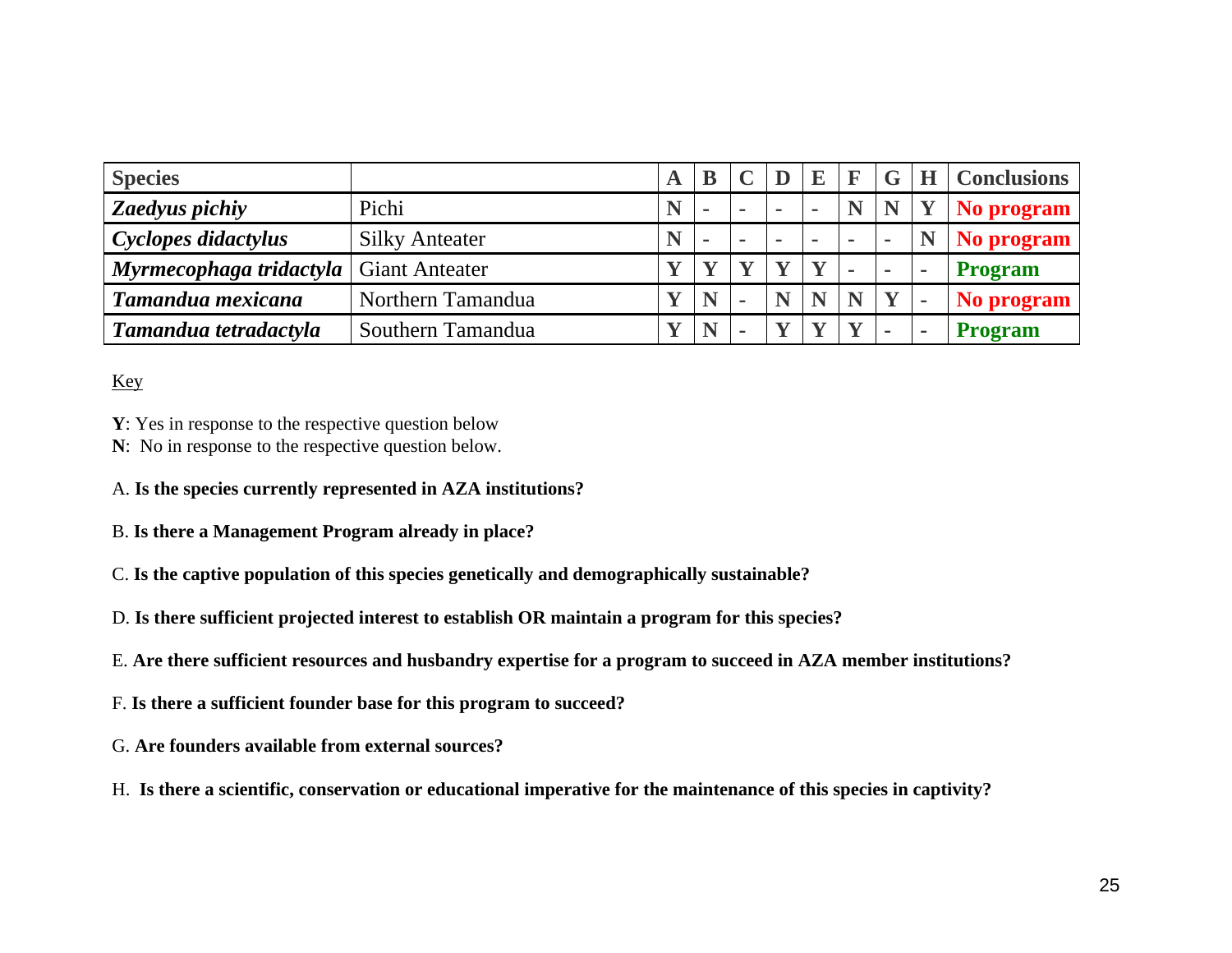| **Species** | | **A** | **B** | **C** | **D** | **E** | **F** | **G** | **H** | **Conclusions** |
|---|---|---|---|---|---|---|---|---|---|---|
| ***Zaedyus pichiy*** | Pichi | **N** | - | - | - | - | **N** | **N** | **Y** | **No program** |
| ***Cyclopes didactylus*** | Silky Anteater | **N** | - | - | - | - | - | - | **N** | **No program** |
| ***Myrmecophaga tridactyla*** | Giant Anteater | **Y** | **Y** | **Y** | **Y** | **Y** | - | - | - | **Program** |
| ***Tamandua mexicana*** | Northern Tamandua | **Y** | **N** | - | **N** | **N** | **N** | **Y** | - | **No program** |
| ***Tamandua tetradactyla*** | Southern Tamandua | **Y** | **N** | - | **Y** | **Y** | **Y** | - | - | **Program** |

Key

**Y**: Yes in response to the respective question below
**N**: No in response to the respective question below.

A. **Is the species currently represented in AZA institutions?**

B. **Is there a Management Program already in place?**

C. **Is the captive population of this species genetically and demographically sustainable?**

D. **Is there sufficient projected interest to establish OR maintain a program for this species?**

E. **Are there sufficient resources and husbandry expertise for a program to succeed in AZA member institutions?**

F. **Is there a sufficient founder base for this program to succeed?**

G. **Are founders available from external sources?**

H. **Is there a scientific, conservation or educational imperative for the maintenance of this species in captivity?**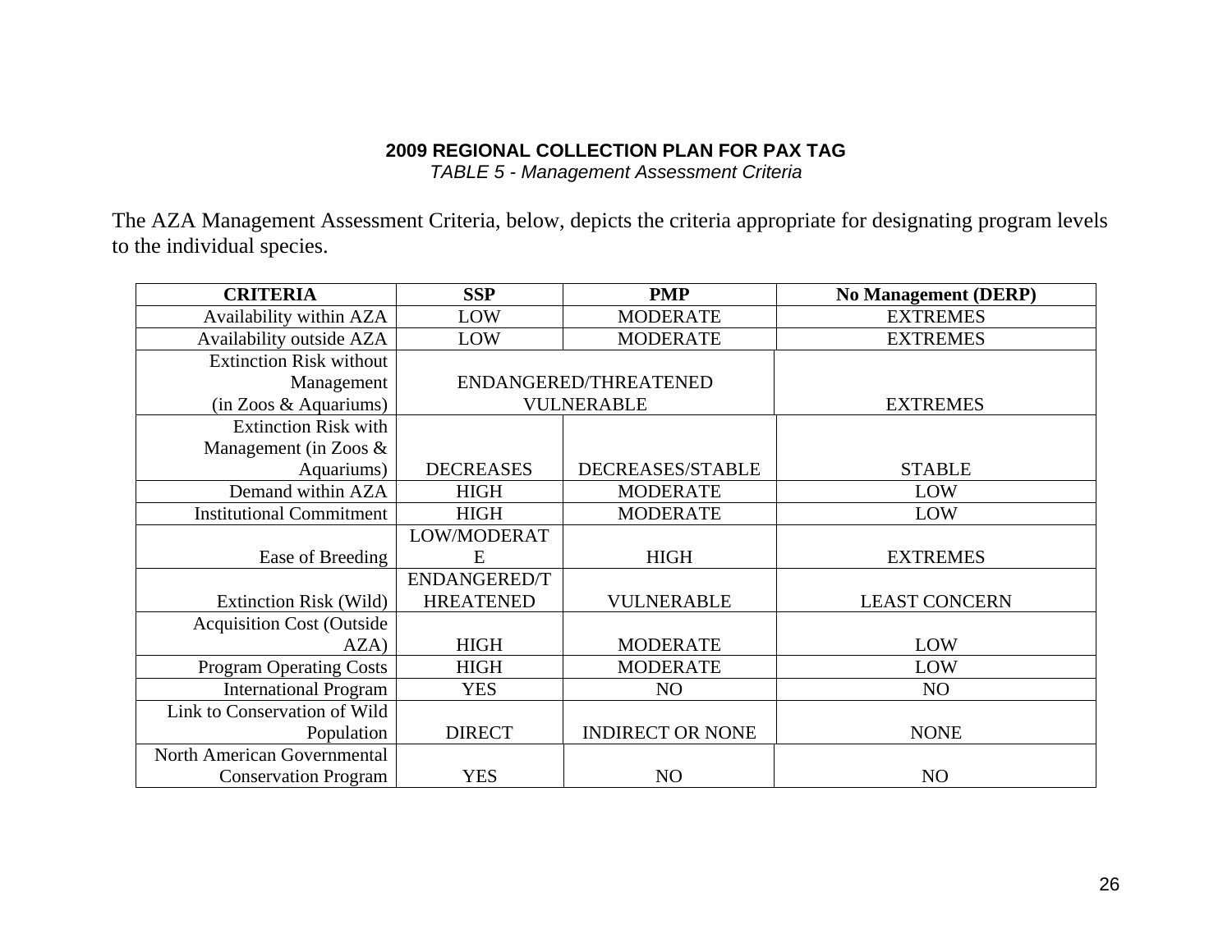**2009 REGIONAL COLLECTION PLAN FOR PAX TAG**

*TABLE 5 - Management Assessment Criteria*

The AZA Management Assessment Criteria, below, depicts the criteria appropriate for designating program levels to the individual species.

| CRITERIA | SSP | PMP | No Management (DERP) |
|---|---|---|---|
| Availability within AZA | LOW | MODERATE | EXTREMES |
| Availability outside AZA | LOW | MODERATE | EXTREMES |
| Extinction Risk without Management (in Zoos & Aquariums) | ENDANGERED/THREATENED VULNERABLE | | EXTREMES |
| Extinction Risk with Management (in Zoos & Aquariums) | DECREASES | DECREASES/STABLE | STABLE |
| Demand within AZA | HIGH | MODERATE | LOW |
| Institutional Commitment | HIGH | MODERATE | LOW |
| Ease of Breeding | LOW/MODERATE | HIGH | EXTREMES |
| Extinction Risk (Wild) | ENDANGERED/THREATENED | VULNERABLE | LEAST CONCERN |
| Acquisition Cost (Outside AZA) | HIGH | MODERATE | LOW |
| Program Operating Costs | HIGH | MODERATE | LOW |
| International Program | YES | NO | NO |
| Link to Conservation of Wild Population | DIRECT | INDIRECT OR NONE | NONE |
| North American Governmental Conservation Program | YES | NO | NO |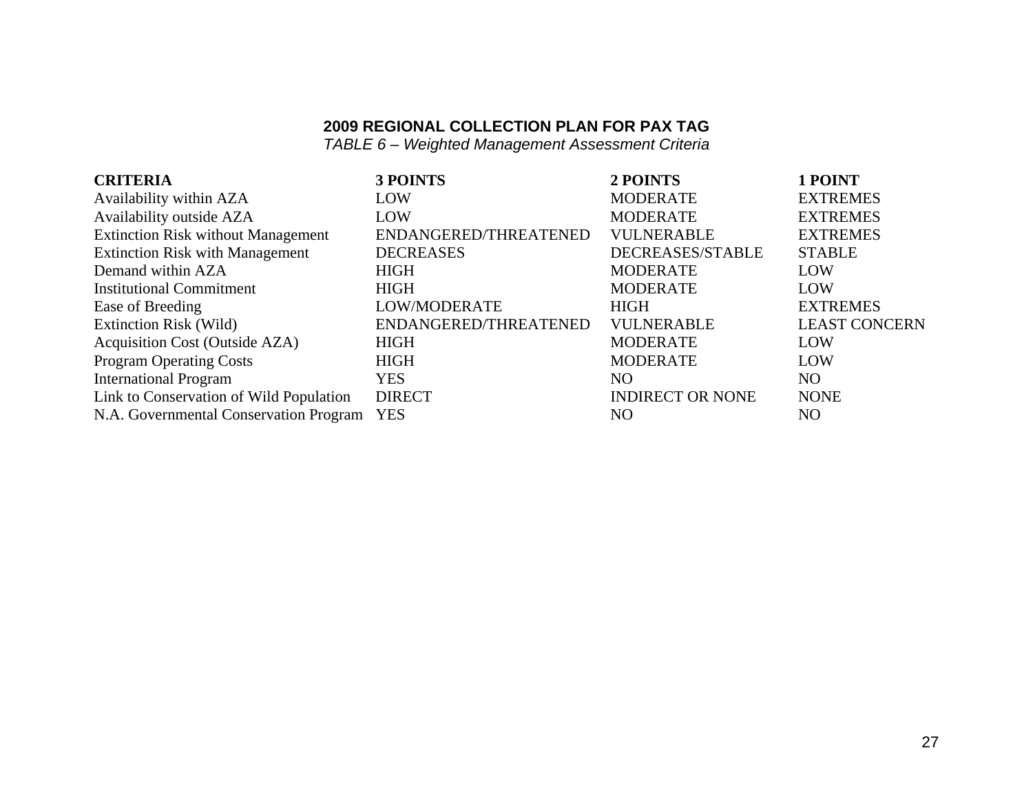**2009 REGIONAL COLLECTION PLAN FOR PAX TAG**

*TABLE 6 – Weighted Management Assessment Criteria*

| CRITERIA | 3 POINTS | 2 POINTS | 1 POINT |
|---|---|---|---|
| Availability within AZA | LOW | MODERATE | EXTREMES |
| Availability outside AZA | LOW | MODERATE | EXTREMES |
| Extinction Risk without Management | ENDANGERED/THREATENED | VULNERABLE | EXTREMES |
| Extinction Risk with Management | DECREASES | DECREASES/STABLE | STABLE |
| Demand within AZA | HIGH | MODERATE | LOW |
| Institutional Commitment | HIGH | MODERATE | LOW |
| Ease of Breeding | LOW/MODERATE | HIGH | EXTREMES |
| Extinction Risk (Wild) | ENDANGERED/THREATENED | VULNERABLE | LEAST CONCERN |
| Acquisition Cost (Outside AZA) | HIGH | MODERATE | LOW |
| Program Operating Costs | HIGH | MODERATE | LOW |
| International Program | YES | NO | NO |
| Link to Conservation of Wild Population | DIRECT | INDIRECT OR NONE | NONE |
| N.A. Governmental Conservation Program | YES | NO | NO |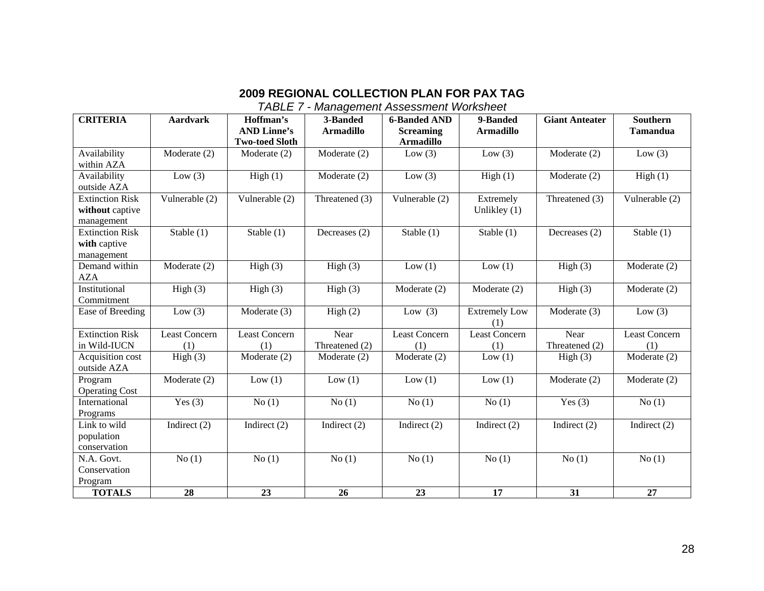## 2009 REGIONAL COLLECTION PLAN FOR PAX TAG

*TABLE 7 - Management Assessment Worksheet*

| CRITERIA | Aardvark | Hoffman's AND Linne's Two-toed Sloth | 3-Banded Armadillo | 6-Banded AND Screaming Armadillo | 9-Banded Armadillo | Giant Anteater | Southern Tamandua |
|---|---|---|---|---|---|---|---|
| Availability within AZA | Moderate (2) | Moderate (2) | Moderate (2) | Low (3) | Low (3) | Moderate (2) | Low (3) |
| Availability outside AZA | Low (3) | High (1) | Moderate (2) | Low (3) | High (1) | Moderate (2) | High (1) |
| Extinction Risk **without** captive management | Vulnerable (2) | Vulnerable (2) | Threatened (3) | Vulnerable (2) | Extremely Unlikley (1) | Threatened (3) | Vulnerable (2) |
| Extinction Risk **with** captive management | Stable (1) | Stable (1) | Decreases (2) | Stable (1) | Stable (1) | Decreases (2) | Stable (1) |
| Demand within AZA | Moderate (2) | High (3) | High (3) | Low (1) | Low (1) | High (3) | Moderate (2) |
| Institutional Commitment | High (3) | High (3) | High (3) | Moderate (2) | Moderate (2) | High (3) | Moderate (2) |
| Ease of Breeding | Low (3) | Moderate (3) | High (2) | Low (3) | Extremely Low (1) | Moderate (3) | Low (3) |
| Extinction Risk in Wild-IUCN | Least Concern (1) | Least Concern (1) | Near Threatened (2) | Least Concern (1) | Least Concern (1) | Near Threatened (2) | Least Concern (1) |
| Acquisition cost outside AZA | High (3) | Moderate (2) | Moderate (2) | Moderate (2) | Low (1) | High (3) | Moderate (2) |
| Program Operating Cost | Moderate (2) | Low (1) | Low (1) | Low (1) | Low (1) | Moderate (2) | Moderate (2) |
| International Programs | Yes (3) | No (1) | No (1) | No (1) | No (1) | Yes (3) | No (1) |
| Link to wild population conservation | Indirect (2) | Indirect (2) | Indirect (2) | Indirect (2) | Indirect (2) | Indirect (2) | Indirect (2) |
| N.A. Govt. Conservation Program | No (1) | No (1) | No (1) | No (1) | No (1) | No (1) | No (1) |
| **TOTALS** | **28** | **23** | **26** | **23** | **17** | **31** | **27** |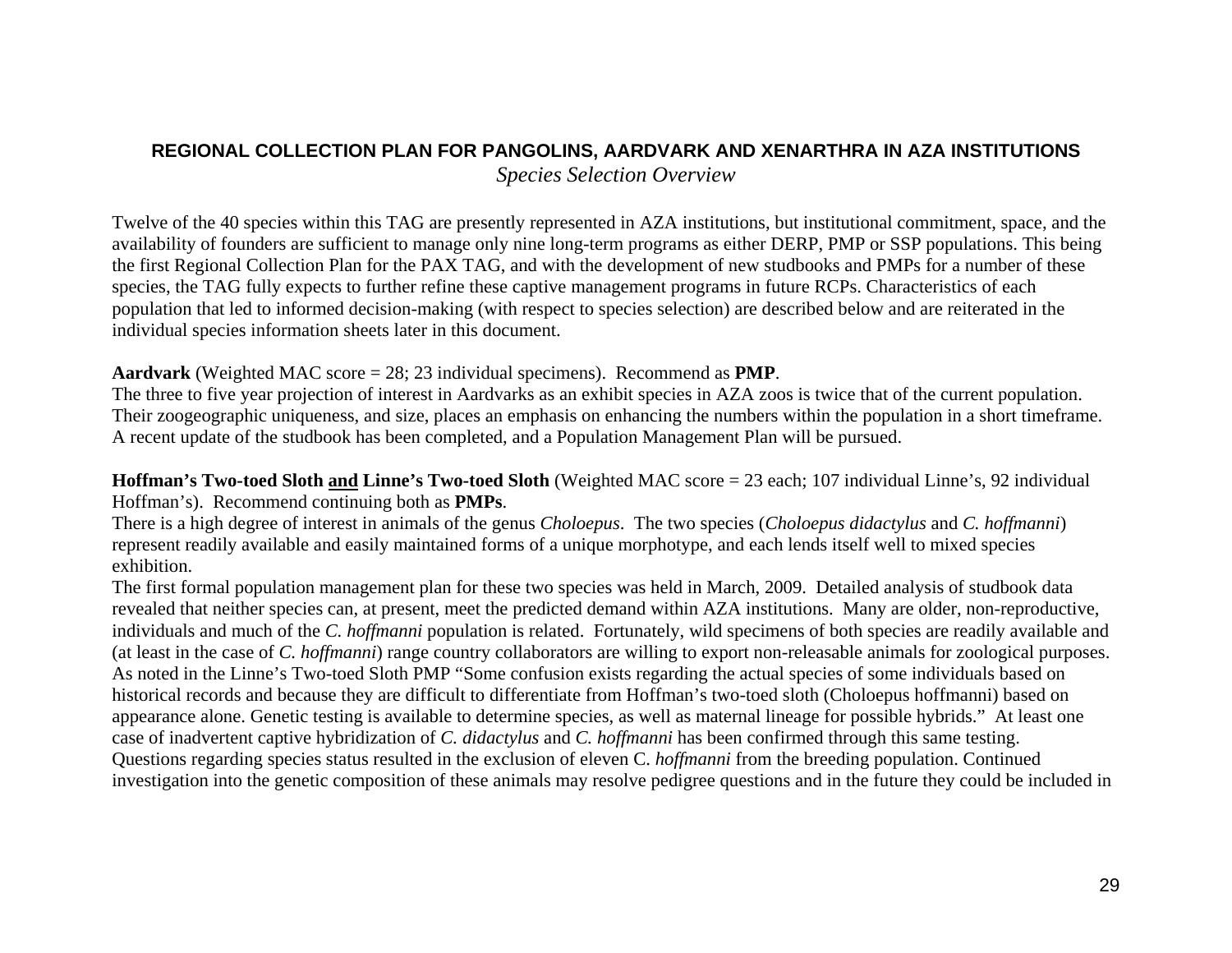**REGIONAL COLLECTION PLAN FOR PANGOLINS, AARDVARK AND XENARTHRA IN AZA INSTITUTIONS**

*Species Selection Overview*

Twelve of the 40 species within this TAG are presently represented in AZA institutions, but institutional commitment, space, and the availability of founders are sufficient to manage only nine long-term programs as either DERP, PMP or SSP populations. This being the first Regional Collection Plan for the PAX TAG, and with the development of new studbooks and PMPs for a number of these species, the TAG fully expects to further refine these captive management programs in future RCPs. Characteristics of each population that led to informed decision-making (with respect to species selection) are described below and are reiterated in the individual species information sheets later in this document.

**Aardvark** (Weighted MAC score = 28; 23 individual specimens). Recommend as **PMP**.
The three to five year projection of interest in Aardvarks as an exhibit species in AZA zoos is twice that of the current population. Their zoogeographic uniqueness, and size, places an emphasis on enhancing the numbers within the population in a short timeframe. A recent update of the studbook has been completed, and a Population Management Plan will be pursued.

**Hoffman's Two-toed Sloth <u>and</u> Linne's Two-toed Sloth** (Weighted MAC score = 23 each; 107 individual Linne's, 92 individual Hoffman's). Recommend continuing both as **PMPs**.
There is a high degree of interest in animals of the genus *Choloepus*. The two species (*Choloepus didactylus* and *C. hoffmanni*) represent readily available and easily maintained forms of a unique morphotype, and each lends itself well to mixed species exhibition.
The first formal population management plan for these two species was held in March, 2009. Detailed analysis of studbook data revealed that neither species can, at present, meet the predicted demand within AZA institutions. Many are older, non-reproductive, individuals and much of the *C. hoffmanni* population is related. Fortunately, wild specimens of both species are readily available and (at least in the case of *C. hoffmanni*) range country collaborators are willing to export non-releasable animals for zoological purposes. As noted in the Linne's Two-toed Sloth PMP "Some confusion exists regarding the actual species of some individuals based on historical records and because they are difficult to differentiate from Hoffman's two-toed sloth (Choloepus hoffmanni) based on appearance alone. Genetic testing is available to determine species, as well as maternal lineage for possible hybrids." At least one case of inadvertent captive hybridization of *C. didactylus* and *C. hoffmanni* has been confirmed through this same testing. Questions regarding species status resulted in the exclusion of eleven C. *hoffmanni* from the breeding population. Continued investigation into the genetic composition of these animals may resolve pedigree questions and in the future they could be included in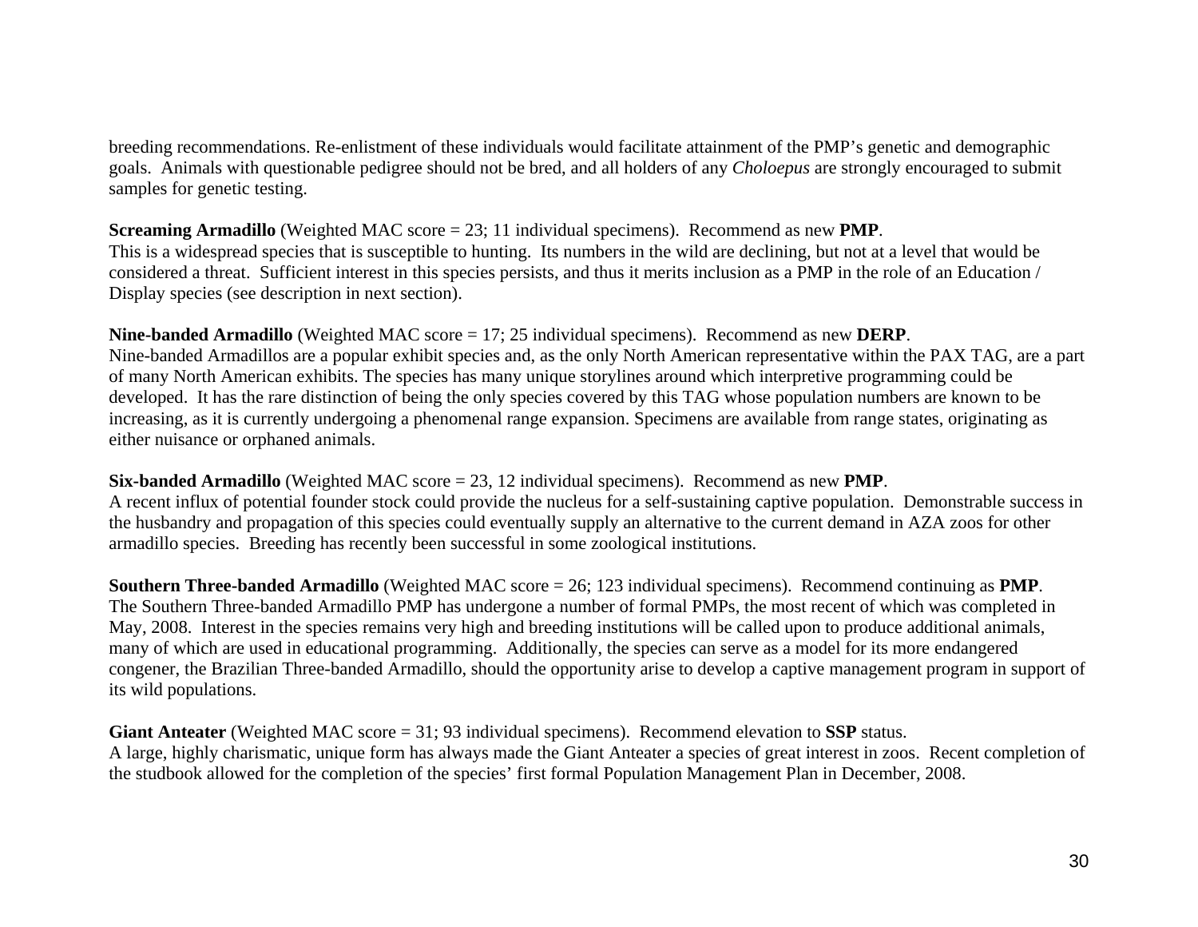breeding recommendations. Re-enlistment of these individuals would facilitate attainment of the PMP's genetic and demographic goals. Animals with questionable pedigree should not be bred, and all holders of any *Choloepus* are strongly encouraged to submit samples for genetic testing.

**Screaming Armadillo** (Weighted MAC score = 23; 11 individual specimens). Recommend as new **PMP**.
This is a widespread species that is susceptible to hunting. Its numbers in the wild are declining, but not at a level that would be considered a threat. Sufficient interest in this species persists, and thus it merits inclusion as a PMP in the role of an Education / Display species (see description in next section).

**Nine-banded Armadillo** (Weighted MAC score = 17; 25 individual specimens). Recommend as new **DERP**.
Nine-banded Armadillos are a popular exhibit species and, as the only North American representative within the PAX TAG, are a part of many North American exhibits. The species has many unique storylines around which interpretive programming could be developed. It has the rare distinction of being the only species covered by this TAG whose population numbers are known to be increasing, as it is currently undergoing a phenomenal range expansion. Specimens are available from range states, originating as either nuisance or orphaned animals.

**Six-banded Armadillo** (Weighted MAC score = 23, 12 individual specimens). Recommend as new **PMP**.
A recent influx of potential founder stock could provide the nucleus for a self-sustaining captive population. Demonstrable success in the husbandry and propagation of this species could eventually supply an alternative to the current demand in AZA zoos for other armadillo species. Breeding has recently been successful in some zoological institutions.

**Southern Three-banded Armadillo** (Weighted MAC score = 26; 123 individual specimens). Recommend continuing as **PMP**.
The Southern Three-banded Armadillo PMP has undergone a number of formal PMPs, the most recent of which was completed in May, 2008. Interest in the species remains very high and breeding institutions will be called upon to produce additional animals, many of which are used in educational programming. Additionally, the species can serve as a model for its more endangered congener, the Brazilian Three-banded Armadillo, should the opportunity arise to develop a captive management program in support of its wild populations.

**Giant Anteater** (Weighted MAC score = 31; 93 individual specimens). Recommend elevation to **SSP** status.
A large, highly charismatic, unique form has always made the Giant Anteater a species of great interest in zoos. Recent completion of the studbook allowed for the completion of the species' first formal Population Management Plan in December, 2008.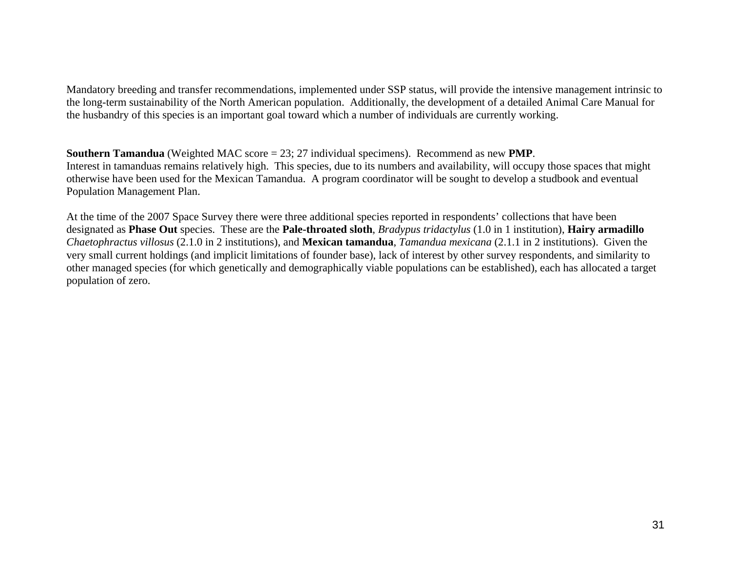Mandatory breeding and transfer recommendations, implemented under SSP status, will provide the intensive management intrinsic to the long-term sustainability of the North American population. Additionally, the development of a detailed Animal Care Manual for the husbandry of this species is an important goal toward which a number of individuals are currently working.

**Southern Tamandua** (Weighted MAC score = 23; 27 individual specimens). Recommend as new **PMP**.
Interest in tamanduas remains relatively high. This species, due to its numbers and availability, will occupy those spaces that might otherwise have been used for the Mexican Tamandua. A program coordinator will be sought to develop a studbook and eventual Population Management Plan.

At the time of the 2007 Space Survey there were three additional species reported in respondents' collections that have been designated as **Phase Out** species. These are the **Pale-throated sloth**, *Bradypus tridactylus* (1.0 in 1 institution), **Hairy armadillo** *Chaetophractus villosus* (2.1.0 in 2 institutions), and **Mexican tamandua**, *Tamandua mexicana* (2.1.1 in 2 institutions). Given the very small current holdings (and implicit limitations of founder base), lack of interest by other survey respondents, and similarity to other managed species (for which genetically and demographically viable populations can be established), each has allocated a target population of zero.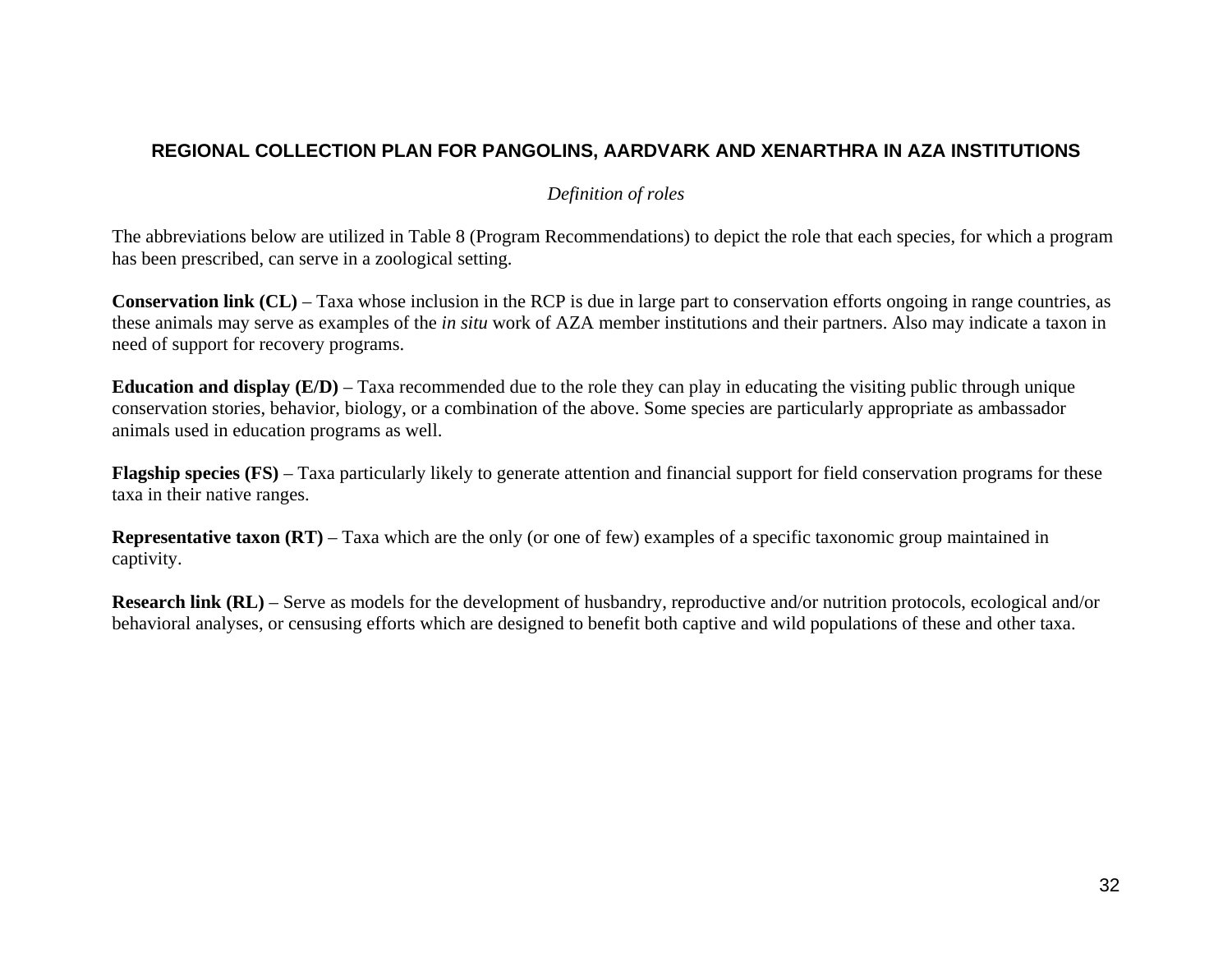## REGIONAL COLLECTION PLAN FOR PANGOLINS, AARDVARK AND XENARTHRA IN AZA INSTITUTIONS

*Definition of roles*

The abbreviations below are utilized in Table 8 (Program Recommendations) to depict the role that each species, for which a program has been prescribed, can serve in a zoological setting.

**Conservation link (CL)** – Taxa whose inclusion in the RCP is due in large part to conservation efforts ongoing in range countries, as these animals may serve as examples of the *in situ* work of AZA member institutions and their partners. Also may indicate a taxon in need of support for recovery programs.

**Education and display (E/D)** – Taxa recommended due to the role they can play in educating the visiting public through unique conservation stories, behavior, biology, or a combination of the above. Some species are particularly appropriate as ambassador animals used in education programs as well.

**Flagship species (FS)** – Taxa particularly likely to generate attention and financial support for field conservation programs for these taxa in their native ranges.

**Representative taxon (RT)** – Taxa which are the only (or one of few) examples of a specific taxonomic group maintained in captivity.

**Research link (RL)** – Serve as models for the development of husbandry, reproductive and/or nutrition protocols, ecological and/or behavioral analyses, or censusing efforts which are designed to benefit both captive and wild populations of these and other taxa.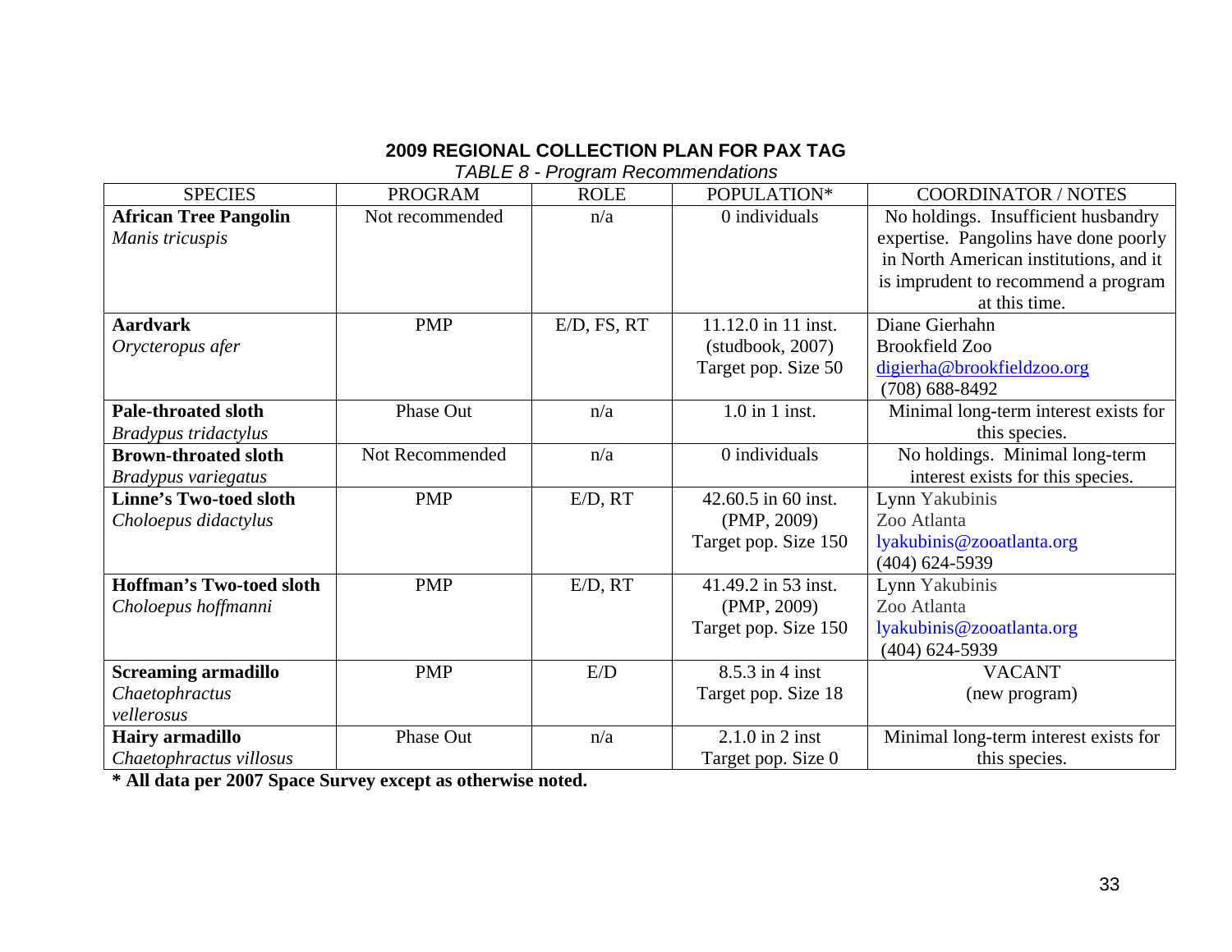## 2009 REGIONAL COLLECTION PLAN FOR PAX TAG

*TABLE 8 - Program Recommendations*

| SPECIES | PROGRAM | ROLE | POPULATION* | COORDINATOR / NOTES |
|---|---|---|---|---|
| **African Tree Pangolin** *Manis tricuspis* | Not recommended | n/a | 0 individuals | No holdings. Insufficient husbandry expertise. Pangolins have done poorly in North American institutions, and it is imprudent to recommend a program at this time. |
| **Aardvark** *Orycteropus afer* | PMP | E/D, FS, RT | 11.12.0 in 11 inst. (studbook, 2007) Target pop. Size 50 | Diane Gierhahn Brookfield Zoo digierha@brookfieldzoo.org (708) 688-8492 |
| **Pale-throated sloth** *Bradypus tridactylus* | Phase Out | n/a | 1.0 in 1 inst. | Minimal long-term interest exists for this species. |
| **Brown-throated sloth** *Bradypus variegatus* | Not Recommended | n/a | 0 individuals | No holdings. Minimal long-term interest exists for this species. |
| **Linne's Two-toed sloth** *Choloepus didactylus* | PMP | E/D, RT | 42.60.5 in 60 inst. (PMP, 2009) Target pop. Size 150 | Lynn Yakubinis Zoo Atlanta lyakubinis@zooatlanta.org (404) 624-5939 |
| **Hoffman's Two-toed sloth** *Choloepus hoffmanni* | PMP | E/D, RT | 41.49.2 in 53 inst. (PMP, 2009) Target pop. Size 150 | Lynn Yakubinis Zoo Atlanta lyakubinis@zooatlanta.org (404) 624-5939 |
| **Screaming armadillo** *Chaetophractus vellerosus* | PMP | E/D | 8.5.3 in 4 inst Target pop. Size 18 | VACANT (new program) |
| **Hairy armadillo** *Chaetophractus villosus* | Phase Out | n/a | 2.1.0 in 2 inst Target pop. Size 0 | Minimal long-term interest exists for this species. |

**\* All data per 2007 Space Survey except as otherwise noted.**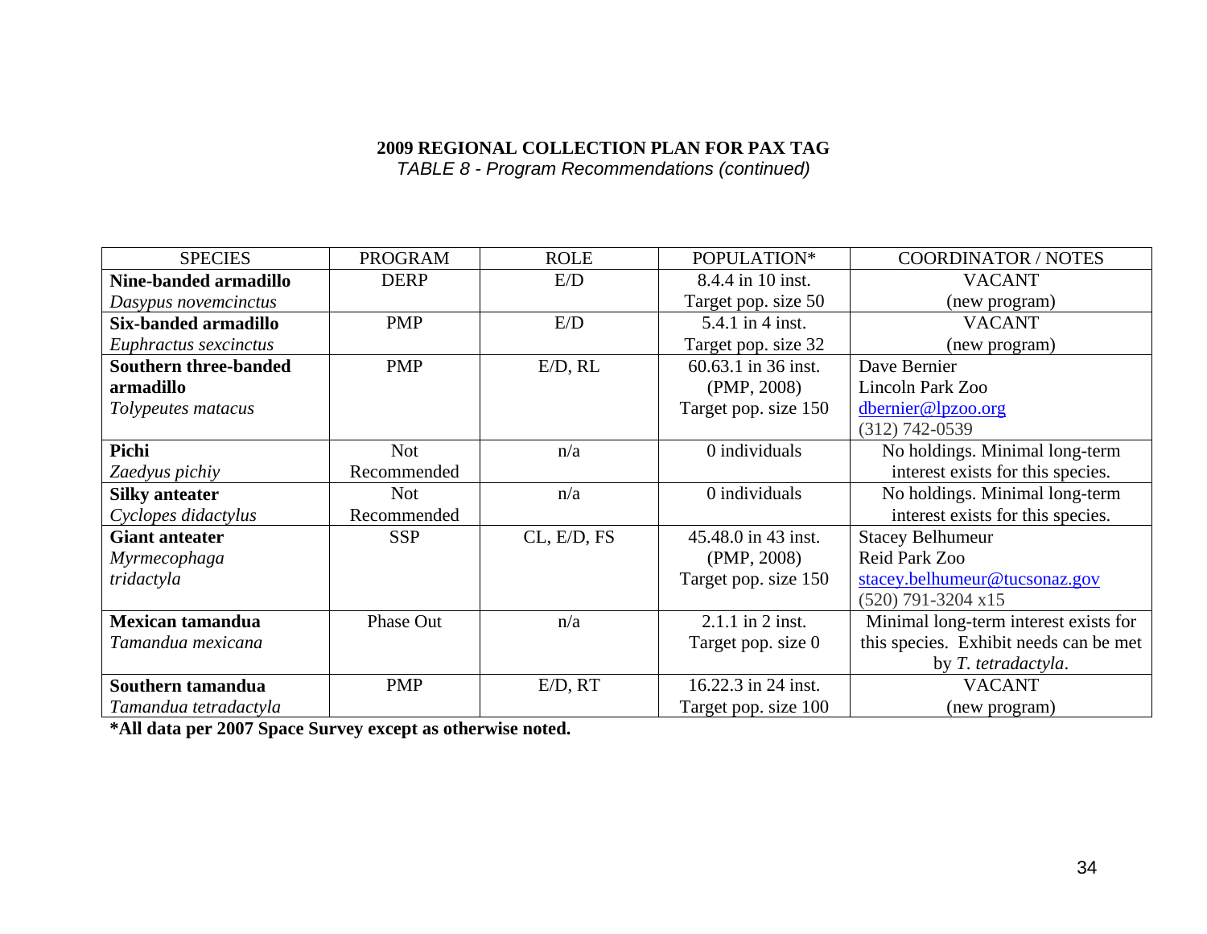**2009 REGIONAL COLLECTION PLAN FOR PAX TAG**

*TABLE 8 - Program Recommendations (continued)*

| SPECIES | PROGRAM | ROLE | POPULATION* | COORDINATOR / NOTES |
|---|---|---|---|---|
| **Nine-banded armadillo** *Dasypus novemcinctus* | DERP | E/D | 8.4.4 in 10 inst. Target pop. size 50 | VACANT (new program) |
| **Six-banded armadillo** *Euphractus sexcinctus* | PMP | E/D | 5.4.1 in 4 inst. Target pop. size 32 | VACANT (new program) |
| **Southern three-banded armadillo** *Tolypeutes matacus* | PMP | E/D, RL | 60.63.1 in 36 inst. (PMP, 2008) Target pop. size 150 | Dave Bernier Lincoln Park Zoo dbernier@lpzoo.org (312) 742-0539 |
| **Pichi** *Zaedyus pichiy* | Not Recommended | n/a | 0 individuals | No holdings. Minimal long-term interest exists for this species. |
| **Silky anteater** *Cyclopes didactylus* | Not Recommended | n/a | 0 individuals | No holdings. Minimal long-term interest exists for this species. |
| **Giant anteater** *Myrmecophaga tridactyla* | SSP | CL, E/D, FS | 45.48.0 in 43 inst. (PMP, 2008) Target pop. size 150 | Stacey Belhumeur Reid Park Zoo stacey.belhumeur@tucsonaz.gov (520) 791-3204 x15 |
| **Mexican tamandua** *Tamandua mexicana* | Phase Out | n/a | 2.1.1 in 2 inst. Target pop. size 0 | Minimal long-term interest exists for this species. Exhibit needs can be met by *T. tetradactyla*. |
| **Southern tamandua** *Tamandua tetradactyla* | PMP | E/D, RT | 16.22.3 in 24 inst. Target pop. size 100 | VACANT (new program) |

**\*All data per 2007 Space Survey except as otherwise noted.**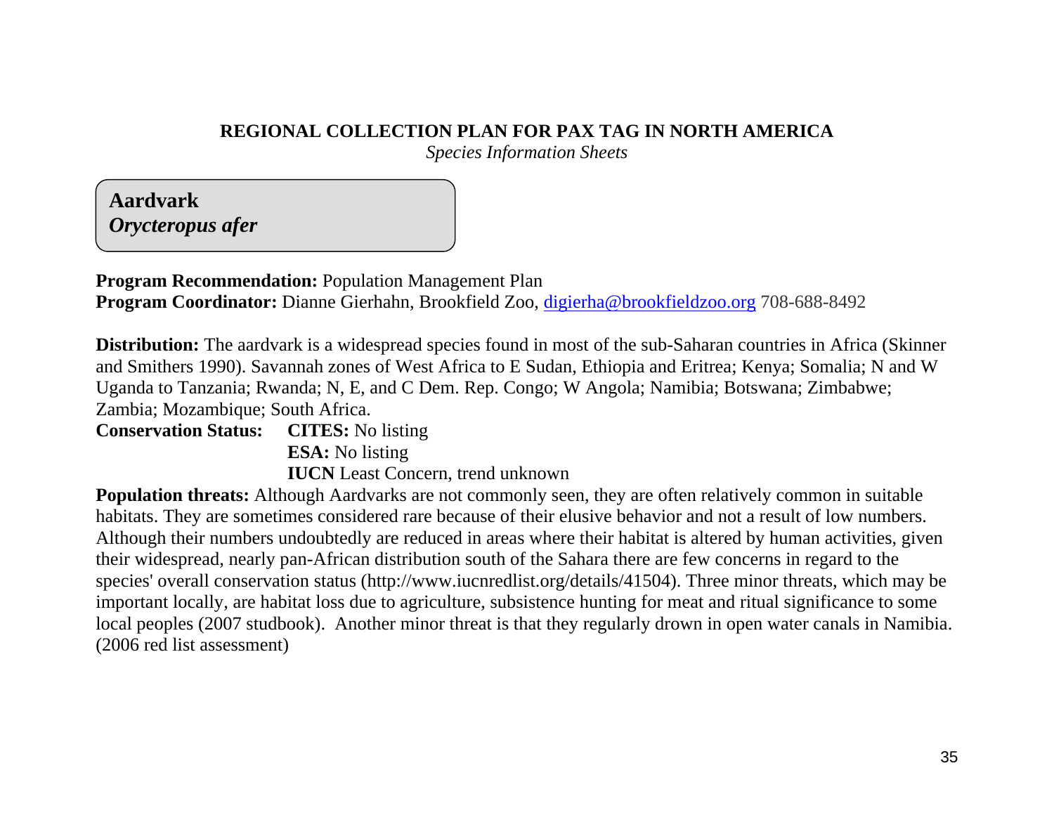**REGIONAL COLLECTION PLAN FOR PAX TAG IN NORTH AMERICA**

*Species Information Sheets*

## Aardvark
### *Orycteropus afer*

**Program Recommendation:** Population Management Plan
**Program Coordinator:** Dianne Gierhahn, Brookfield Zoo, digierha@brookfieldzoo.org 708-688-8492

**Distribution:** The aardvark is a widespread species found in most of the sub-Saharan countries in Africa (Skinner and Smithers 1990). Savannah zones of West Africa to E Sudan, Ethiopia and Eritrea; Kenya; Somalia; N and W Uganda to Tanzania; Rwanda; N, E, and C Dem. Rep. Congo; W Angola; Namibia; Botswana; Zimbabwe; Zambia; Mozambique; South Africa.

**Conservation Status:**
- **CITES:** No listing
- **ESA:** No listing
- **IUCN** Least Concern, trend unknown

**Population threats:** Although Aardvarks are not commonly seen, they are often relatively common in suitable habitats. They are sometimes considered rare because of their elusive behavior and not a result of low numbers. Although their numbers undoubtedly are reduced in areas where their habitat is altered by human activities, given their widespread, nearly pan-African distribution south of the Sahara there are few concerns in regard to the species' overall conservation status (http://www.iucnredlist.org/details/41504). Three minor threats, which may be important locally, are habitat loss due to agriculture, subsistence hunting for meat and ritual significance to some local peoples (2007 studbook). Another minor threat is that they regularly drown in open water canals in Namibia. (2006 red list assessment)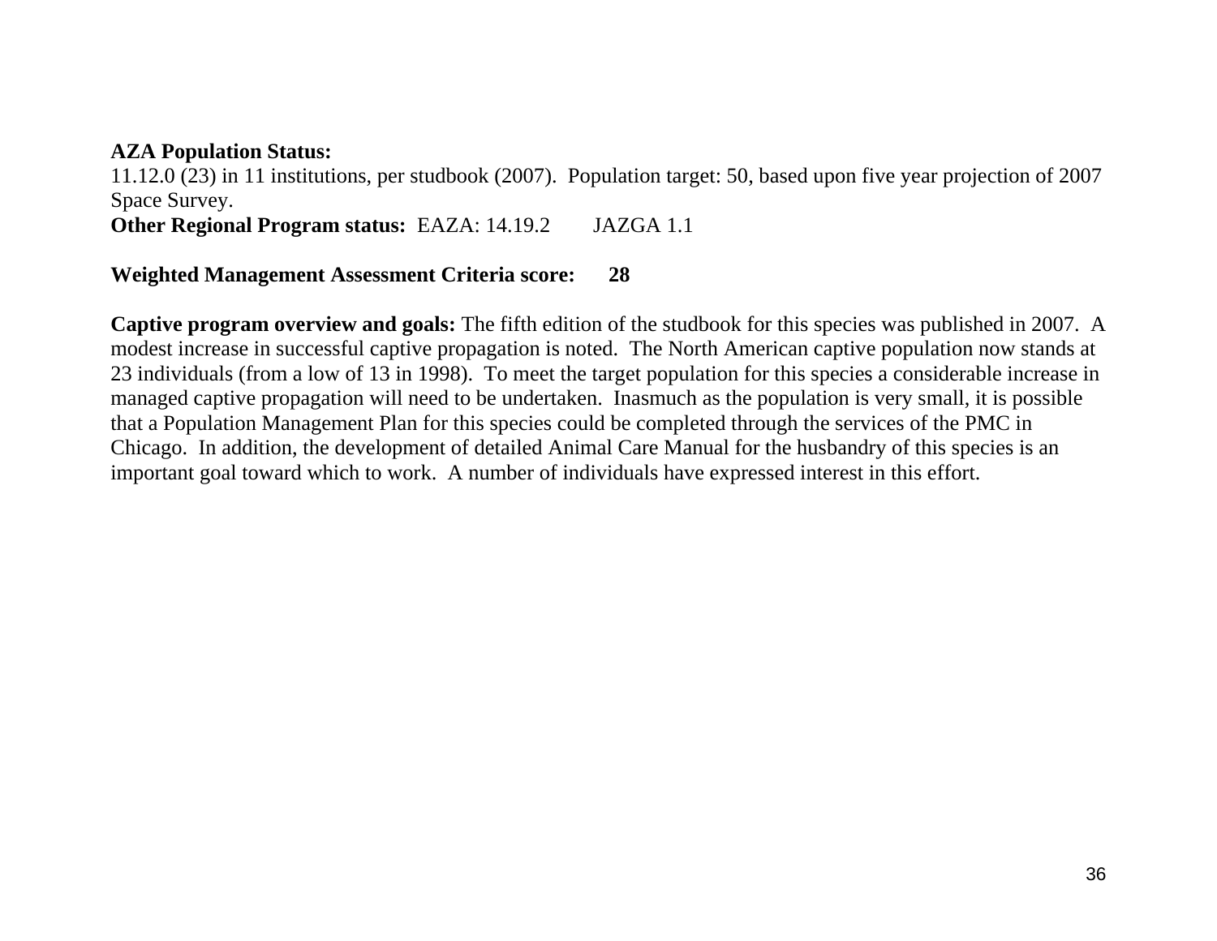**AZA Population Status:**
11.12.0 (23) in 11 institutions, per studbook (2007). Population target: 50, based upon five year projection of 2007 Space Survey.
**Other Regional Program status:** EAZA: 14.19.2 JAZGA 1.1

**Weighted Management Assessment Criteria score: 28**

**Captive program overview and goals:** The fifth edition of the studbook for this species was published in 2007. A modest increase in successful captive propagation is noted. The North American captive population now stands at 23 individuals (from a low of 13 in 1998). To meet the target population for this species a considerable increase in managed captive propagation will need to be undertaken. Inasmuch as the population is very small, it is possible that a Population Management Plan for this species could be completed through the services of the PMC in Chicago. In addition, the development of detailed Animal Care Manual for the husbandry of this species is an important goal toward which to work. A number of individuals have expressed interest in this effort.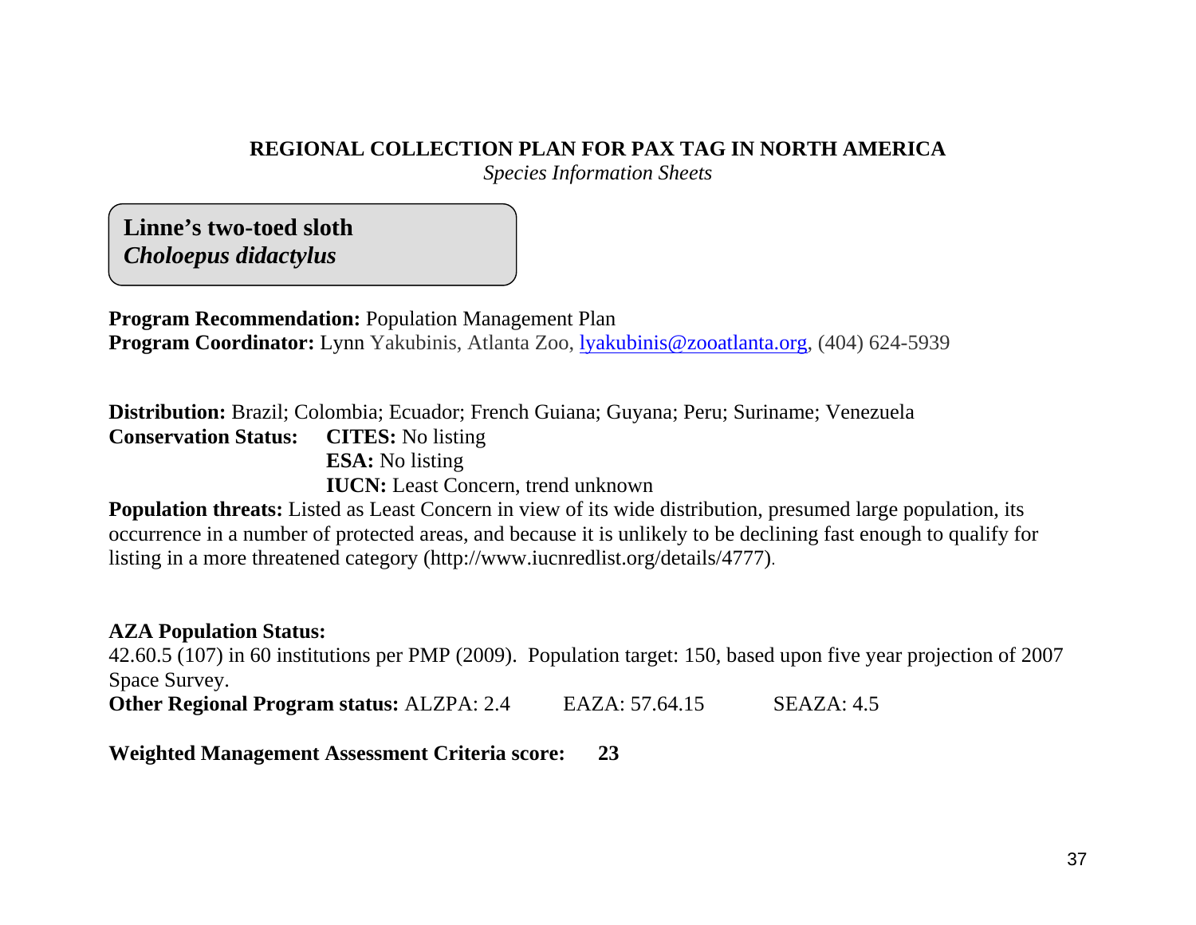**REGIONAL COLLECTION PLAN FOR PAX TAG IN NORTH AMERICA**

*Species Information Sheets*

## Linne’s two-toed sloth
## *Choloepus didactylus*

**Program Recommendation:** Population Management Plan
**Program Coordinator:** Lynn Yakubinis, Atlanta Zoo, lyakubinis@zooatlanta.org, (404) 624-5939

**Distribution:** Brazil; Colombia; Ecuador; French Guiana; Guyana; Peru; Suriname; Venezuela
**Conservation Status:** **CITES:** No listing
**ESA:** No listing
**IUCN:** Least Concern, trend unknown

**Population threats:** Listed as Least Concern in view of its wide distribution, presumed large population, its occurrence in a number of protected areas, and because it is unlikely to be declining fast enough to qualify for listing in a more threatened category (http://www.iucnredlist.org/details/4777).

**AZA Population Status:**
42.60.5 (107) in 60 institutions per PMP (2009). Population target: 150, based upon five year projection of 2007 Space Survey.
**Other Regional Program status:** ALZPA: 2.4 EAZA: 57.64.15 SEAZA: 4.5

**Weighted Management Assessment Criteria score:** **23**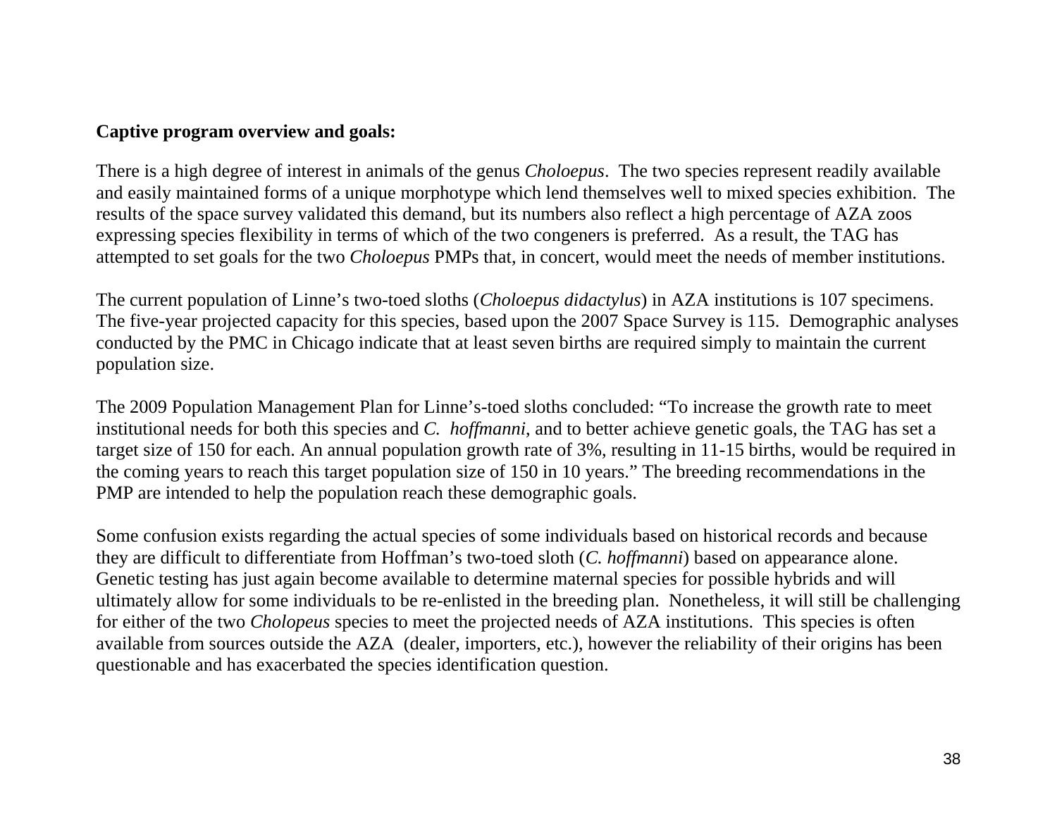**Captive program overview and goals:**

There is a high degree of interest in animals of the genus *Choloepus*. The two species represent readily available and easily maintained forms of a unique morphotype which lend themselves well to mixed species exhibition. The results of the space survey validated this demand, but its numbers also reflect a high percentage of AZA zoos expressing species flexibility in terms of which of the two congeners is preferred. As a result, the TAG has attempted to set goals for the two *Choloepus* PMPs that, in concert, would meet the needs of member institutions.

The current population of Linne's two-toed sloths (*Choloepus didactylus*) in AZA institutions is 107 specimens. The five-year projected capacity for this species, based upon the 2007 Space Survey is 115. Demographic analyses conducted by the PMC in Chicago indicate that at least seven births are required simply to maintain the current population size.

The 2009 Population Management Plan for Linne's-toed sloths concluded: "To increase the growth rate to meet institutional needs for both this species and *C. hoffmanni*, and to better achieve genetic goals, the TAG has set a target size of 150 for each. An annual population growth rate of 3%, resulting in 11-15 births, would be required in the coming years to reach this target population size of 150 in 10 years." The breeding recommendations in the PMP are intended to help the population reach these demographic goals.

Some confusion exists regarding the actual species of some individuals based on historical records and because they are difficult to differentiate from Hoffman's two-toed sloth (*C. hoffmanni*) based on appearance alone. Genetic testing has just again become available to determine maternal species for possible hybrids and will ultimately allow for some individuals to be re-enlisted in the breeding plan. Nonetheless, it will still be challenging for either of the two *Cholopeus* species to meet the projected needs of AZA institutions. This species is often available from sources outside the AZA (dealer, importers, etc.), however the reliability of their origins has been questionable and has exacerbated the species identification question.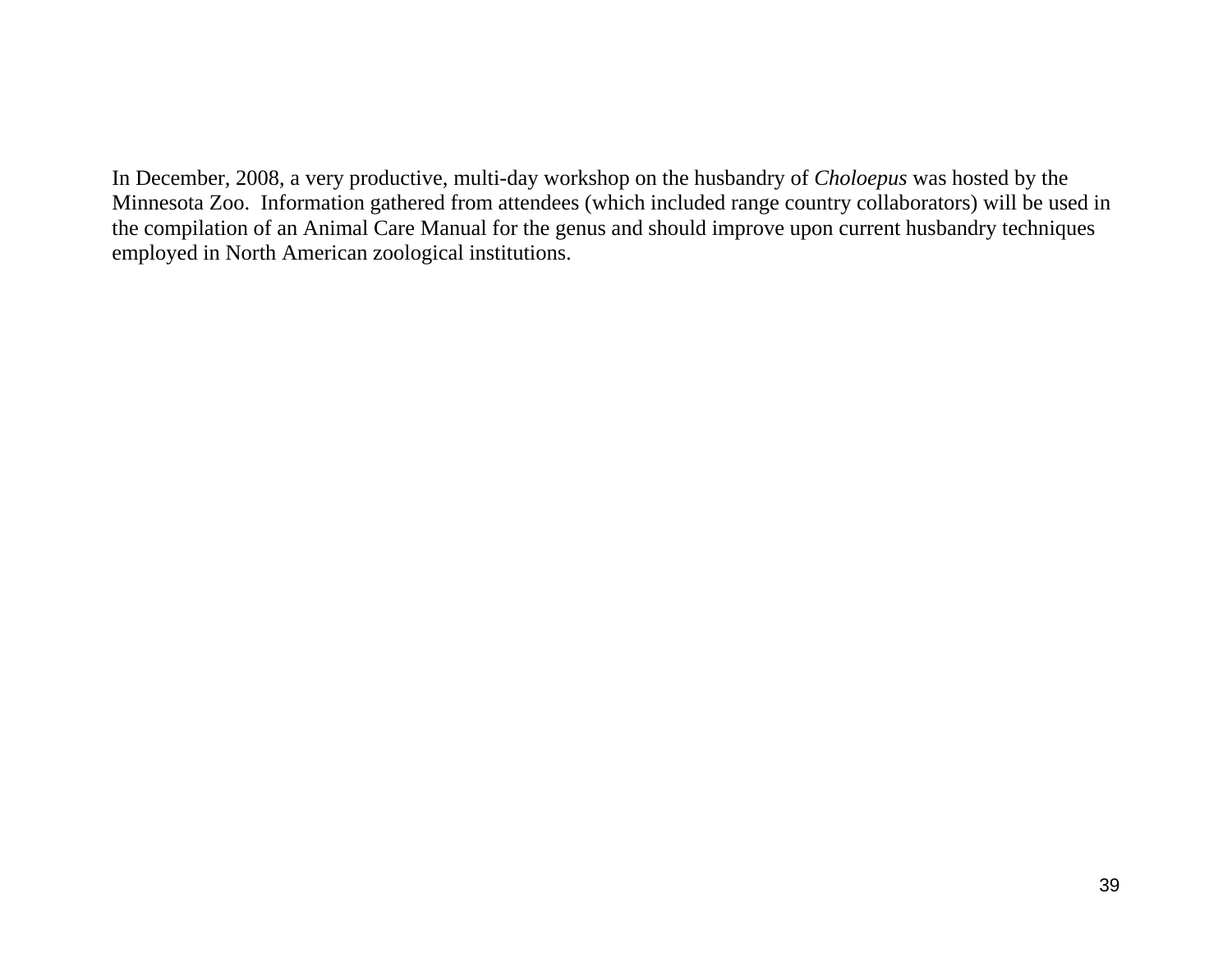In December, 2008, a very productive, multi-day workshop on the husbandry of *Choloepus* was hosted by the Minnesota Zoo. Information gathered from attendees (which included range country collaborators) will be used in the compilation of an Animal Care Manual for the genus and should improve upon current husbandry techniques employed in North American zoological institutions.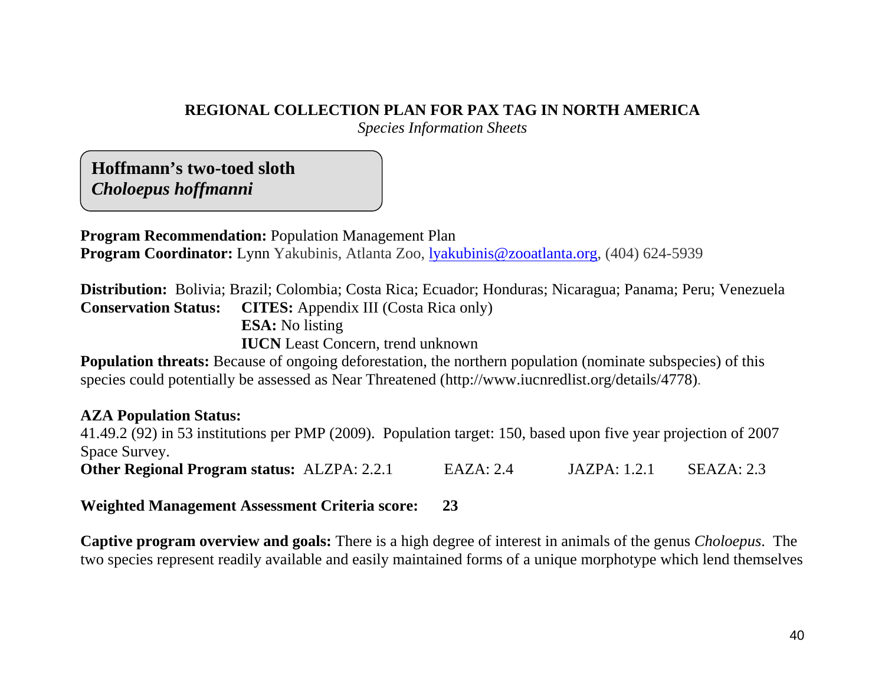**REGIONAL COLLECTION PLAN FOR PAX TAG IN NORTH AMERICA**
*Species Information Sheets*

**Hoffmann's two-toed sloth**
***Choloepus hoffmanni***

**Program Recommendation:** Population Management Plan
**Program Coordinator:** Lynn Yakubinis, Atlanta Zoo, lyakubinis@zooatlanta.org, (404) 624-5939

**Distribution:** Bolivia; Brazil; Colombia; Costa Rica; Ecuador; Honduras; Nicaragua; Panama; Peru; Venezuela
**Conservation Status:** **CITES:** Appendix III (Costa Rica only)
**ESA:** No listing
**IUCN** Least Concern, trend unknown
**Population threats:** Because of ongoing deforestation, the northern population (nominate subspecies) of this species could potentially be assessed as Near Threatened (http://www.iucnredlist.org/details/4778).

**AZA Population Status:**
41.49.2 (92) in 53 institutions per PMP (2009). Population target: 150, based upon five year projection of 2007 Space Survey.
**Other Regional Program status:** ALZPA: 2.2.1 EAZA: 2.4 JAZPA: 1.2.1 SEAZA: 2.3

**Weighted Management Assessment Criteria score: 23**

**Captive program overview and goals:** There is a high degree of interest in animals of the genus *Choloepus*. The two species represent readily available and easily maintained forms of a unique morphotype which lend themselves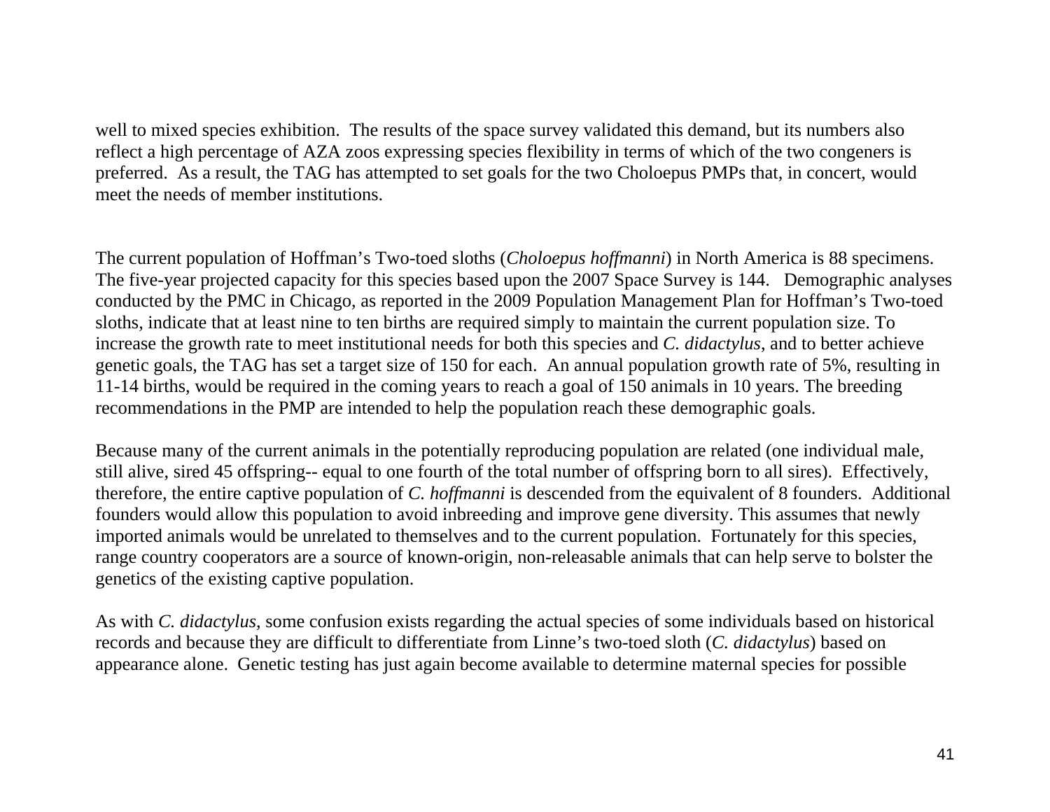well to mixed species exhibition.  The results of the space survey validated this demand, but its numbers also reflect a high percentage of AZA zoos expressing species flexibility in terms of which of the two congeners is preferred.  As a result, the TAG has attempted to set goals for the two Choloepus PMPs that, in concert, would meet the needs of member institutions.

The current population of Hoffman's Two-toed sloths (*Choloepus hoffmanni*) in North America is 88 specimens. The five-year projected capacity for this species based upon the 2007 Space Survey is 144.   Demographic analyses conducted by the PMC in Chicago, as reported in the 2009 Population Management Plan for Hoffman's Two-toed sloths, indicate that at least nine to ten births are required simply to maintain the current population size. To increase the growth rate to meet institutional needs for both this species and *C. didactylus*, and to better achieve genetic goals, the TAG has set a target size of 150 for each.  An annual population growth rate of 5%, resulting in 11-14 births, would be required in the coming years to reach a goal of 150 animals in 10 years. The breeding recommendations in the PMP are intended to help the population reach these demographic goals.

Because many of the current animals in the potentially reproducing population are related (one individual male, still alive, sired 45 offspring-- equal to one fourth of the total number of offspring born to all sires).  Effectively, therefore, the entire captive population of *C. hoffmanni* is descended from the equivalent of 8 founders.  Additional founders would allow this population to avoid inbreeding and improve gene diversity. This assumes that newly imported animals would be unrelated to themselves and to the current population.  Fortunately for this species, range country cooperators are a source of known-origin, non-releasable animals that can help serve to bolster the genetics of the existing captive population.

As with *C. didactylus*, some confusion exists regarding the actual species of some individuals based on historical records and because they are difficult to differentiate from Linne's two-toed sloth (*C. didactylus*) based on appearance alone.  Genetic testing has just again become available to determine maternal species for possible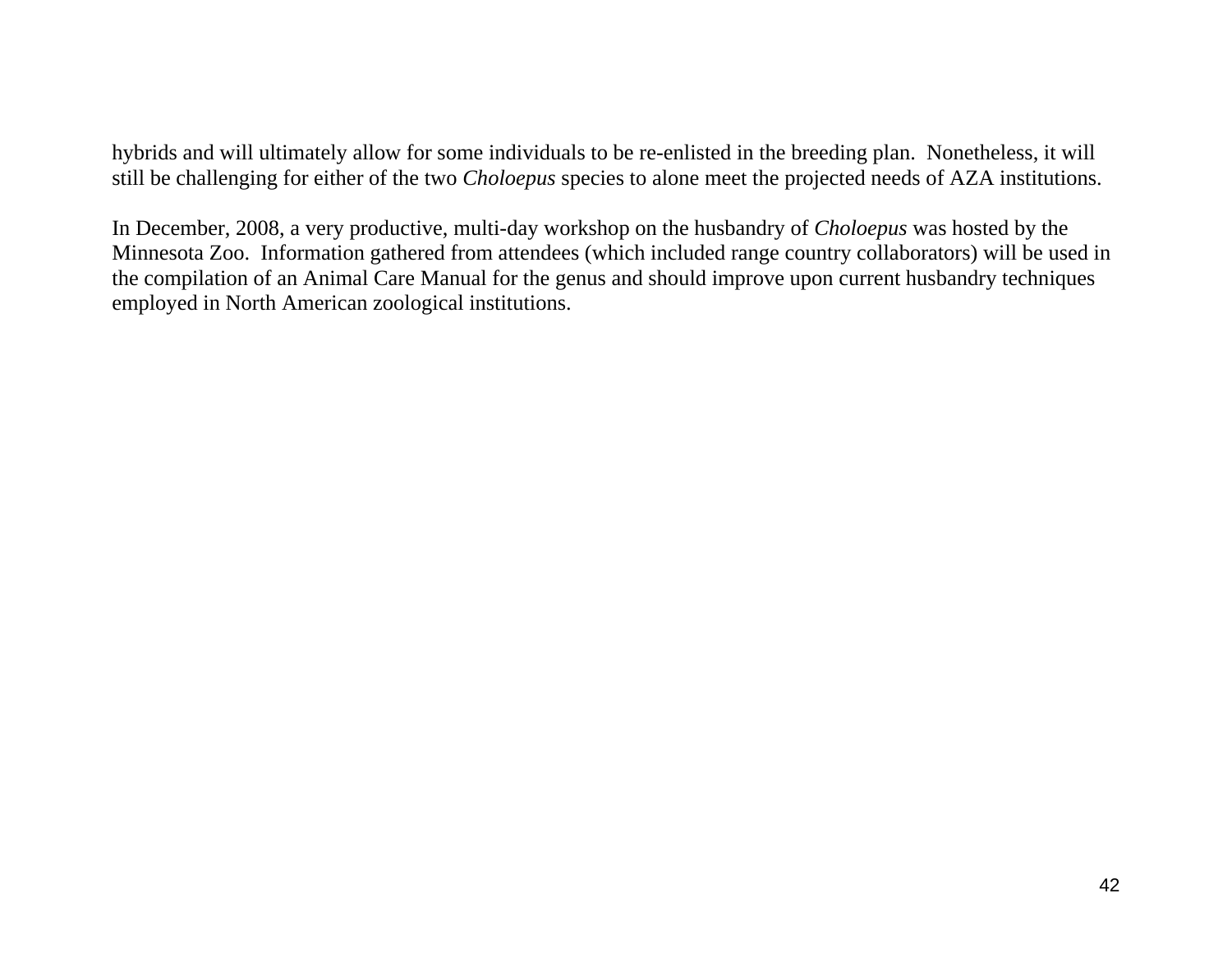hybrids and will ultimately allow for some individuals to be re-enlisted in the breeding plan. Nonetheless, it will still be challenging for either of the two *Choloepus* species to alone meet the projected needs of AZA institutions.

In December, 2008, a very productive, multi-day workshop on the husbandry of *Choloepus* was hosted by the Minnesota Zoo. Information gathered from attendees (which included range country collaborators) will be used in the compilation of an Animal Care Manual for the genus and should improve upon current husbandry techniques employed in North American zoological institutions.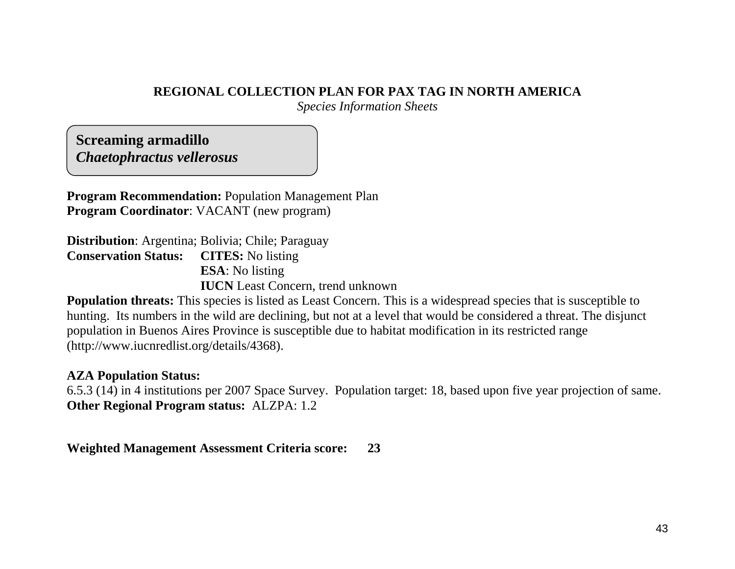**REGIONAL COLLECTION PLAN FOR PAX TAG IN NORTH AMERICA**
*Species Information Sheets*

## Screaming armadillo
## *Chaetophractus vellerosus*

**Program Recommendation:** Population Management Plan
**Program Coordinator**: VACANT (new program)

**Distribution**: Argentina; Bolivia; Chile; Paraguay
**Conservation Status:** **CITES:** No listing
**ESA**: No listing
**IUCN** Least Concern, trend unknown

**Population threats:** This species is listed as Least Concern. This is a widespread species that is susceptible to hunting. Its numbers in the wild are declining, but not at a level that would be considered a threat. The disjunct population in Buenos Aires Province is susceptible due to habitat modification in its restricted range (http://www.iucnredlist.org/details/4368).

**AZA Population Status:**
6.5.3 (14) in 4 institutions per 2007 Space Survey. Population target: 18, based upon five year projection of same.
**Other Regional Program status:** ALZPA: 1.2

**Weighted Management Assessment Criteria score: 23**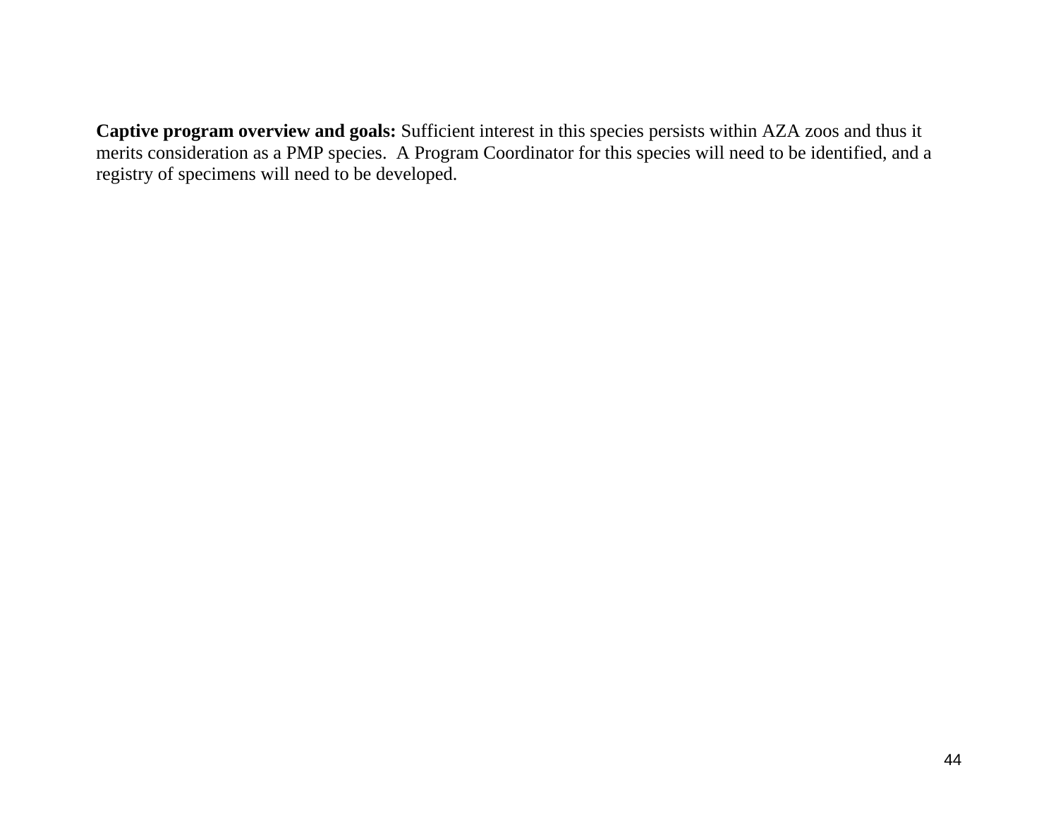**Captive program overview and goals:** Sufficient interest in this species persists within AZA zoos and thus it merits consideration as a PMP species.  A Program Coordinator for this species will need to be identified, and a registry of specimens will need to be developed.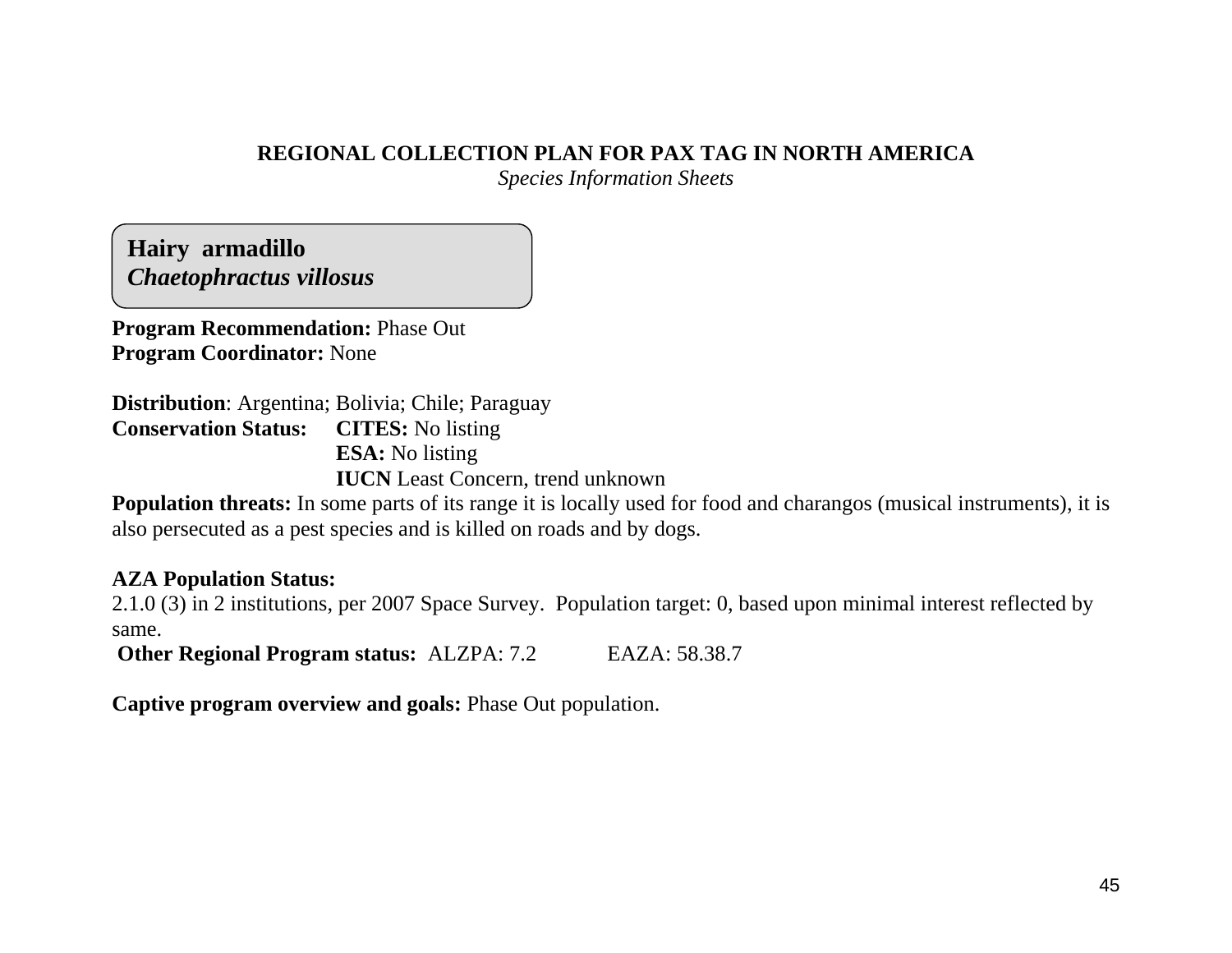**REGIONAL COLLECTION PLAN FOR PAX TAG IN NORTH AMERICA**

*Species Information Sheets*

**Hairy armadillo**
***Chaetophractus villosus***

**Program Recommendation:** Phase Out
**Program Coordinator:** None

**Distribution**: Argentina; Bolivia; Chile; Paraguay
**Conservation Status:** **CITES:** No listing
**ESA:** No listing
**IUCN** Least Concern, trend unknown
**Population threats:** In some parts of its range it is locally used for food and charangos (musical instruments), it is also persecuted as a pest species and is killed on roads and by dogs.

**AZA Population Status:**
2.1.0 (3) in 2 institutions, per 2007 Space Survey. Population target: 0, based upon minimal interest reflected by same.
**Other Regional Program status:** ALZPA: 7.2 EAZA: 58.38.7

**Captive program overview and goals:** Phase Out population.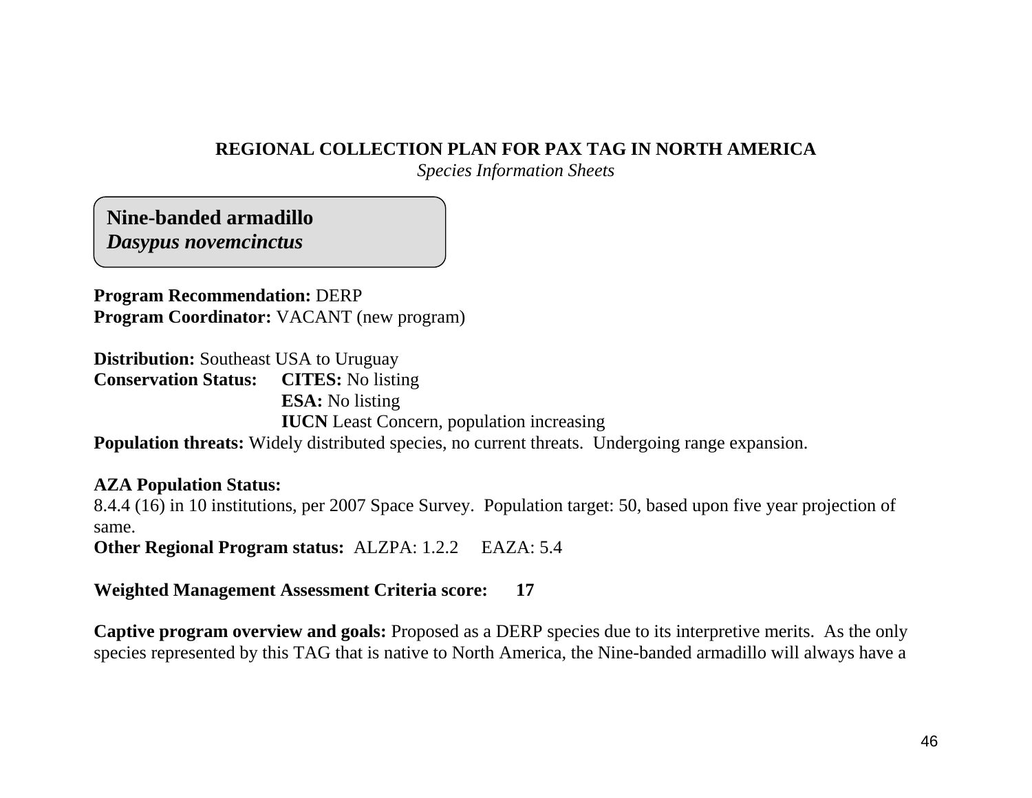**REGIONAL COLLECTION PLAN FOR PAX TAG IN NORTH AMERICA**
*Species Information Sheets*

## Nine-banded armadillo
### *Dasypus novemcinctus*

**Program Recommendation:** DERP
**Program Coordinator:** VACANT (new program)

**Distribution:** Southeast USA to Uruguay
**Conservation Status:** **CITES:** No listing
**ESA:** No listing
**IUCN** Least Concern, population increasing
**Population threats:** Widely distributed species, no current threats. Undergoing range expansion.

**AZA Population Status:**
8.4.4 (16) in 10 institutions, per 2007 Space Survey. Population target: 50, based upon five year projection of same.
**Other Regional Program status:** ALZPA: 1.2.2 EAZA: 5.4

**Weighted Management Assessment Criteria score: 17**

**Captive program overview and goals:** Proposed as a DERP species due to its interpretive merits. As the only species represented by this TAG that is native to North America, the Nine-banded armadillo will always have a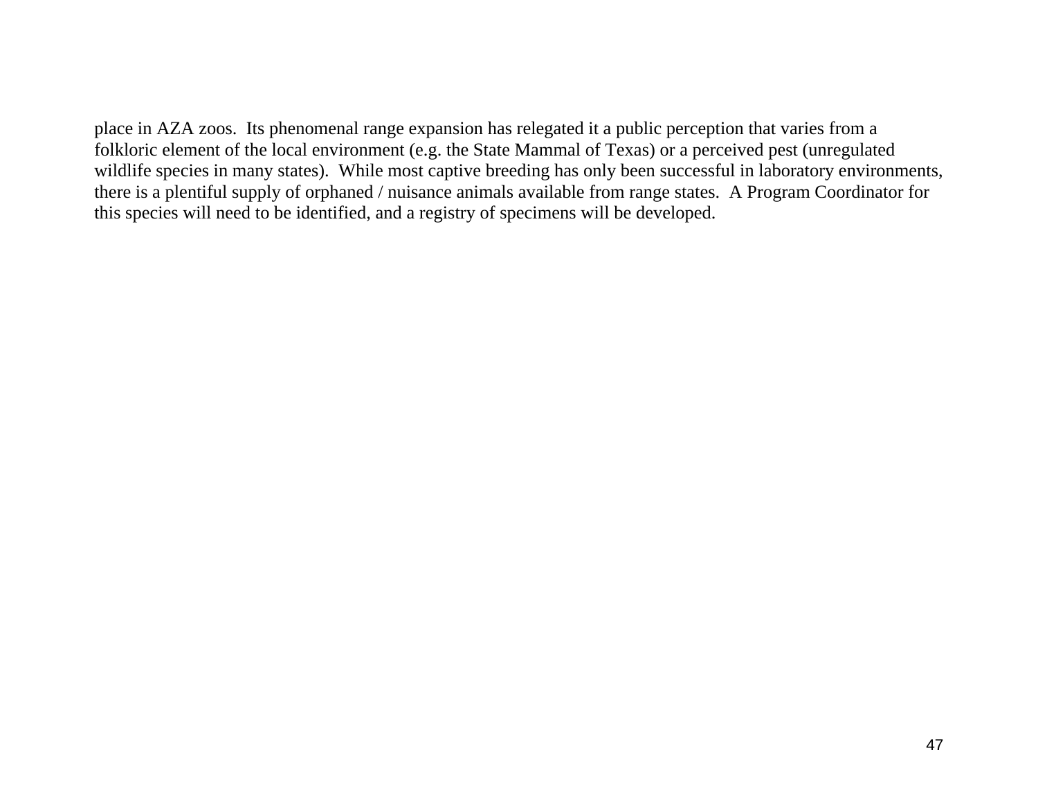place in AZA zoos.  Its phenomenal range expansion has relegated it a public perception that varies from a folkloric element of the local environment (e.g. the State Mammal of Texas) or a perceived pest (unregulated wildlife species in many states).  While most captive breeding has only been successful in laboratory environments, there is a plentiful supply of orphaned / nuisance animals available from range states.  A Program Coordinator for this species will need to be identified, and a registry of specimens will be developed.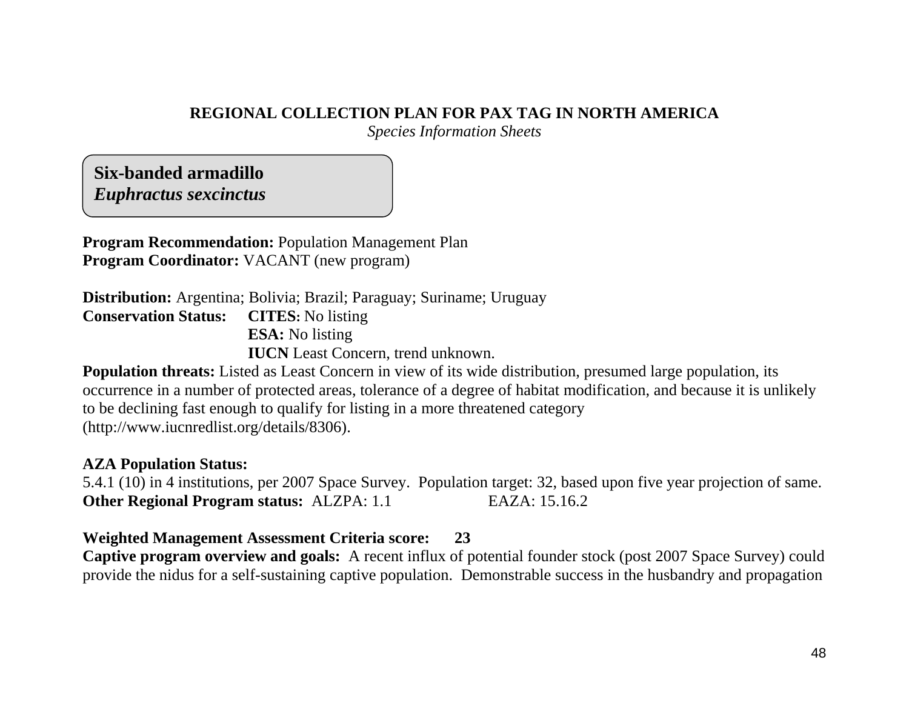**REGIONAL COLLECTION PLAN FOR PAX TAG IN NORTH AMERICA**
*Species Information Sheets*

## Six-banded armadillo
## *Euphractus sexcinctus*

**Program Recommendation:** Population Management Plan
**Program Coordinator:** VACANT (new program)

**Distribution:** Argentina; Bolivia; Brazil; Paraguay; Suriname; Uruguay
**Conservation Status:** **CITES:** No listing
**ESA:** No listing
**IUCN** Least Concern, trend unknown.
**Population threats:** Listed as Least Concern in view of its wide distribution, presumed large population, its occurrence in a number of protected areas, tolerance of a degree of habitat modification, and because it is unlikely to be declining fast enough to qualify for listing in a more threatened category (http://www.iucnredlist.org/details/8306).

**AZA Population Status:**
5.4.1 (10) in 4 institutions, per 2007 Space Survey. Population target: 32, based upon five year projection of same.
**Other Regional Program status:** ALZPA: 1.1 EAZA: 15.16.2

**Weighted Management Assessment Criteria score: 23**
**Captive program overview and goals:** A recent influx of potential founder stock (post 2007 Space Survey) could provide the nidus for a self-sustaining captive population. Demonstrable success in the husbandry and propagation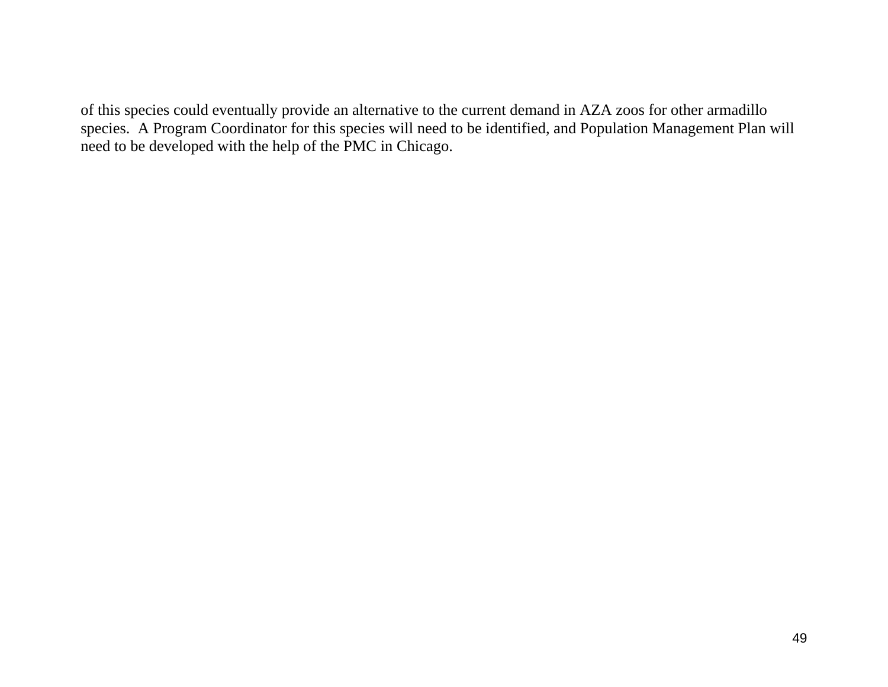of this species could eventually provide an alternative to the current demand in AZA zoos for other armadillo species.  A Program Coordinator for this species will need to be identified, and Population Management Plan will need to be developed with the help of the PMC in Chicago.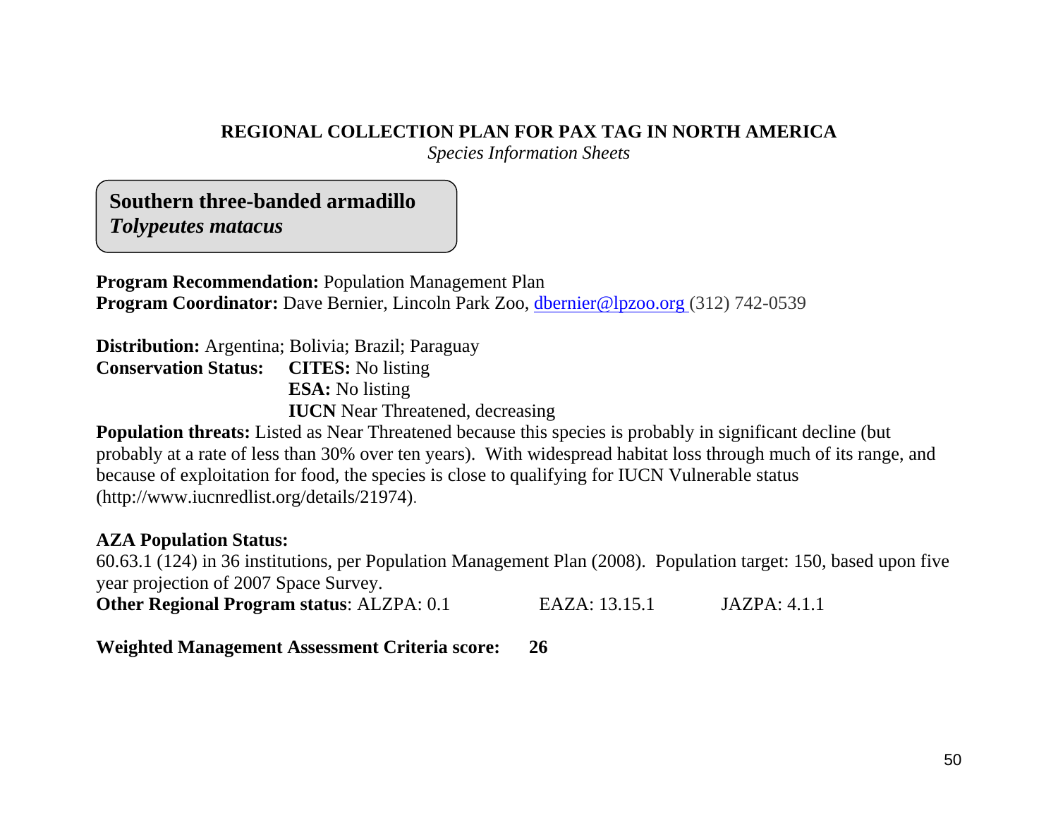**REGIONAL COLLECTION PLAN FOR PAX TAG IN NORTH AMERICA**

*Species Information Sheets*

## Southern three-banded armadillo
### *Tolypeutes matacus*

**Program Recommendation:** Population Management Plan
**Program Coordinator:** Dave Bernier, Lincoln Park Zoo, dbernier@lpzoo.org (312) 742-0539

**Distribution:** Argentina; Bolivia; Brazil; Paraguay
**Conservation Status:** **CITES:** No listing
**ESA:** No listing
**IUCN** Near Threatened, decreasing

**Population threats:** Listed as Near Threatened because this species is probably in significant decline (but probably at a rate of less than 30% over ten years). With widespread habitat loss through much of its range, and because of exploitation for food, the species is close to qualifying for IUCN Vulnerable status (http://www.iucnredlist.org/details/21974).

**AZA Population Status:**
60.63.1 (124) in 36 institutions, per Population Management Plan (2008). Population target: 150, based upon five year projection of 2007 Space Survey.
**Other Regional Program status**: ALZPA: 0.1 EAZA: 13.15.1 JAZPA: 4.1.1

**Weighted Management Assessment Criteria score: 26**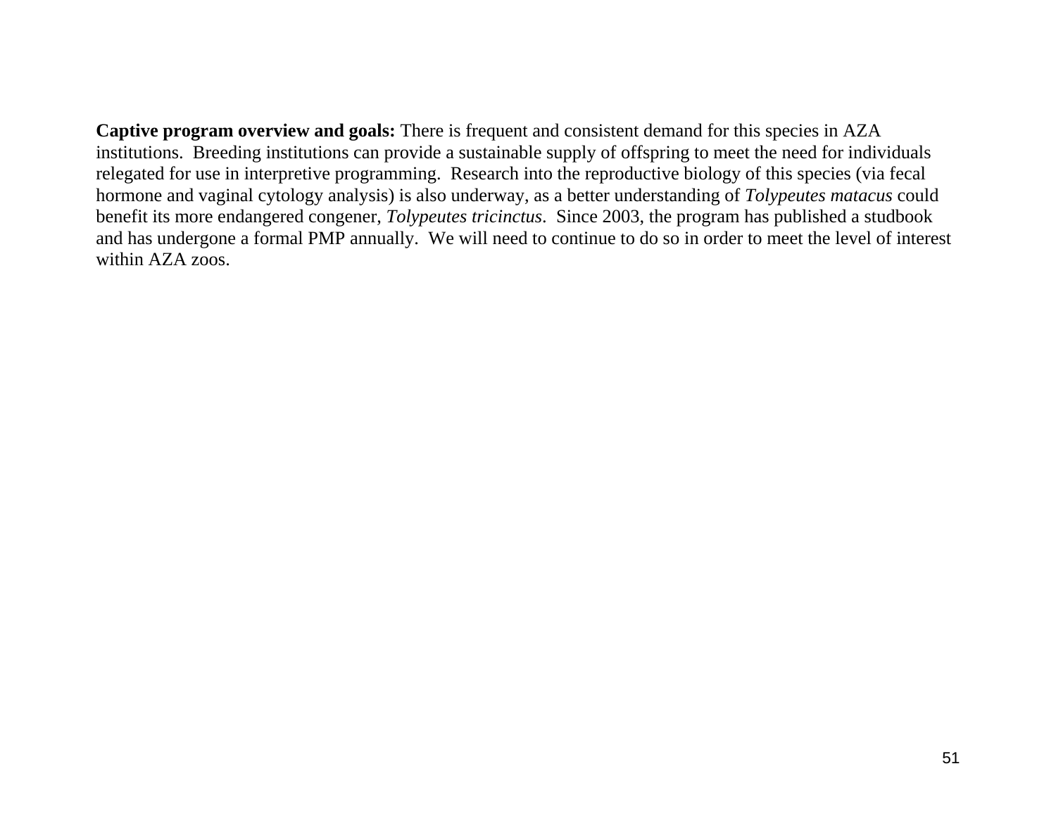**Captive program overview and goals:** There is frequent and consistent demand for this species in AZA institutions. Breeding institutions can provide a sustainable supply of offspring to meet the need for individuals relegated for use in interpretive programming. Research into the reproductive biology of this species (via fecal hormone and vaginal cytology analysis) is also underway, as a better understanding of *Tolypeutes matacus* could benefit its more endangered congener, *Tolypeutes tricinctus*. Since 2003, the program has published a studbook and has undergone a formal PMP annually. We will need to continue to do so in order to meet the level of interest within AZA zoos.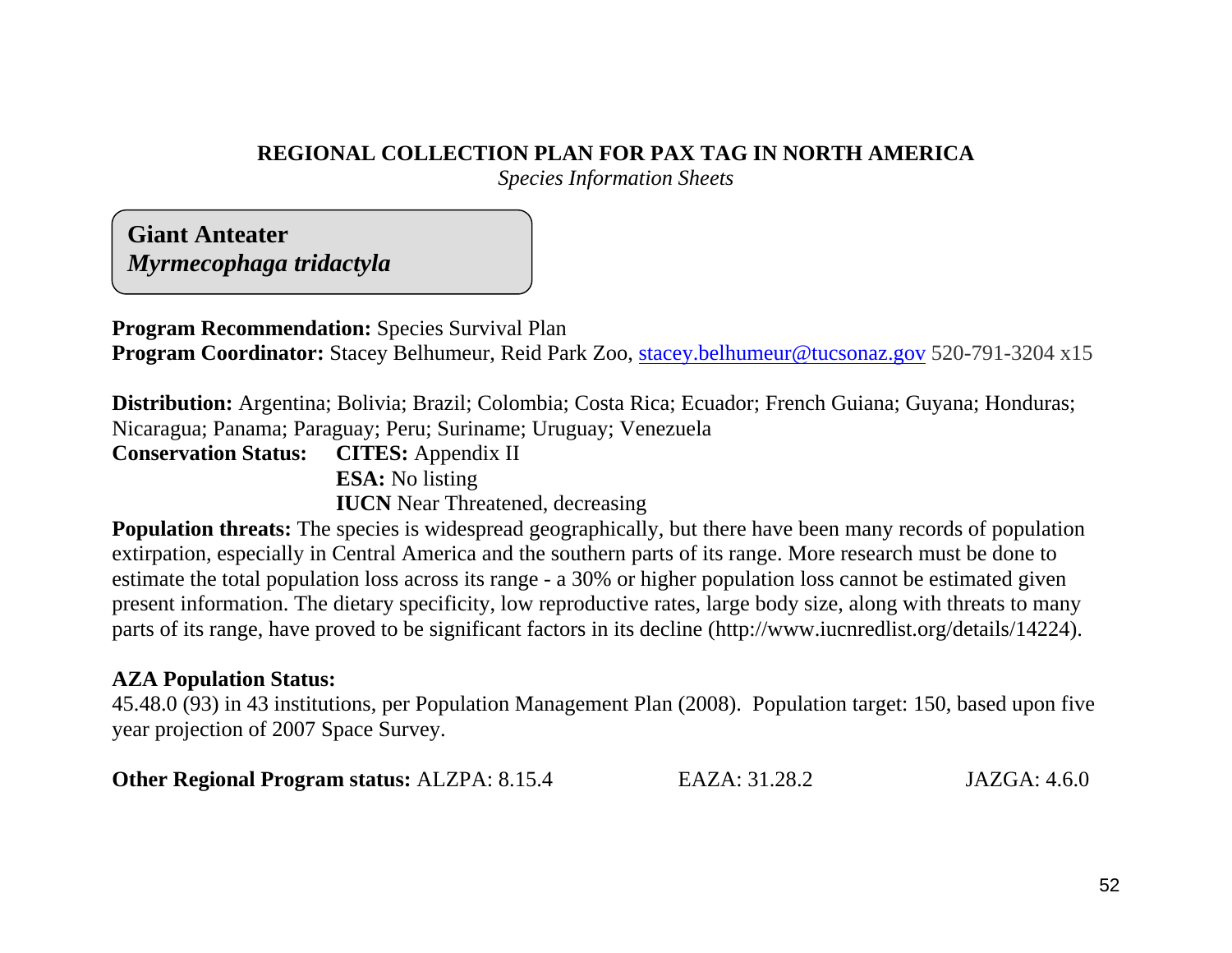**REGIONAL COLLECTION PLAN FOR PAX TAG IN NORTH AMERICA**

*Species Information Sheets*

## Giant Anteater
### *Myrmecophaga tridactyla*

**Program Recommendation:** Species Survival Plan
**Program Coordinator:** Stacey Belhumeur, Reid Park Zoo, stacey.belhumeur@tucsonaz.gov 520-791-3204 x15

**Distribution:** Argentina; Bolivia; Brazil; Colombia; Costa Rica; Ecuador; French Guiana; Guyana; Honduras; Nicaragua; Panama; Paraguay; Peru; Suriname; Uruguay; Venezuela

**Conservation Status:**
- **CITES:** Appendix II
- **ESA:** No listing
- **IUCN** Near Threatened, decreasing

**Population threats:** The species is widespread geographically, but there have been many records of population extirpation, especially in Central America and the southern parts of its range. More research must be done to estimate the total population loss across its range - a 30% or higher population loss cannot be estimated given present information. The dietary specificity, low reproductive rates, large body size, along with threats to many parts of its range, have proved to be significant factors in its decline (http://www.iucnredlist.org/details/14224).

**AZA Population Status:**
45.48.0 (93) in 43 institutions, per Population Management Plan (2008). Population target: 150, based upon five year projection of 2007 Space Survey.

**Other Regional Program status:** ALZPA: 8.15.4 EAZA: 31.28.2 JAZGA: 4.6.0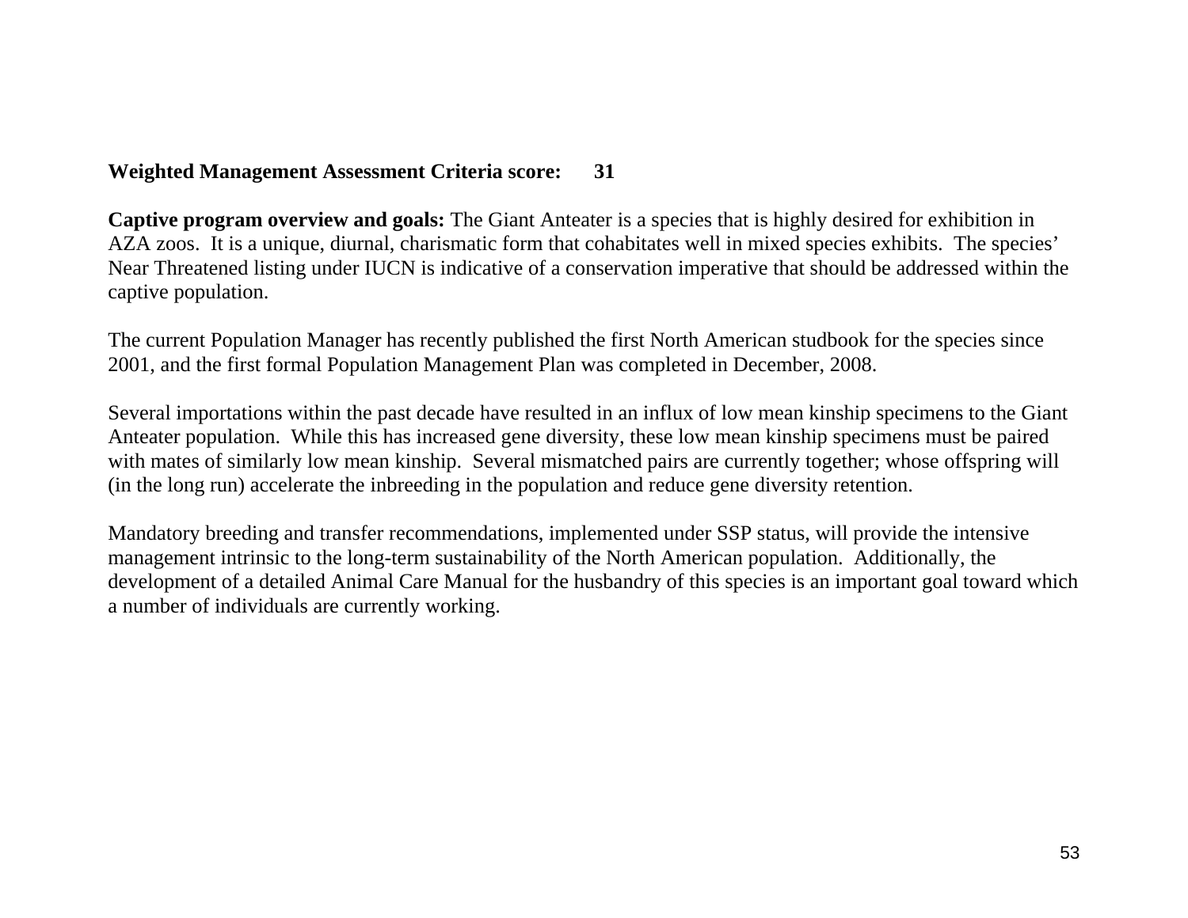**Weighted Management Assessment Criteria score: 31**

**Captive program overview and goals:** The Giant Anteater is a species that is highly desired for exhibition in AZA zoos. It is a unique, diurnal, charismatic form that cohabitates well in mixed species exhibits. The species' Near Threatened listing under IUCN is indicative of a conservation imperative that should be addressed within the captive population.

The current Population Manager has recently published the first North American studbook for the species since 2001, and the first formal Population Management Plan was completed in December, 2008.

Several importations within the past decade have resulted in an influx of low mean kinship specimens to the Giant Anteater population. While this has increased gene diversity, these low mean kinship specimens must be paired with mates of similarly low mean kinship. Several mismatched pairs are currently together; whose offspring will (in the long run) accelerate the inbreeding in the population and reduce gene diversity retention.

Mandatory breeding and transfer recommendations, implemented under SSP status, will provide the intensive management intrinsic to the long-term sustainability of the North American population. Additionally, the development of a detailed Animal Care Manual for the husbandry of this species is an important goal toward which a number of individuals are currently working.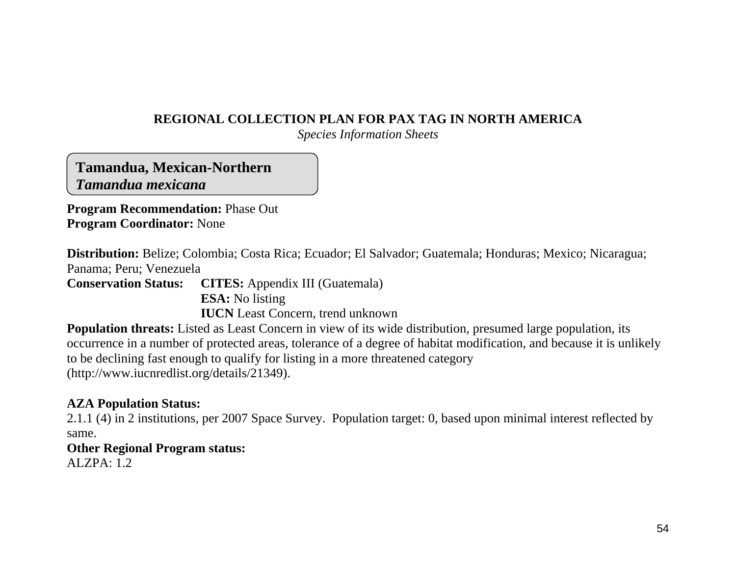**REGIONAL COLLECTION PLAN FOR PAX TAG IN NORTH AMERICA**

*Species Information Sheets*

## Tamandua, Mexican-Northern
### *Tamandua mexicana*

**Program Recommendation:** Phase Out
**Program Coordinator:** None

**Distribution:** Belize; Colombia; Costa Rica; Ecuador; El Salvador; Guatemala; Honduras; Mexico; Nicaragua; Panama; Peru; Venezuela

**Conservation Status:** **CITES:** Appendix III (Guatemala)
**ESA:** No listing
**IUCN** Least Concern, trend unknown

**Population threats:** Listed as Least Concern in view of its wide distribution, presumed large population, its occurrence in a number of protected areas, tolerance of a degree of habitat modification, and because it is unlikely to be declining fast enough to qualify for listing in a more threatened category (http://www.iucnredlist.org/details/21349).

**AZA Population Status:**
2.1.1 (4) in 2 institutions, per 2007 Space Survey. Population target: 0, based upon minimal interest reflected by same.

**Other Regional Program status:**
ALZPA: 1.2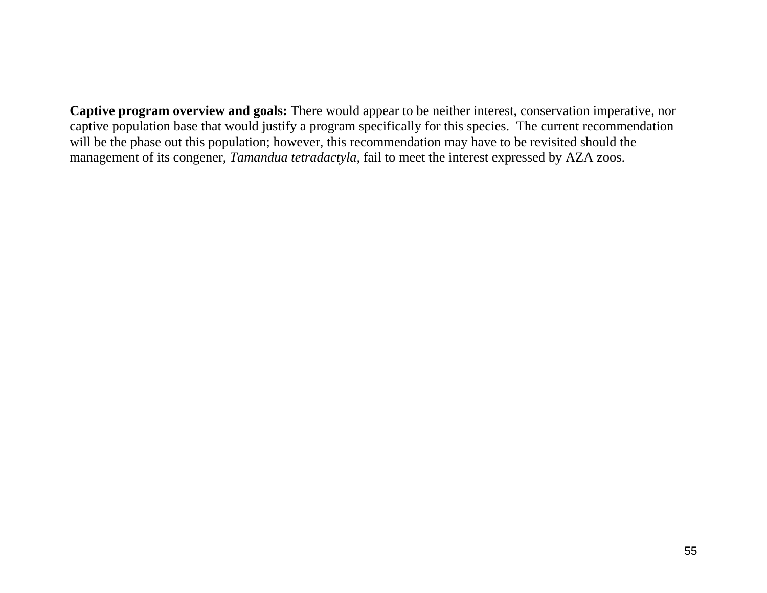**Captive program overview and goals:** There would appear to be neither interest, conservation imperative, nor captive population base that would justify a program specifically for this species.  The current recommendation will be the phase out this population; however, this recommendation may have to be revisited should the management of its congener, *Tamandua tetradactyla*, fail to meet the interest expressed by AZA zoos.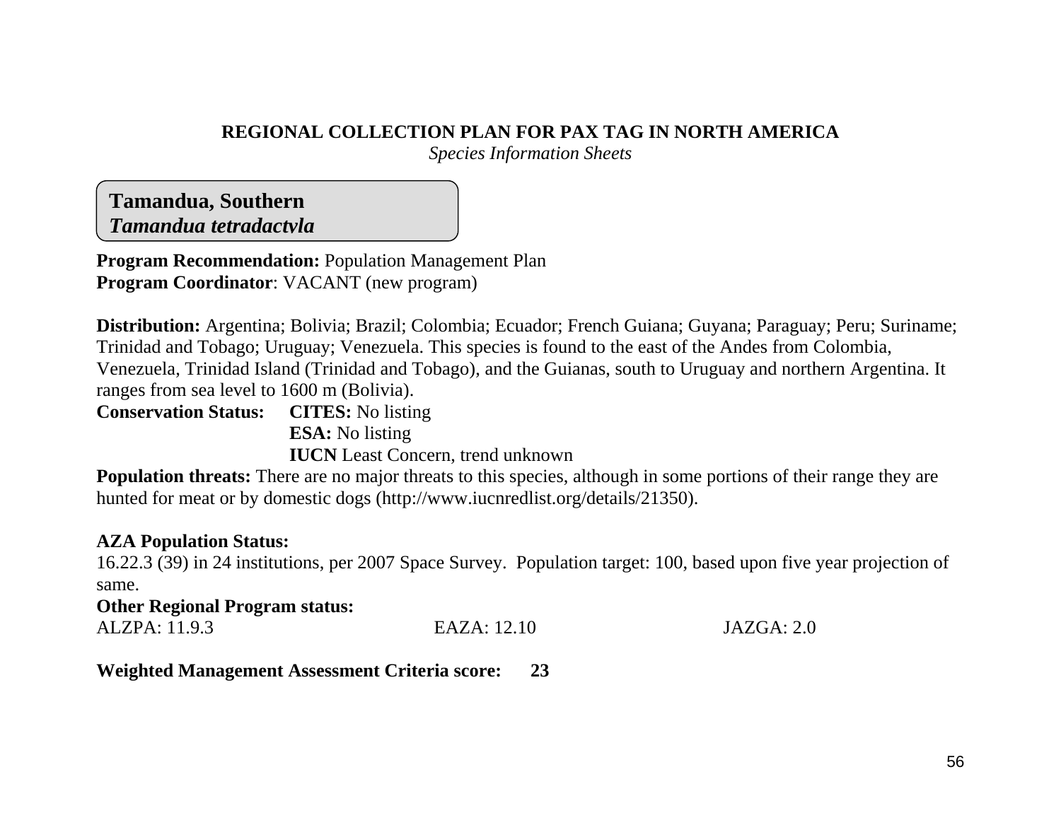**REGIONAL COLLECTION PLAN FOR PAX TAG IN NORTH AMERICA**

*Species Information Sheets*

## Tamandua, Southern
### *Tamandua tetradactyla*

**Program Recommendation:** Population Management Plan
**Program Coordinator**: VACANT (new program)

**Distribution:** Argentina; Bolivia; Brazil; Colombia; Ecuador; French Guiana; Guyana; Paraguay; Peru; Suriname; Trinidad and Tobago; Uruguay; Venezuela. This species is found to the east of the Andes from Colombia, Venezuela, Trinidad Island (Trinidad and Tobago), and the Guianas, south to Uruguay and northern Argentina. It ranges from sea level to 1600 m (Bolivia).

**Conservation Status:**
- **CITES:** No listing
- **ESA:** No listing
- **IUCN** Least Concern, trend unknown

**Population threats:** There are no major threats to this species, although in some portions of their range they are hunted for meat or by domestic dogs (http://www.iucnredlist.org/details/21350).

**AZA Population Status:**
16.22.3 (39) in 24 institutions, per 2007 Space Survey. Population target: 100, based upon five year projection of same.

**Other Regional Program status:**
ALZPA: 11.9.3 EAZA: 12.10 JAZGA: 2.0

**Weighted Management Assessment Criteria score: 23**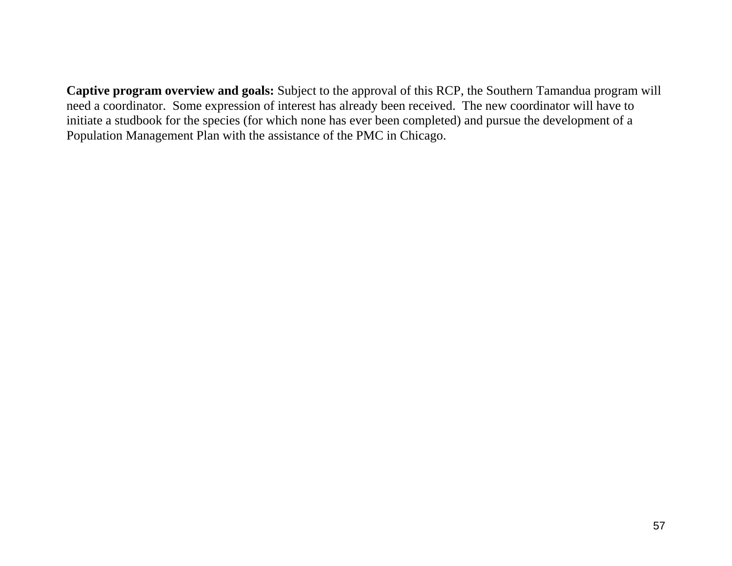**Captive program overview and goals:** Subject to the approval of this RCP, the Southern Tamandua program will need a coordinator. Some expression of interest has already been received. The new coordinator will have to initiate a studbook for the species (for which none has ever been completed) and pursue the development of a Population Management Plan with the assistance of the PMC in Chicago.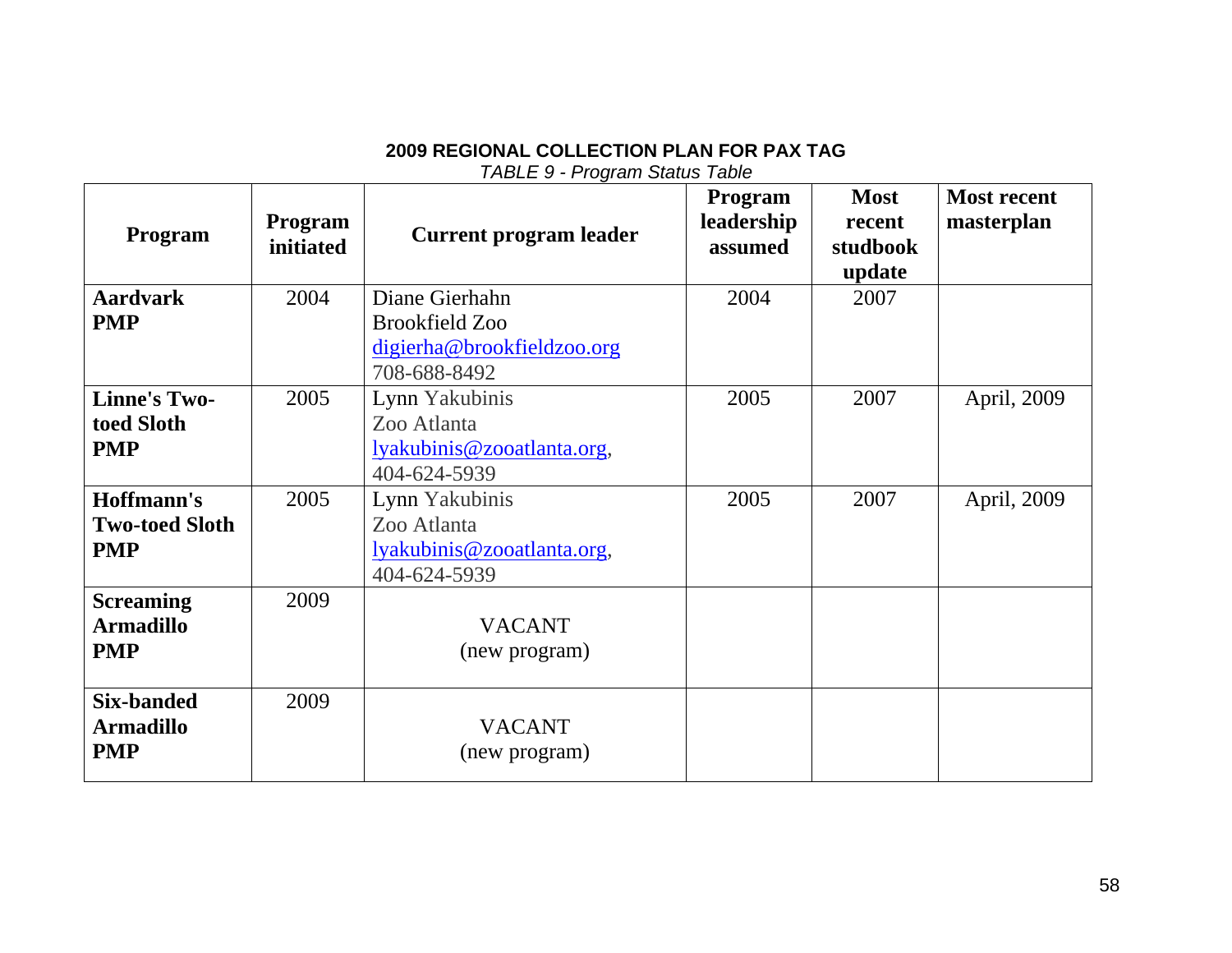**2009 REGIONAL COLLECTION PLAN FOR PAX TAG**

*TABLE 9 - Program Status Table*

| Program | Program initiated | Current program leader | Program leadership assumed | Most recent studbook update | Most recent masterplan |
|---|---|---|---|---|---|
| **Aardvark PMP** | 2004 | Diane Gierhahn<br>Brookfield Zoo<br>digierha@brookfieldzoo.org<br>708-688-8492 | 2004 | 2007 | |
| **Linne's Two-toed Sloth PMP** | 2005 | Lynn Yakubinis<br>Zoo Atlanta<br>lyakubinis@zooatlanta.org,<br>404-624-5939 | 2005 | 2007 | April, 2009 |
| **Hoffmann's Two-toed Sloth PMP** | 2005 | Lynn Yakubinis<br>Zoo Atlanta<br>lyakubinis@zooatlanta.org,<br>404-624-5939 | 2005 | 2007 | April, 2009 |
| **Screaming Armadillo PMP** | 2009 | VACANT<br>(new program) | | | |
| **Six-banded Armadillo PMP** | 2009 | VACANT<br>(new program) | | | |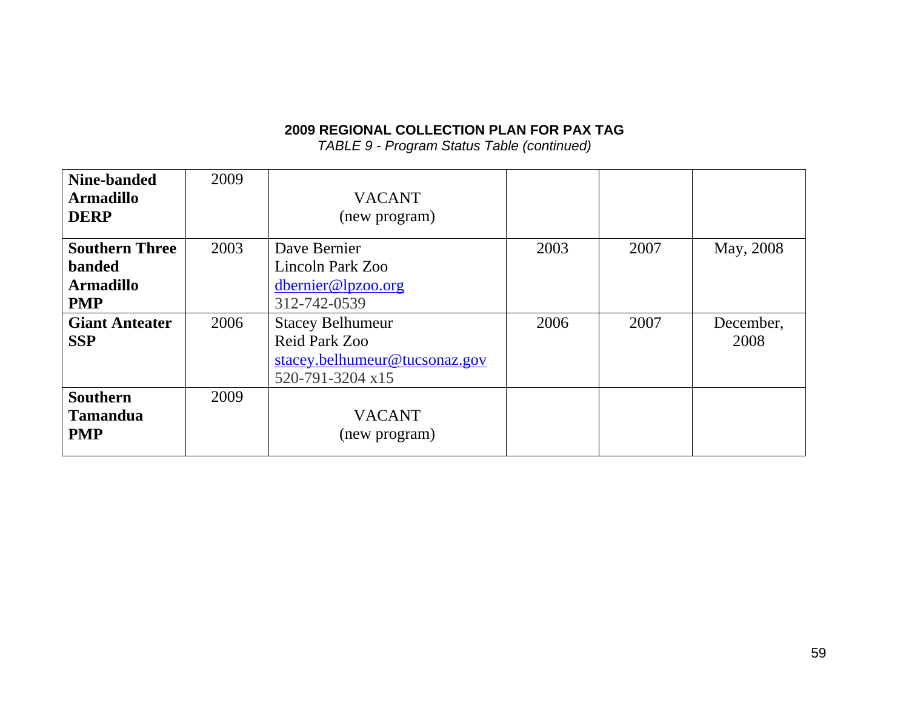**2009 REGIONAL COLLECTION PLAN FOR PAX TAG**

*TABLE 9 - Program Status Table (continued)*

| | | | | | |
|---|---|---|---|---|---|
| **Nine-banded Armadillo DERP** | 2009 | VACANT (new program) | | | |
| **Southern Three banded Armadillo PMP** | 2003 | Dave Bernier<br>Lincoln Park Zoo<br>dbernier@lpzoo.org<br>312-742-0539 | 2003 | 2007 | May, 2008 |
| **Giant Anteater SSP** | 2006 | Stacey Belhumeur<br>Reid Park Zoo<br>stacey.belhumeur@tucsonaz.gov<br>520-791-3204 x15 | 2006 | 2007 | December, 2008 |
| **Southern Tamandua PMP** | 2009 | VACANT (new program) | | | |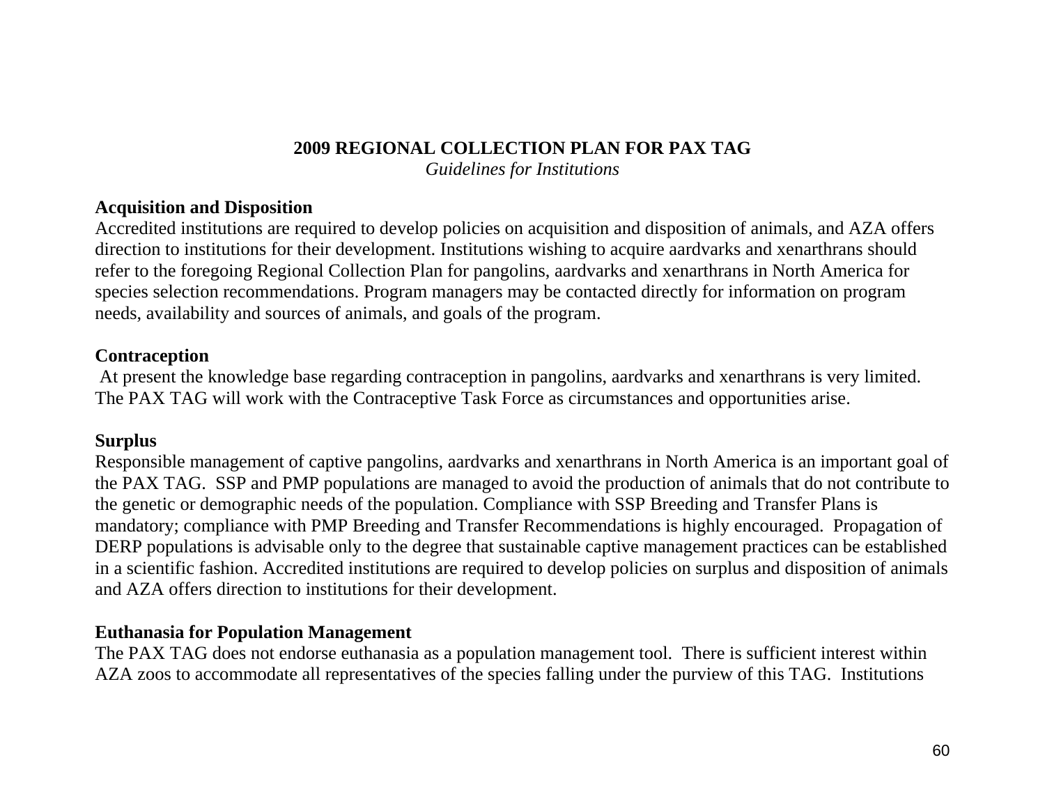**2009 REGIONAL COLLECTION PLAN FOR PAX TAG**

*Guidelines for Institutions*

**Acquisition and Disposition**

Accredited institutions are required to develop policies on acquisition and disposition of animals, and AZA offers direction to institutions for their development. Institutions wishing to acquire aardvarks and xenarthrans should refer to the foregoing Regional Collection Plan for pangolins, aardvarks and xenarthrans in North America for species selection recommendations. Program managers may be contacted directly for information on program needs, availability and sources of animals, and goals of the program.

**Contraception**

At present the knowledge base regarding contraception in pangolins, aardvarks and xenarthrans is very limited. The PAX TAG will work with the Contraceptive Task Force as circumstances and opportunities arise.

**Surplus**

Responsible management of captive pangolins, aardvarks and xenarthrans in North America is an important goal of the PAX TAG. SSP and PMP populations are managed to avoid the production of animals that do not contribute to the genetic or demographic needs of the population. Compliance with SSP Breeding and Transfer Plans is mandatory; compliance with PMP Breeding and Transfer Recommendations is highly encouraged. Propagation of DERP populations is advisable only to the degree that sustainable captive management practices can be established in a scientific fashion. Accredited institutions are required to develop policies on surplus and disposition of animals and AZA offers direction to institutions for their development.

**Euthanasia for Population Management**

The PAX TAG does not endorse euthanasia as a population management tool. There is sufficient interest within AZA zoos to accommodate all representatives of the species falling under the purview of this TAG. Institutions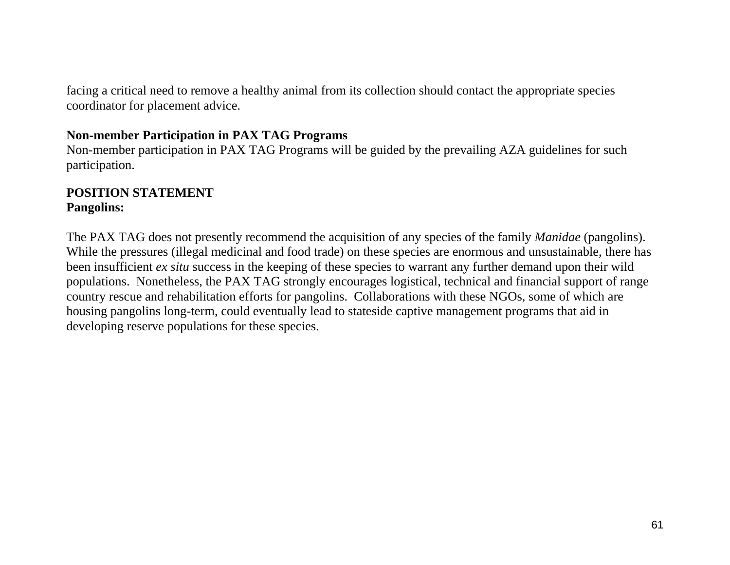facing a critical need to remove a healthy animal from its collection should contact the appropriate species coordinator for placement advice.

**Non-member Participation in PAX TAG Programs**

Non-member participation in PAX TAG Programs will be guided by the prevailing AZA guidelines for such participation.

**POSITION STATEMENT**

**Pangolins:**

The PAX TAG does not presently recommend the acquisition of any species of the family *Manidae* (pangolins). While the pressures (illegal medicinal and food trade) on these species are enormous and unsustainable, there has been insufficient *ex situ* success in the keeping of these species to warrant any further demand upon their wild populations. Nonetheless, the PAX TAG strongly encourages logistical, technical and financial support of range country rescue and rehabilitation efforts for pangolins. Collaborations with these NGOs, some of which are housing pangolins long-term, could eventually lead to stateside captive management programs that aid in developing reserve populations for these species.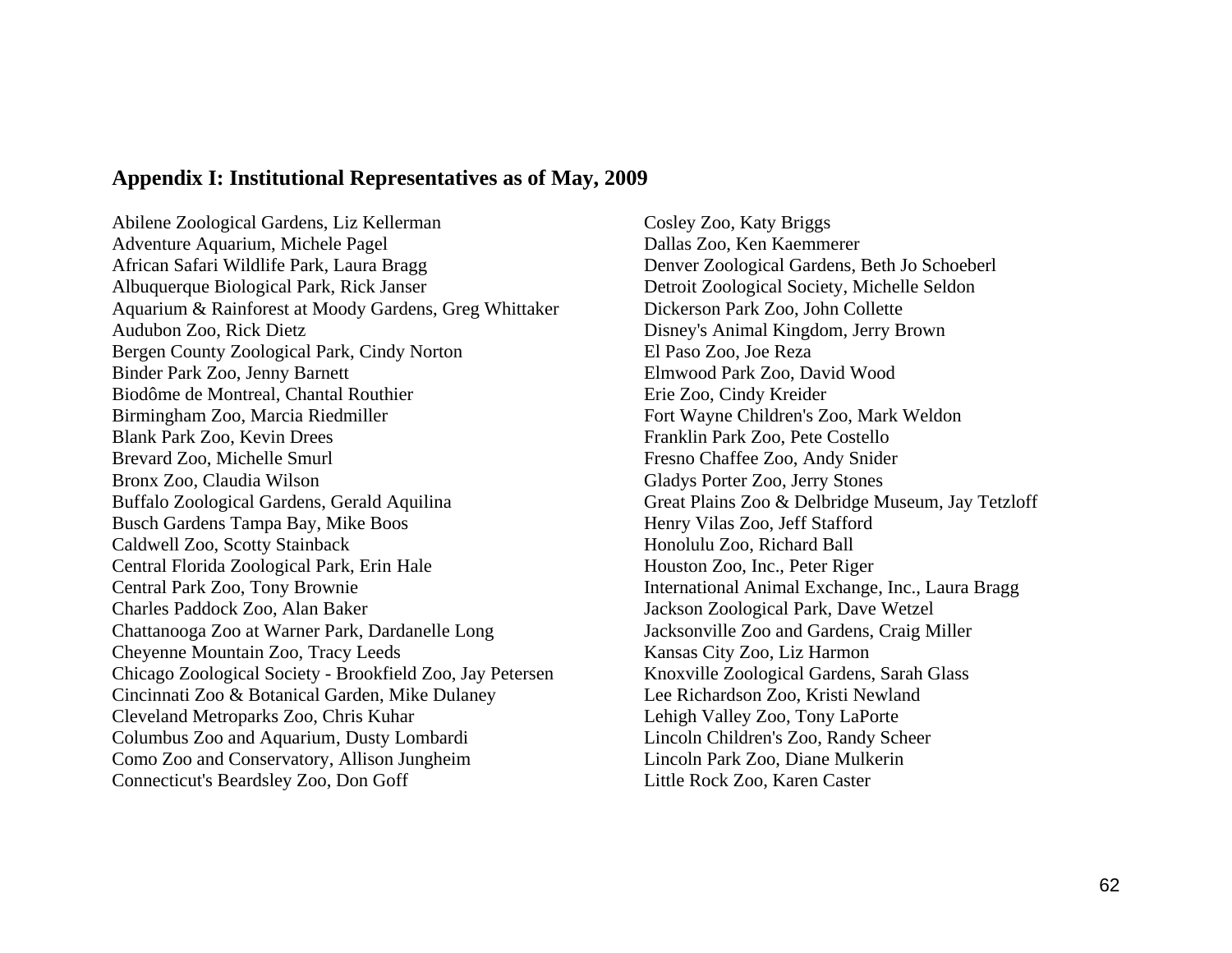## Appendix I: Institutional Representatives as of May, 2009

Abilene Zoological Gardens, Liz Kellerman
Adventure Aquarium, Michele Pagel
African Safari Wildlife Park, Laura Bragg
Albuquerque Biological Park, Rick Janser
Aquarium & Rainforest at Moody Gardens, Greg Whittaker
Audubon Zoo, Rick Dietz
Bergen County Zoological Park, Cindy Norton
Binder Park Zoo, Jenny Barnett
Biodôme de Montreal, Chantal Routhier
Birmingham Zoo, Marcia Riedmiller
Blank Park Zoo, Kevin Drees
Brevard Zoo, Michelle Smurl
Bronx Zoo, Claudia Wilson
Buffalo Zoological Gardens, Gerald Aquilina
Busch Gardens Tampa Bay, Mike Boos
Caldwell Zoo, Scotty Stainback
Central Florida Zoological Park, Erin Hale
Central Park Zoo, Tony Brownie
Charles Paddock Zoo, Alan Baker
Chattanooga Zoo at Warner Park, Dardanelle Long
Cheyenne Mountain Zoo, Tracy Leeds
Chicago Zoological Society - Brookfield Zoo, Jay Petersen
Cincinnati Zoo & Botanical Garden, Mike Dulaney
Cleveland Metroparks Zoo, Chris Kuhar
Columbus Zoo and Aquarium, Dusty Lombardi
Como Zoo and Conservatory, Allison Jungheim
Connecticut's Beardsley Zoo, Don Goff
Cosley Zoo, Katy Briggs
Dallas Zoo, Ken Kaemmerer
Denver Zoological Gardens, Beth Jo Schoeberl
Detroit Zoological Society, Michelle Seldon
Dickerson Park Zoo, John Collette
Disney's Animal Kingdom, Jerry Brown
El Paso Zoo, Joe Reza
Elmwood Park Zoo, David Wood
Erie Zoo, Cindy Kreider
Fort Wayne Children's Zoo, Mark Weldon
Franklin Park Zoo, Pete Costello
Fresno Chaffee Zoo, Andy Snider
Gladys Porter Zoo, Jerry Stones
Great Plains Zoo & Delbridge Museum, Jay Tetzloff
Henry Vilas Zoo, Jeff Stafford
Honolulu Zoo, Richard Ball
Houston Zoo, Inc., Peter Riger
International Animal Exchange, Inc., Laura Bragg
Jackson Zoological Park, Dave Wetzel
Jacksonville Zoo and Gardens, Craig Miller
Kansas City Zoo, Liz Harmon
Knoxville Zoological Gardens, Sarah Glass
Lee Richardson Zoo, Kristi Newland
Lehigh Valley Zoo, Tony LaPorte
Lincoln Children's Zoo, Randy Scheer
Lincoln Park Zoo, Diane Mulkerin
Little Rock Zoo, Karen Caster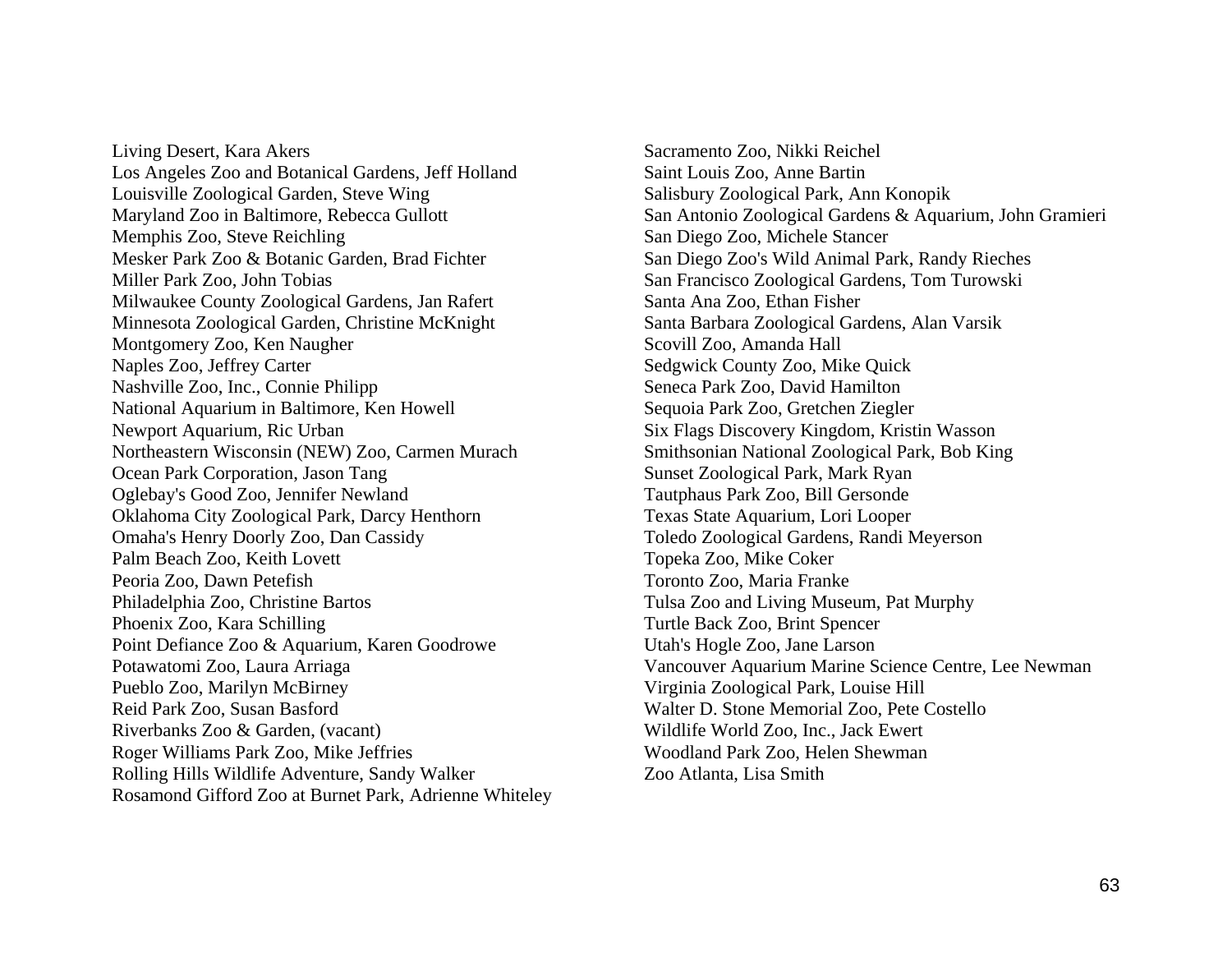Living Desert, Kara Akers
Los Angeles Zoo and Botanical Gardens, Jeff Holland
Louisville Zoological Garden, Steve Wing
Maryland Zoo in Baltimore, Rebecca Gullott
Memphis Zoo, Steve Reichling
Mesker Park Zoo & Botanic Garden, Brad Fichter
Miller Park Zoo, John Tobias
Milwaukee County Zoological Gardens, Jan Rafert
Minnesota Zoological Garden, Christine McKnight
Montgomery Zoo, Ken Naugher
Naples Zoo, Jeffrey Carter
Nashville Zoo, Inc., Connie Philipp
National Aquarium in Baltimore, Ken Howell
Newport Aquarium, Ric Urban
Northeastern Wisconsin (NEW) Zoo, Carmen Murach
Ocean Park Corporation, Jason Tang
Oglebay's Good Zoo, Jennifer Newland
Oklahoma City Zoological Park, Darcy Henthorn
Omaha's Henry Doorly Zoo, Dan Cassidy
Palm Beach Zoo, Keith Lovett
Peoria Zoo, Dawn Petefish
Philadelphia Zoo, Christine Bartos
Phoenix Zoo, Kara Schilling
Point Defiance Zoo & Aquarium, Karen Goodrowe
Potawatomi Zoo, Laura Arriaga
Pueblo Zoo, Marilyn McBirney
Reid Park Zoo, Susan Basford
Riverbanks Zoo & Garden, (vacant)
Roger Williams Park Zoo, Mike Jeffries
Rolling Hills Wildlife Adventure, Sandy Walker
Rosamond Gifford Zoo at Burnet Park, Adrienne Whiteley
Sacramento Zoo, Nikki Reichel
Saint Louis Zoo, Anne Bartin
Salisbury Zoological Park, Ann Konopik
San Antonio Zoological Gardens & Aquarium, John Gramieri
San Diego Zoo, Michele Stancer
San Diego Zoo's Wild Animal Park, Randy Rieches
San Francisco Zoological Gardens, Tom Turowski
Santa Ana Zoo, Ethan Fisher
Santa Barbara Zoological Gardens, Alan Varsik
Scovill Zoo, Amanda Hall
Sedgwick County Zoo, Mike Quick
Seneca Park Zoo, David Hamilton
Sequoia Park Zoo, Gretchen Ziegler
Six Flags Discovery Kingdom, Kristin Wasson
Smithsonian National Zoological Park, Bob King
Sunset Zoological Park, Mark Ryan
Tautphaus Park Zoo, Bill Gersonde
Texas State Aquarium, Lori Looper
Toledo Zoological Gardens, Randi Meyerson
Topeka Zoo, Mike Coker
Toronto Zoo, Maria Franke
Tulsa Zoo and Living Museum, Pat Murphy
Turtle Back Zoo, Brint Spencer
Utah's Hogle Zoo, Jane Larson
Vancouver Aquarium Marine Science Centre, Lee Newman
Virginia Zoological Park, Louise Hill
Walter D. Stone Memorial Zoo, Pete Costello
Wildlife World Zoo, Inc., Jack Ewert
Woodland Park Zoo, Helen Shewman
Zoo Atlanta, Lisa Smith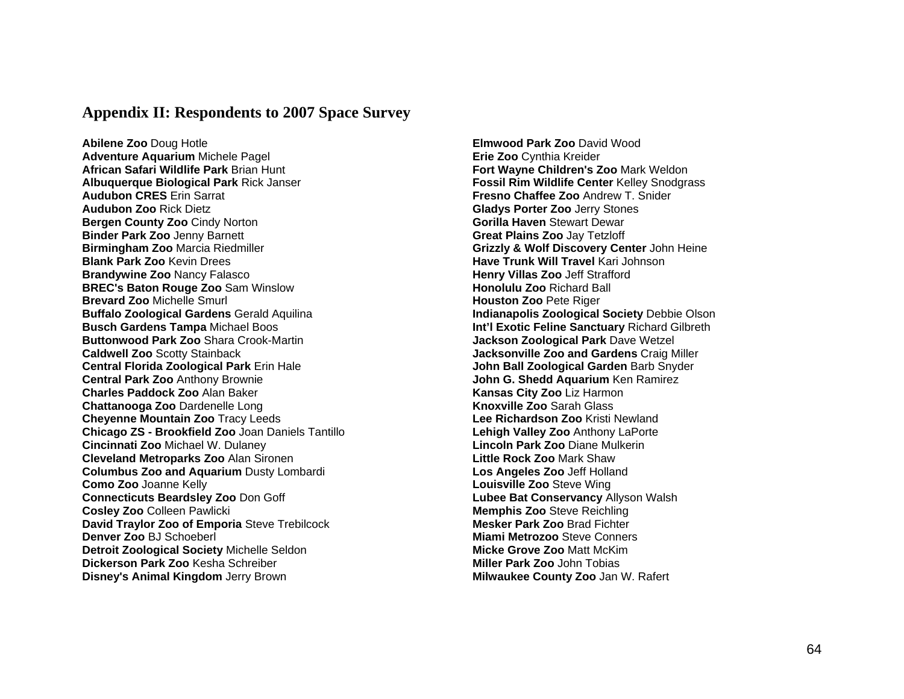## Appendix II: Respondents to 2007 Space Survey

**Abilene Zoo** Doug Hotle
**Adventure Aquarium** Michele Pagel
**African Safari Wildlife Park** Brian Hunt
**Albuquerque Biological Park** Rick Janser
**Audubon CRES** Erin Sarrat
**Audubon Zoo** Rick Dietz
**Bergen County Zoo** Cindy Norton
**Binder Park Zoo** Jenny Barnett
**Birmingham Zoo** Marcia Riedmiller
**Blank Park Zoo** Kevin Drees
**Brandywine Zoo** Nancy Falasco
**BREC's Baton Rouge Zoo** Sam Winslow
**Brevard Zoo** Michelle Smurl
**Buffalo Zoological Gardens** Gerald Aquilina
**Busch Gardens Tampa** Michael Boos
**Buttonwood Park Zoo** Shara Crook-Martin
**Caldwell Zoo** Scotty Stainback
**Central Florida Zoological Park** Erin Hale
**Central Park Zoo** Anthony Brownie
**Charles Paddock Zoo** Alan Baker
**Chattanooga Zoo** Dardenelle Long
**Cheyenne Mountain Zoo** Tracy Leeds
**Chicago ZS - Brookfield Zoo** Joan Daniels Tantillo
**Cincinnati Zoo** Michael W. Dulaney
**Cleveland Metroparks Zoo** Alan Sironen
**Columbus Zoo and Aquarium** Dusty Lombardi
**Como Zoo** Joanne Kelly
**Connecticuts Beardsley Zoo** Don Goff
**Cosley Zoo** Colleen Pawlicki
**David Traylor Zoo of Emporia** Steve Trebilcock
**Denver Zoo** BJ Schoeberl
**Detroit Zoological Society** Michelle Seldon
**Dickerson Park Zoo** Kesha Schreiber
**Disney's Animal Kingdom** Jerry Brown
**Elmwood Park Zoo** David Wood
**Erie Zoo** Cynthia Kreider
**Fort Wayne Children's Zoo** Mark Weldon
**Fossil Rim Wildlife Center** Kelley Snodgrass
**Fresno Chaffee Zoo** Andrew T. Snider
**Gladys Porter Zoo** Jerry Stones
**Gorilla Haven** Stewart Dewar
**Great Plains Zoo** Jay Tetzloff
**Grizzly & Wolf Discovery Center** John Heine
**Have Trunk Will Travel** Kari Johnson
**Henry Villas Zoo** Jeff Strafford
**Honolulu Zoo** Richard Ball
**Houston Zoo** Pete Riger
**Indianapolis Zoological Society** Debbie Olson
**Int'l Exotic Feline Sanctuary** Richard Gilbreth
**Jackson Zoological Park** Dave Wetzel
**Jacksonville Zoo and Gardens** Craig Miller
**John Ball Zoological Garden** Barb Snyder
**John G. Shedd Aquarium** Ken Ramirez
**Kansas City Zoo** Liz Harmon
**Knoxville Zoo** Sarah Glass
**Lee Richardson Zoo** Kristi Newland
**Lehigh Valley Zoo** Anthony LaPorte
**Lincoln Park Zoo** Diane Mulkerin
**Little Rock Zoo** Mark Shaw
**Los Angeles Zoo** Jeff Holland
**Louisville Zoo** Steve Wing
**Lubee Bat Conservancy** Allyson Walsh
**Memphis Zoo** Steve Reichling
**Mesker Park Zoo** Brad Fichter
**Miami Metrozoo** Steve Conners
**Micke Grove Zoo** Matt McKim
**Miller Park Zoo** John Tobias
**Milwaukee County Zoo** Jan W. Rafert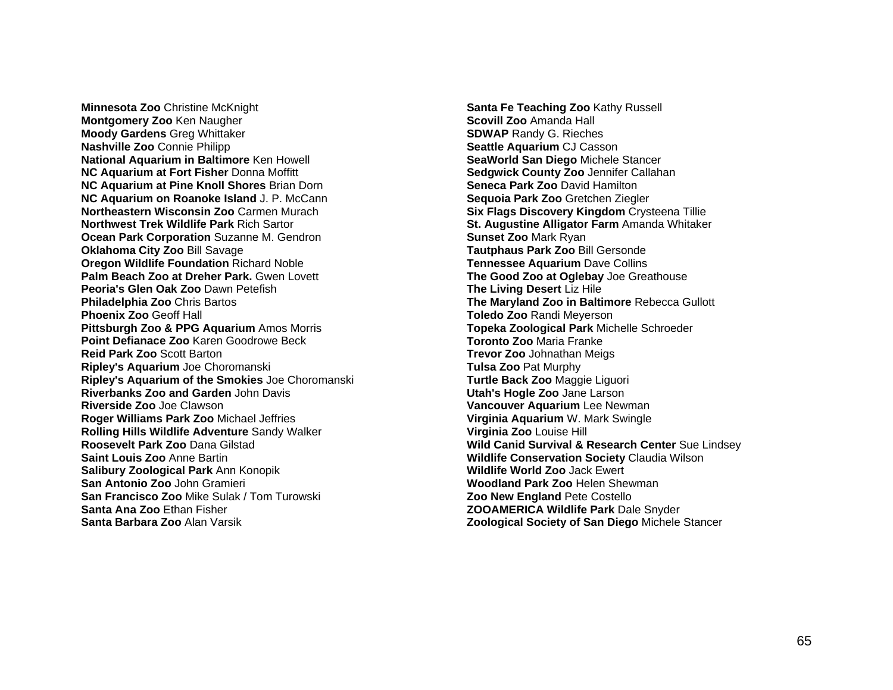**Minnesota Zoo** Christine McKnight
**Montgomery Zoo** Ken Naugher
**Moody Gardens** Greg Whittaker
**Nashville Zoo** Connie Philipp
**National Aquarium in Baltimore** Ken Howell
**NC Aquarium at Fort Fisher** Donna Moffitt
**NC Aquarium at Pine Knoll Shores** Brian Dorn
**NC Aquarium on Roanoke Island** J. P. McCann
**Northeastern Wisconsin Zoo** Carmen Murach
**Northwest Trek Wildlife Park** Rich Sartor
**Ocean Park Corporation** Suzanne M. Gendron
**Oklahoma City Zoo** Bill Savage
**Oregon Wildlife Foundation** Richard Noble
**Palm Beach Zoo at Dreher Park.** Gwen Lovett
**Peoria's Glen Oak Zoo** Dawn Petefish
**Philadelphia Zoo** Chris Bartos
**Phoenix Zoo** Geoff Hall
**Pittsburgh Zoo & PPG Aquarium** Amos Morris
**Point Defianace Zoo** Karen Goodrowe Beck
**Reid Park Zoo** Scott Barton
**Ripley's Aquarium** Joe Choromanski
**Ripley's Aquarium of the Smokies** Joe Choromanski
**Riverbanks Zoo and Garden** John Davis
**Riverside Zoo** Joe Clawson
**Roger Williams Park Zoo** Michael Jeffries
**Rolling Hills Wildlife Adventure** Sandy Walker
**Roosevelt Park Zoo** Dana Gilstad
**Saint Louis Zoo** Anne Bartin
**Salibury Zoological Park** Ann Konopik
**San Antonio Zoo** John Gramieri
**San Francisco Zoo** Mike Sulak / Tom Turowski
**Santa Ana Zoo** Ethan Fisher
**Santa Barbara Zoo** Alan Varsik
**Santa Fe Teaching Zoo** Kathy Russell
**Scovill Zoo** Amanda Hall
**SDWAP** Randy G. Rieches
**Seattle Aquarium** CJ Casson
**SeaWorld San Diego** Michele Stancer
**Sedgwick County Zoo** Jennifer Callahan
**Seneca Park Zoo** David Hamilton
**Sequoia Park Zoo** Gretchen Ziegler
**Six Flags Discovery Kingdom** Crysteena Tillie
**St. Augustine Alligator Farm** Amanda Whitaker
**Sunset Zoo** Mark Ryan
**Tautphaus Park Zoo** Bill Gersonde
**Tennessee Aquarium** Dave Collins
**The Good Zoo at Oglebay** Joe Greathouse
**The Living Desert** Liz Hile
**The Maryland Zoo in Baltimore** Rebecca Gullott
**Toledo Zoo** Randi Meyerson
**Topeka Zoological Park** Michelle Schroeder
**Toronto Zoo** Maria Franke
**Trevor Zoo** Johnathan Meigs
**Tulsa Zoo** Pat Murphy
**Turtle Back Zoo** Maggie Liguori
**Utah's Hogle Zoo** Jane Larson
**Vancouver Aquarium** Lee Newman
**Virginia Aquarium** W. Mark Swingle
**Virginia Zoo** Louise Hill
**Wild Canid Survival & Research Center** Sue Lindsey
**Wildlife Conservation Society** Claudia Wilson
**Wildlife World Zoo** Jack Ewert
**Woodland Park Zoo** Helen Shewman
**Zoo New England** Pete Costello
**ZOOAMERICA Wildlife Park** Dale Snyder
**Zoological Society of San Diego** Michele Stancer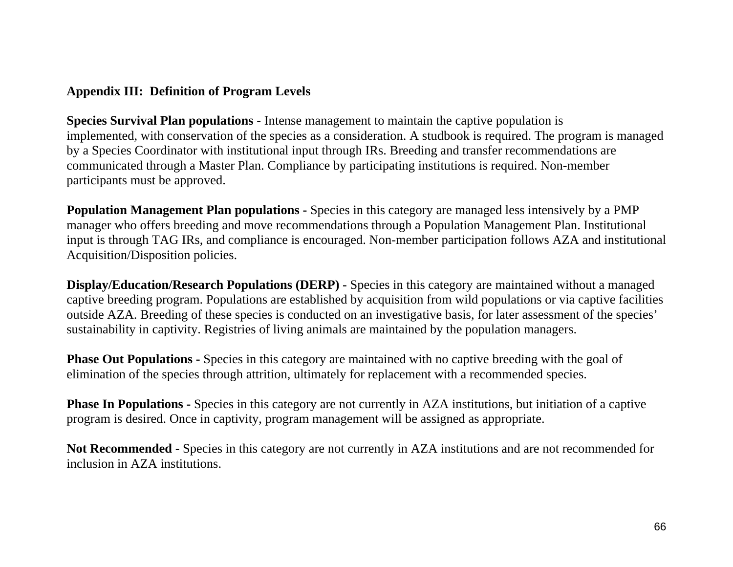**Appendix III: Definition of Program Levels**

**Species Survival Plan populations -** Intense management to maintain the captive population is implemented, with conservation of the species as a consideration. A studbook is required. The program is managed by a Species Coordinator with institutional input through IRs. Breeding and transfer recommendations are communicated through a Master Plan. Compliance by participating institutions is required. Non-member participants must be approved.

**Population Management Plan populations -** Species in this category are managed less intensively by a PMP manager who offers breeding and move recommendations through a Population Management Plan. Institutional input is through TAG IRs, and compliance is encouraged. Non-member participation follows AZA and institutional Acquisition/Disposition policies.

**Display/Education/Research Populations (DERP) -** Species in this category are maintained without a managed captive breeding program. Populations are established by acquisition from wild populations or via captive facilities outside AZA. Breeding of these species is conducted on an investigative basis, for later assessment of the species' sustainability in captivity. Registries of living animals are maintained by the population managers.

**Phase Out Populations -** Species in this category are maintained with no captive breeding with the goal of elimination of the species through attrition, ultimately for replacement with a recommended species.

**Phase In Populations -** Species in this category are not currently in AZA institutions, but initiation of a captive program is desired. Once in captivity, program management will be assigned as appropriate.

**Not Recommended -** Species in this category are not currently in AZA institutions and are not recommended for inclusion in AZA institutions.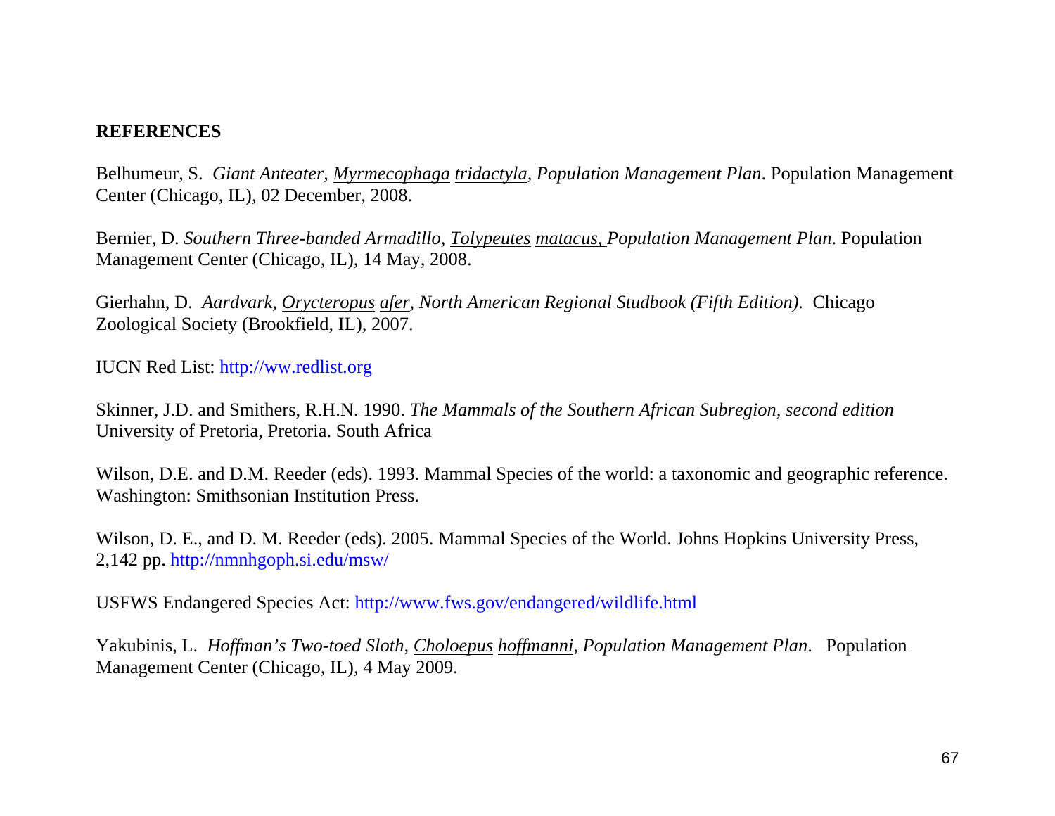## REFERENCES

Belhumeur, S. *Giant Anteater, Myrmecophaga tridactyla, Population Management Plan*. Population Management Center (Chicago, IL), 02 December, 2008.

Bernier, D. *Southern Three-banded Armadillo, Tolypeutes matacus, Population Management Plan*. Population Management Center (Chicago, IL), 14 May, 2008.

Gierhahn, D. *Aardvark, Orycteropus afer, North American Regional Studbook (Fifth Edition).* Chicago Zoological Society (Brookfield, IL), 2007.

IUCN Red List: http://ww.redlist.org

Skinner, J.D. and Smithers, R.H.N. 1990. *The Mammals of the Southern African Subregion, second edition* University of Pretoria, Pretoria. South Africa

Wilson, D.E. and D.M. Reeder (eds). 1993. Mammal Species of the world: a taxonomic and geographic reference. Washington: Smithsonian Institution Press.

Wilson, D. E., and D. M. Reeder (eds). 2005. Mammal Species of the World. Johns Hopkins University Press, 2,142 pp. http://nmnhgoph.si.edu/msw/

USFWS Endangered Species Act: http://www.fws.gov/endangered/wildlife.html

Yakubinis, L. *Hoffman's Two-toed Sloth, Choloepus hoffmanni, Population Management Plan*. Population Management Center (Chicago, IL), 4 May 2009.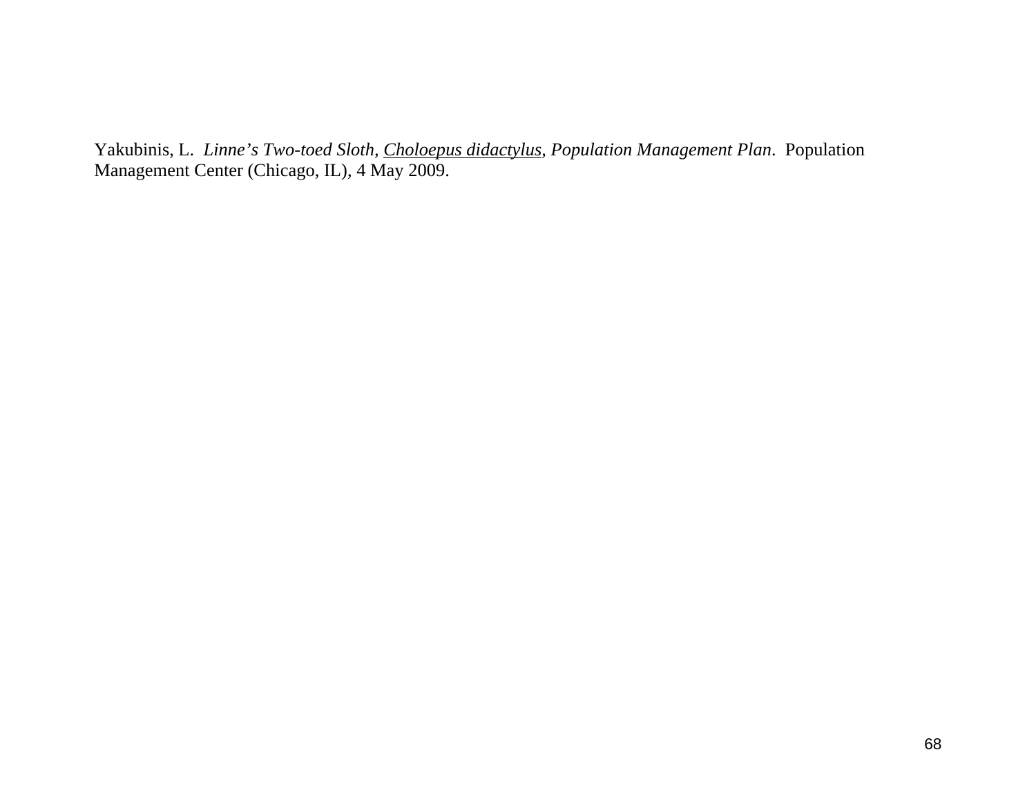Yakubinis, L. *Linne's Two-toed Sloth, <u>Choloepus didactylus</u>, Population Management Plan*. Population Management Center (Chicago, IL), 4 May 2009.